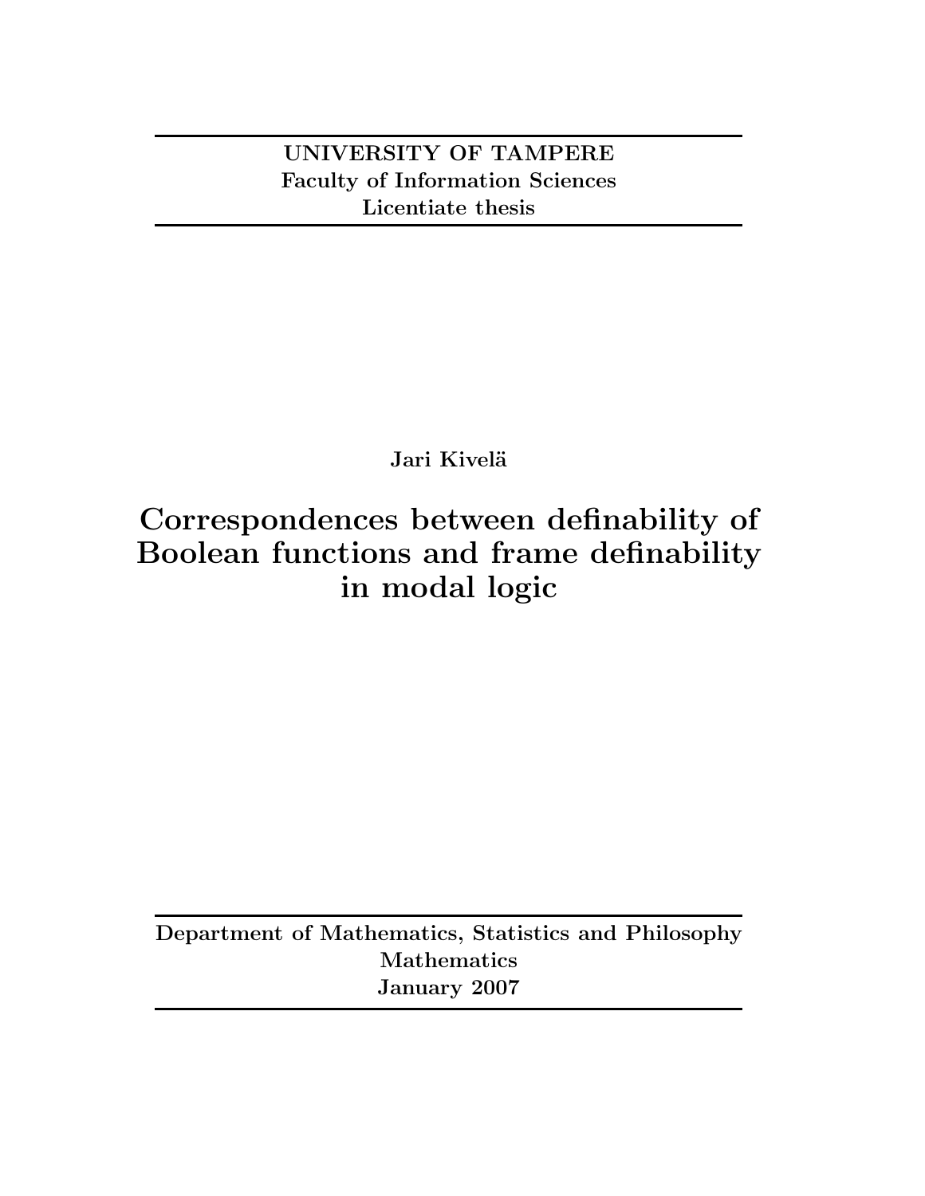**UNIVERSITY OF TAMPERE**
**Faculty of Information Sciences**
**Licentiate thesis**

**Jari Kivelä**

# Correspondences between definability of Boolean functions and frame definability in modal logic

**Department of Mathematics, Statistics and Philosophy**
**Mathematics**
**January 2007**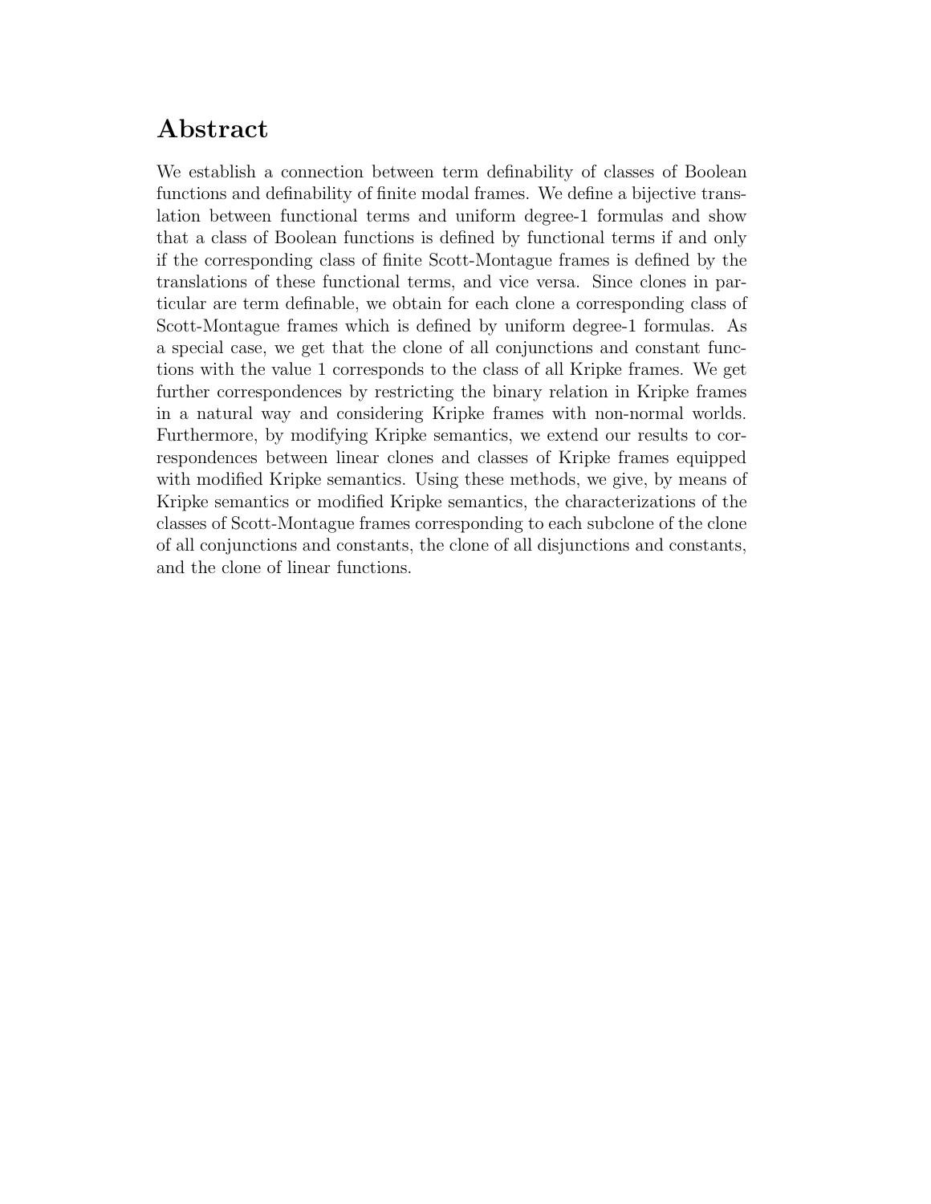## Abstract

We establish a connection between term definability of classes of Boolean functions and definability of finite modal frames. We define a bijective translation between functional terms and uniform degree-1 formulas and show that a class of Boolean functions is defined by functional terms if and only if the corresponding class of finite Scott-Montague frames is defined by the translations of these functional terms, and vice versa. Since clones in particular are term definable, we obtain for each clone a corresponding class of Scott-Montague frames which is defined by uniform degree-1 formulas. As a special case, we get that the clone of all conjunctions and constant functions with the value 1 corresponds to the class of all Kripke frames. We get further correspondences by restricting the binary relation in Kripke frames in a natural way and considering Kripke frames with non-normal worlds. Furthermore, by modifying Kripke semantics, we extend our results to correspondences between linear clones and classes of Kripke frames equipped with modified Kripke semantics. Using these methods, we give, by means of Kripke semantics or modified Kripke semantics, the characterizations of the classes of Scott-Montague frames corresponding to each subclone of the clone of all conjunctions and constants, the clone of all disjunctions and constants, and the clone of linear functions.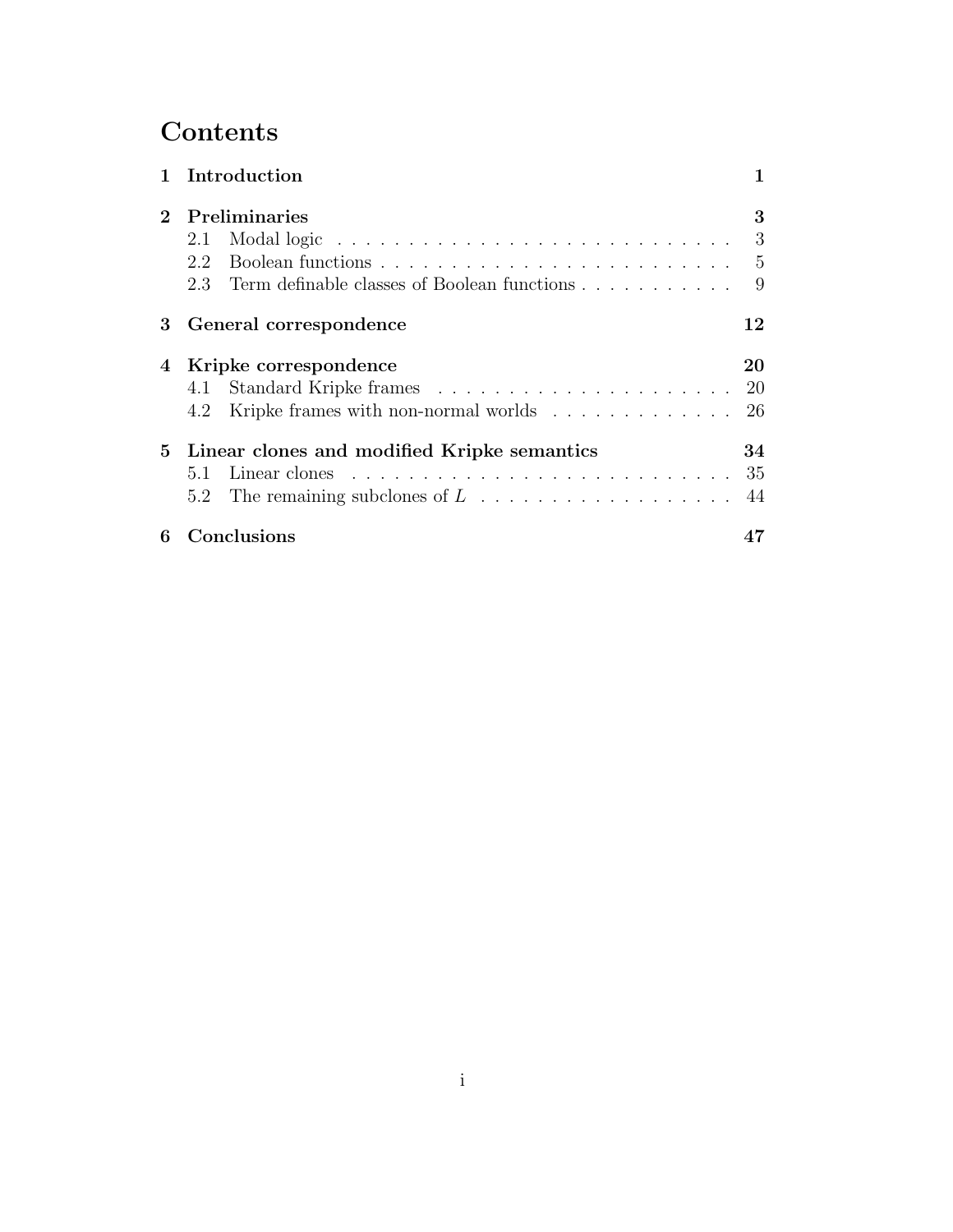# Contents

| | | |
|---|---|---|
| **1** | **Introduction** | **1** |
| **2** | **Preliminaries** | **3** |
| 2.1 | Modal logic | 3 |
| 2.2 | Boolean functions | 5 |
| 2.3 | Term definable classes of Boolean functions | 9 |
| **3** | **General correspondence** | **12** |
| **4** | **Kripke correspondence** | **20** |
| 4.1 | Standard Kripke frames | 20 |
| 4.2 | Kripke frames with non-normal worlds | 26 |
| **5** | **Linear clones and modified Kripke semantics** | **34** |
| 5.1 | Linear clones | 35 |
| 5.2 | The remaining subclones of $L$ | 44 |
| **6** | **Conclusions** | **47** |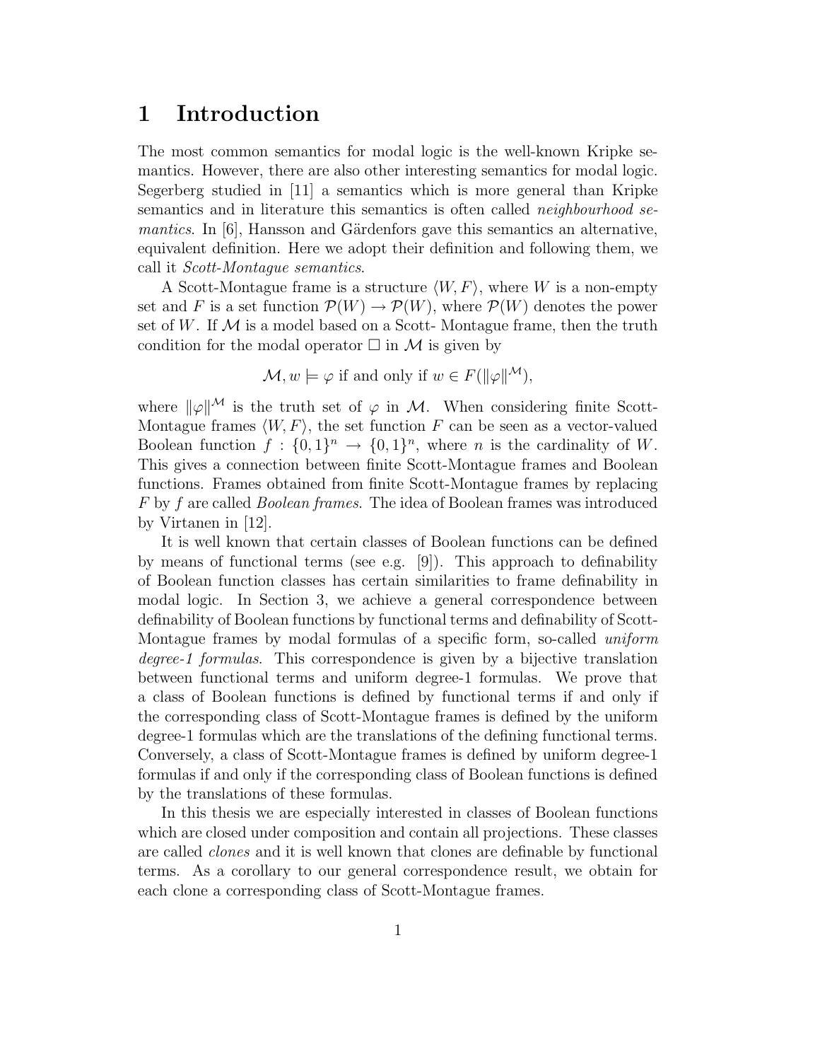# 1 Introduction

The most common semantics for modal logic is the well-known Kripke semantics. However, there are also other interesting semantics for modal logic. Segerberg studied in [11] a semantics which is more general than Kripke semantics and in literature this semantics is often called *neighbourhood semantics*. In [6], Hansson and Gärdenfors gave this semantics an alternative, equivalent definition. Here we adopt their definition and following them, we call it *Scott-Montague semantics*.

A Scott-Montague frame is a structure $\langle W, F \rangle$, where $W$ is a non-empty set and $F$ is a set function $\mathcal{P}(W) \to \mathcal{P}(W)$, where $\mathcal{P}(W)$ denotes the power set of $W$. If $\mathcal{M}$ is a model based on a Scott- Montague frame, then the truth condition for the modal operator $\Box$ in $\mathcal{M}$ is given by

$$\mathcal{M}, w \models \varphi \text{ if and only if } w \in F(\|\varphi\|^{\mathcal{M}}),$$

where $\|\varphi\|^{\mathcal{M}}$ is the truth set of $\varphi$ in $\mathcal{M}$. When considering finite Scott-Montague frames $\langle W, F \rangle$, the set function $F$ can be seen as a vector-valued Boolean function $f : \{0,1\}^n \to \{0,1\}^n$, where $n$ is the cardinality of $W$. This gives a connection between finite Scott-Montague frames and Boolean functions. Frames obtained from finite Scott-Montague frames by replacing $F$ by $f$ are called *Boolean frames*. The idea of Boolean frames was introduced by Virtanen in [12].

It is well known that certain classes of Boolean functions can be defined by means of functional terms (see e.g. [9]). This approach to definability of Boolean function classes has certain similarities to frame definability in modal logic. In Section 3, we achieve a general correspondence between definability of Boolean functions by functional terms and definability of Scott-Montague frames by modal formulas of a specific form, so-called *uniform degree-1 formulas*. This correspondence is given by a bijective translation between functional terms and uniform degree-1 formulas. We prove that a class of Boolean functions is defined by functional terms if and only if the corresponding class of Scott-Montague frames is defined by the uniform degree-1 formulas which are the translations of the defining functional terms. Conversely, a class of Scott-Montague frames is defined by uniform degree-1 formulas if and only if the corresponding class of Boolean functions is defined by the translations of these formulas.

In this thesis we are especially interested in classes of Boolean functions which are closed under composition and contain all projections. These classes are called *clones* and it is well known that clones are definable by functional terms. As a corollary to our general correspondence result, we obtain for each clone a corresponding class of Scott-Montague frames.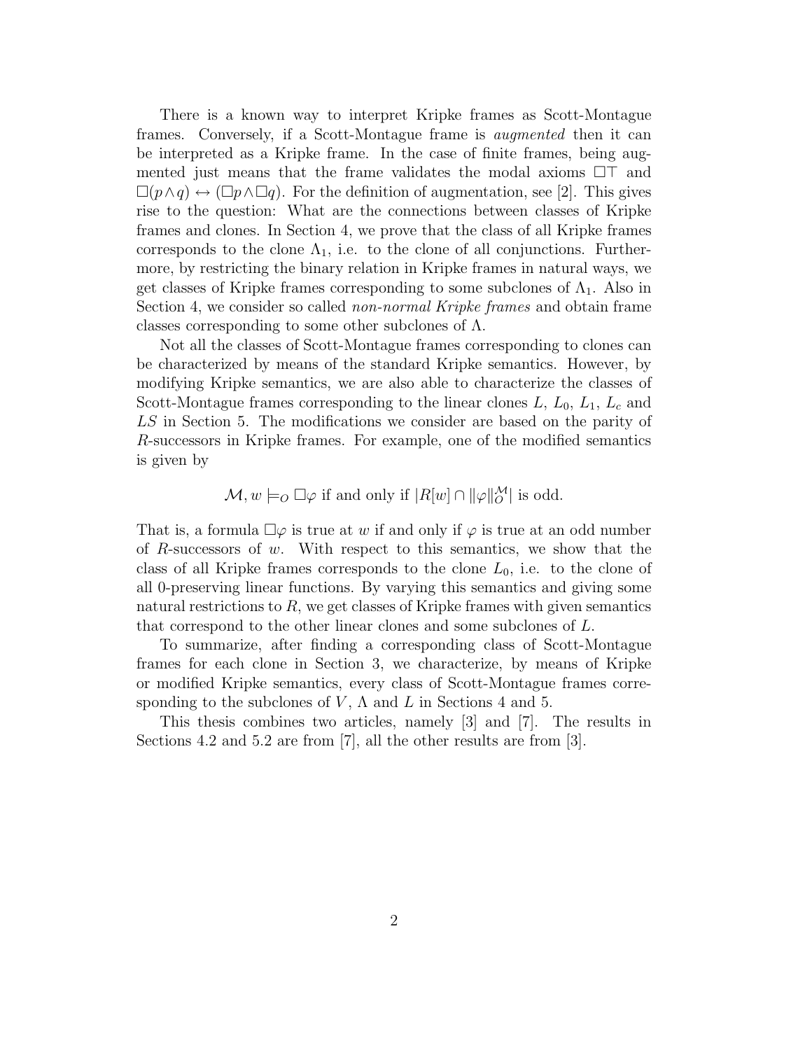There is a known way to interpret Kripke frames as Scott-Montague frames. Conversely, if a Scott-Montague frame is *augmented* then it can be interpreted as a Kripke frame. In the case of finite frames, being augmented just means that the frame validates the modal axioms $\Box\top$ and $\Box(p \wedge q) \leftrightarrow (\Box p \wedge \Box q)$. For the definition of augmentation, see [2]. This gives rise to the question: What are the connections between classes of Kripke frames and clones. In Section 4, we prove that the class of all Kripke frames corresponds to the clone $\Lambda_1$, i.e. to the clone of all conjunctions. Furthermore, by restricting the binary relation in Kripke frames in natural ways, we get classes of Kripke frames corresponding to some subclones of $\Lambda_1$. Also in Section 4, we consider so called *non-normal Kripke frames* and obtain frame classes corresponding to some other subclones of $\Lambda$.

Not all the classes of Scott-Montague frames corresponding to clones can be characterized by means of the standard Kripke semantics. However, by modifying Kripke semantics, we are also able to characterize the classes of Scott-Montague frames corresponding to the linear clones $L$, $L_0$, $L_1$, $L_c$ and $LS$ in Section 5. The modifications we consider are based on the parity of $R$-successors in Kripke frames. For example, one of the modified semantics is given by

$$\mathcal{M}, w \models_O \Box\varphi \text{ if and only if } |R[w] \cap \|\varphi\|^{\mathcal{M}}_O| \text{ is odd.}$$

That is, a formula $\Box\varphi$ is true at $w$ if and only if $\varphi$ is true at an odd number of $R$-successors of $w$. With respect to this semantics, we show that the class of all Kripke frames corresponds to the clone $L_0$, i.e. to the clone of all 0-preserving linear functions. By varying this semantics and giving some natural restrictions to $R$, we get classes of Kripke frames with given semantics that correspond to the other linear clones and some subclones of $L$.

To summarize, after finding a corresponding class of Scott-Montague frames for each clone in Section 3, we characterize, by means of Kripke or modified Kripke semantics, every class of Scott-Montague frames corresponding to the subclones of $V$, $\Lambda$ and $L$ in Sections 4 and 5.

This thesis combines two articles, namely [3] and [7]. The results in Sections 4.2 and 5.2 are from [7], all the other results are from [3].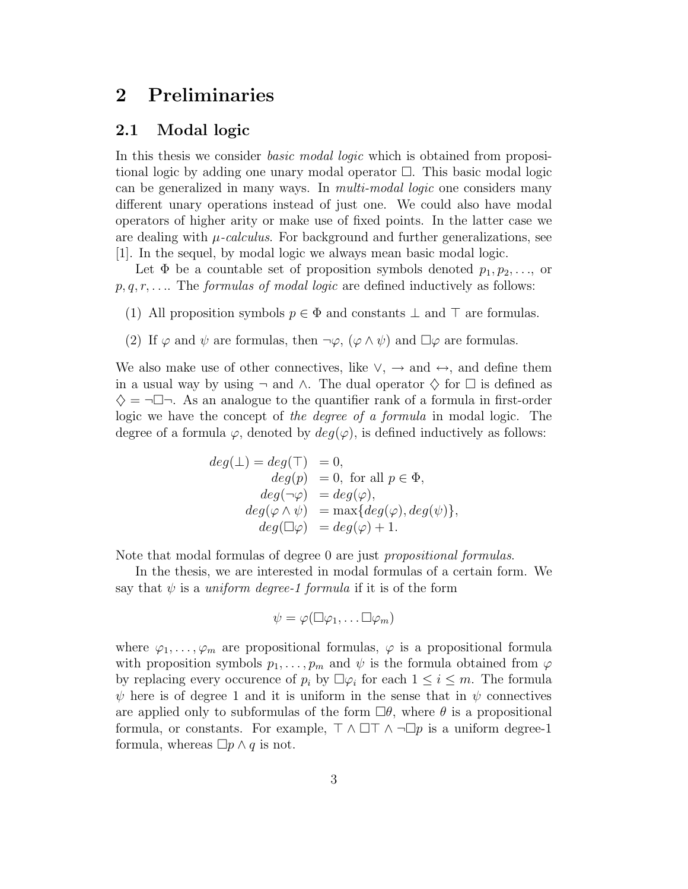# 2 Preliminaries

## 2.1 Modal logic

In this thesis we consider *basic modal logic* which is obtained from propositional logic by adding one unary modal operator $\Box$. This basic modal logic can be generalized in many ways. In *multi-modal logic* one considers many different unary operations instead of just one. We could also have modal operators of higher arity or make use of fixed points. In the latter case we are dealing with *$\mu$-calculus*. For background and further generalizations, see [1]. In the sequel, by modal logic we always mean basic modal logic.

Let $\Phi$ be a countable set of proposition symbols denoted $p_1, p_2, \ldots$, or $p, q, r, \ldots$. The *formulas of modal logic* are defined inductively as follows:

(1) All proposition symbols $p \in \Phi$ and constants $\bot$ and $\top$ are formulas.

(2) If $\varphi$ and $\psi$ are formulas, then $\neg\varphi$, $(\varphi \wedge \psi)$ and $\Box\varphi$ are formulas.

We also make use of other connectives, like $\vee$, $\rightarrow$ and $\leftrightarrow$, and define them in a usual way by using $\neg$ and $\wedge$. The dual operator $\Diamond$ for $\Box$ is defined as $\Diamond = \neg\Box\neg$. As an analogue to the quantifier rank of a formula in first-order logic we have the concept of *the degree of a formula* in modal logic. The degree of a formula $\varphi$, denoted by $deg(\varphi)$, is defined inductively as follows:

$$
\begin{aligned}
deg(\bot) = deg(\top) &= 0, \\
deg(p) &= 0, \text{ for all } p \in \Phi, \\
deg(\neg\varphi) &= deg(\varphi), \\
deg(\varphi \wedge \psi) &= \max\{deg(\varphi), deg(\psi)\}, \\
deg(\Box\varphi) &= deg(\varphi) + 1.
\end{aligned}
$$

Note that modal formulas of degree 0 are just *propositional formulas*.

In the thesis, we are interested in modal formulas of a certain form. We say that $\psi$ is a *uniform degree-1 formula* if it is of the form

$$\psi = \varphi(\Box\varphi_1, \ldots \Box\varphi_m)$$

where $\varphi_1, \ldots, \varphi_m$ are propositional formulas, $\varphi$ is a propositional formula with proposition symbols $p_1, \ldots, p_m$ and $\psi$ is the formula obtained from $\varphi$ by replacing every occurence of $p_i$ by $\Box\varphi_i$ for each $1 \leq i \leq m$. The formula $\psi$ here is of degree 1 and it is uniform in the sense that in $\psi$ connectives are applied only to subformulas of the form $\Box\theta$, where $\theta$ is a propositional formula, or constants. For example, $\top \wedge \Box\top \wedge \neg\Box p$ is a uniform degree-1 formula, whereas $\Box p \wedge q$ is not.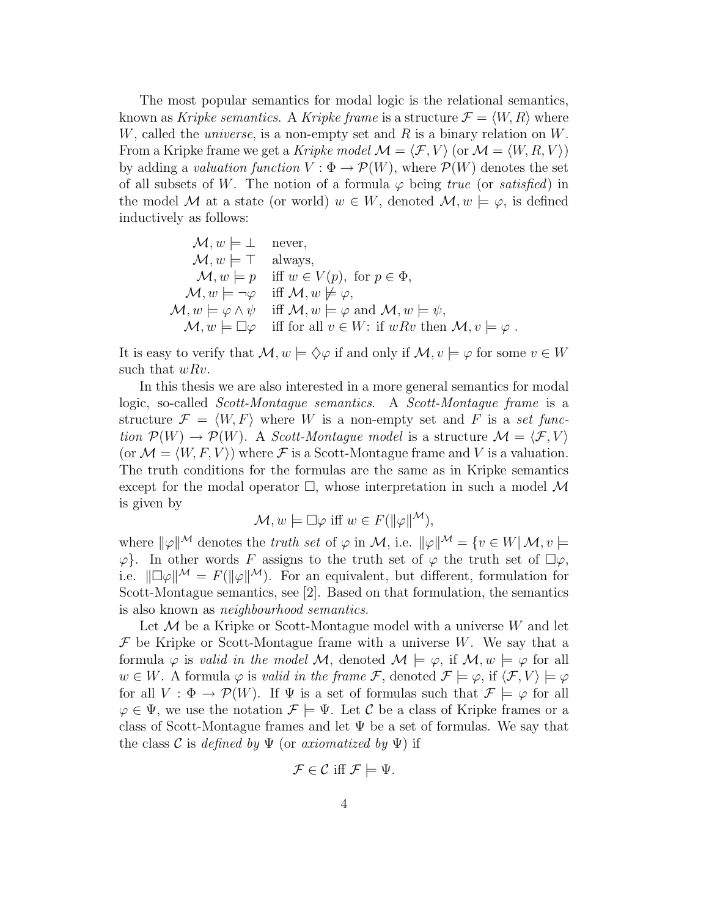The most popular semantics for modal logic is the relational semantics, known as *Kripke semantics*. A *Kripke frame* is a structure $\mathcal{F} = \langle W, R \rangle$ where $W$, called the *universe*, is a non-empty set and $R$ is a binary relation on $W$. From a Kripke frame we get a *Kripke model* $\mathcal{M} = \langle \mathcal{F}, V \rangle$ (or $\mathcal{M} = \langle W, R, V \rangle$) by adding a *valuation function* $V : \Phi \to \mathcal{P}(W)$, where $\mathcal{P}(W)$ denotes the set of all subsets of $W$. The notion of a formula $\varphi$ being *true* (or *satisfied*) in the model $\mathcal{M}$ at a state (or world) $w \in W$, denoted $\mathcal{M}, w \models \varphi$, is defined inductively as follows:

$$
\begin{array}{rl}
\mathcal{M}, w \models \bot & \text{never,} \\
\mathcal{M}, w \models \top & \text{always,} \\
\mathcal{M}, w \models p & \text{iff } w \in V(p), \text{ for } p \in \Phi, \\
\mathcal{M}, w \models \neg\varphi & \text{iff } \mathcal{M}, w \not\models \varphi, \\
\mathcal{M}, w \models \varphi \wedge \psi & \text{iff } \mathcal{M}, w \models \varphi \text{ and } \mathcal{M}, w \models \psi, \\
\mathcal{M}, w \models \Box\varphi & \text{iff for all } v \in W\text{: if } wRv \text{ then } \mathcal{M}, v \models \varphi \ .
\end{array}
$$

It is easy to verify that $\mathcal{M}, w \models \Diamond\varphi$ if and only if $\mathcal{M}, v \models \varphi$ for some $v \in W$ such that $wRv$.

In this thesis we are also interested in a more general semantics for modal logic, so-called *Scott-Montague semantics*. A *Scott-Montague frame* is a structure $\mathcal{F} = \langle W, F \rangle$ where $W$ is a non-empty set and $F$ is a *set function* $\mathcal{P}(W) \to \mathcal{P}(W)$. A *Scott-Montague model* is a structure $\mathcal{M} = \langle \mathcal{F}, V \rangle$ (or $\mathcal{M} = \langle W, F, V \rangle$) where $\mathcal{F}$ is a Scott-Montague frame and $V$ is a valuation. The truth conditions for the formulas are the same as in Kripke semantics except for the modal operator $\Box$, whose interpretation in such a model $\mathcal{M}$ is given by

$$\mathcal{M}, w \models \Box\varphi \text{ iff } w \in F(\|\varphi\|^{\mathcal{M}}),$$

where $\|\varphi\|^{\mathcal{M}}$ denotes the *truth set* of $\varphi$ in $\mathcal{M}$, i.e. $\|\varphi\|^{\mathcal{M}} = \{v \in W \,|\, \mathcal{M}, v \models \varphi\}$. In other words $F$ assigns to the truth set of $\varphi$ the truth set of $\Box\varphi$, i.e. $\|\Box\varphi\|^{\mathcal{M}} = F(\|\varphi\|^{\mathcal{M}})$. For an equivalent, but different, formulation for Scott-Montague semantics, see [2]. Based on that formulation, the semantics is also known as *neighbourhood semantics*.

Let $\mathcal{M}$ be a Kripke or Scott-Montague model with a universe $W$ and let $\mathcal{F}$ be Kripke or Scott-Montague frame with a universe $W$. We say that a formula $\varphi$ is *valid in the model* $\mathcal{M}$, denoted $\mathcal{M} \models \varphi$, if $\mathcal{M}, w \models \varphi$ for all $w \in W$. A formula $\varphi$ is *valid in the frame* $\mathcal{F}$, denoted $\mathcal{F} \models \varphi$, if $\langle \mathcal{F}, V \rangle \models \varphi$ for all $V : \Phi \to \mathcal{P}(W)$. If $\Psi$ is a set of formulas such that $\mathcal{F} \models \varphi$ for all $\varphi \in \Psi$, we use the notation $\mathcal{F} \models \Psi$. Let $\mathcal{C}$ be a class of Kripke frames or a class of Scott-Montague frames and let $\Psi$ be a set of formulas. We say that the class $\mathcal{C}$ is *defined by* $\Psi$ (or *axiomatized by* $\Psi$) if

$$\mathcal{F} \in \mathcal{C} \text{ iff } \mathcal{F} \models \Psi.$$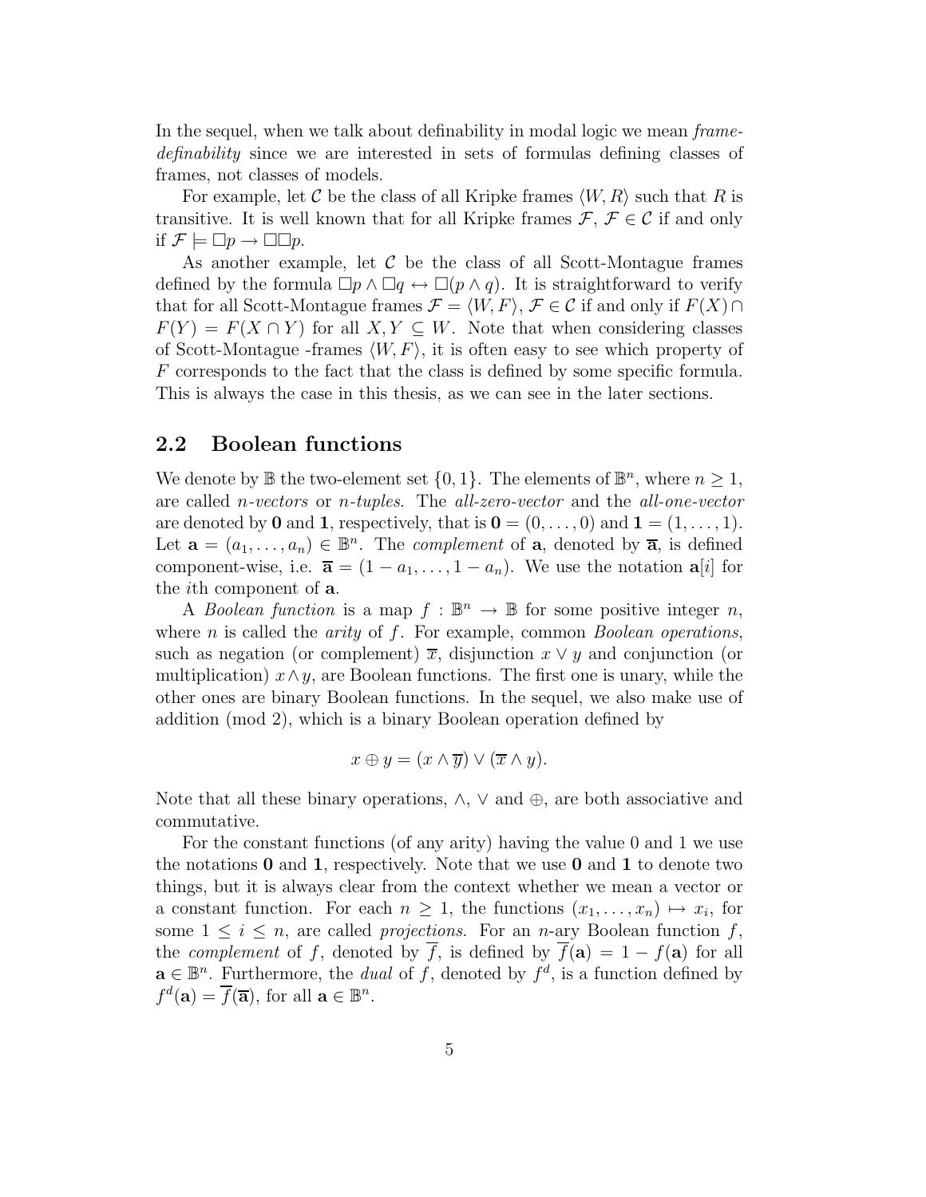In the sequel, when we talk about definability in modal logic we mean *frame-definability* since we are interested in sets of formulas defining classes of frames, not classes of models.

For example, let $\mathcal{C}$ be the class of all Kripke frames $\langle W, R \rangle$ such that $R$ is transitive. It is well known that for all Kripke frames $\mathcal{F}$, $\mathcal{F} \in \mathcal{C}$ if and only if $\mathcal{F} \models \Box p \to \Box\Box p$.

As another example, let $\mathcal{C}$ be the class of all Scott-Montague frames defined by the formula $\Box p \wedge \Box q \leftrightarrow \Box(p \wedge q)$. It is straightforward to verify that for all Scott-Montague frames $\mathcal{F} = \langle W, F \rangle$, $\mathcal{F} \in \mathcal{C}$ if and only if $F(X) \cap F(Y) = F(X \cap Y)$ for all $X, Y \subseteq W$. Note that when considering classes of Scott-Montague -frames $\langle W, F \rangle$, it is often easy to see which property of $F$ corresponds to the fact that the class is defined by some specific formula. This is always the case in this thesis, as we can see in the later sections.

## 2.2 Boolean functions

We denote by $\mathbb{B}$ the two-element set $\{0, 1\}$. The elements of $\mathbb{B}^n$, where $n \geq 1$, are called *n-vectors* or *n-tuples*. The *all-zero-vector* and the *all-one-vector* are denoted by $\mathbf{0}$ and $\mathbf{1}$, respectively, that is $\mathbf{0} = (0, \ldots, 0)$ and $\mathbf{1} = (1, \ldots, 1)$. Let $\mathbf{a} = (a_1, \ldots, a_n) \in \mathbb{B}^n$. The *complement* of $\mathbf{a}$, denoted by $\overline{\mathbf{a}}$, is defined component-wise, i.e. $\overline{\mathbf{a}} = (1 - a_1, \ldots, 1 - a_n)$. We use the notation $\mathbf{a}[i]$ for the $i$th component of $\mathbf{a}$.

A *Boolean function* is a map $f : \mathbb{B}^n \to \mathbb{B}$ for some positive integer $n$, where $n$ is called the *arity* of $f$. For example, common *Boolean operations*, such as negation (or complement) $\overline{x}$, disjunction $x \vee y$ and conjunction (or multiplication) $x \wedge y$, are Boolean functions. The first one is unary, while the other ones are binary Boolean functions. In the sequel, we also make use of addition (mod 2), which is a binary Boolean operation defined by

$$x \oplus y = (x \wedge \overline{y}) \vee (\overline{x} \wedge y).$$

Note that all these binary operations, $\wedge$, $\vee$ and $\oplus$, are both associative and commutative.

For the constant functions (of any arity) having the value 0 and 1 we use the notations $\mathbf{0}$ and $\mathbf{1}$, respectively. Note that we use $\mathbf{0}$ and $\mathbf{1}$ to denote two things, but it is always clear from the context whether we mean a vector or a constant function. For each $n \geq 1$, the functions $(x_1, \ldots, x_n) \mapsto x_i$, for some $1 \leq i \leq n$, are called *projections*. For an $n$-ary Boolean function $f$, the *complement* of $f$, denoted by $\overline{f}$, is defined by $\overline{f}(\mathbf{a}) = 1 - f(\mathbf{a})$ for all $\mathbf{a} \in \mathbb{B}^n$. Furthermore, the *dual* of $f$, denoted by $f^d$, is a function defined by $f^d(\mathbf{a}) = \overline{f}(\overline{\mathbf{a}})$, for all $\mathbf{a} \in \mathbb{B}^n$.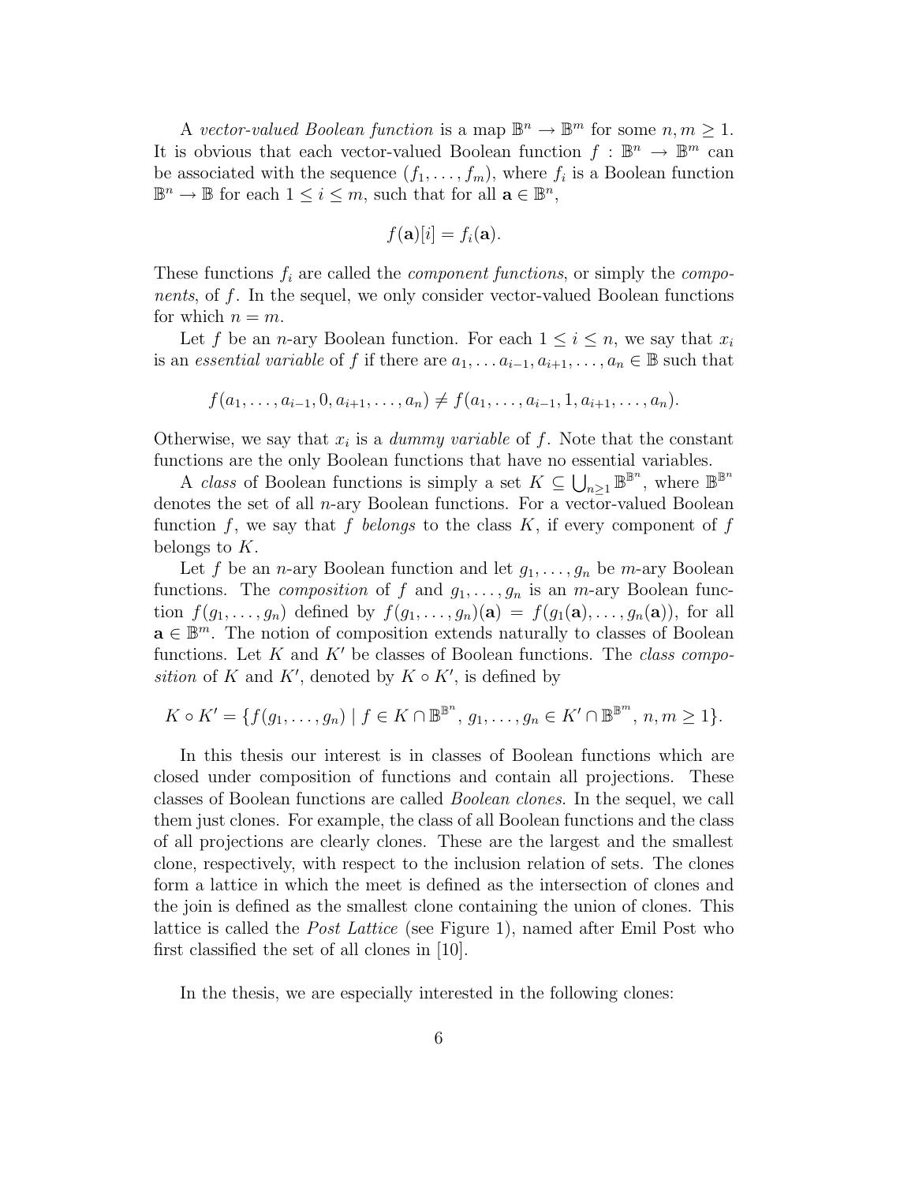A *vector-valued Boolean function* is a map $\mathbb{B}^n \to \mathbb{B}^m$ for some $n, m \geq 1$. It is obvious that each vector-valued Boolean function $f : \mathbb{B}^n \to \mathbb{B}^m$ can be associated with the sequence $(f_1, \ldots, f_m)$, where $f_i$ is a Boolean function $\mathbb{B}^n \to \mathbb{B}$ for each $1 \leq i \leq m$, such that for all $\mathbf{a} \in \mathbb{B}^n$,

$$f(\mathbf{a})[i] = f_i(\mathbf{a}).$$

These functions $f_i$ are called the *component functions*, or simply the *components*, of $f$. In the sequel, we only consider vector-valued Boolean functions for which $n = m$.

Let $f$ be an $n$-ary Boolean function. For each $1 \leq i \leq n$, we say that $x_i$ is an *essential variable* of $f$ if there are $a_1, \ldots a_{i-1}, a_{i+1}, \ldots, a_n \in \mathbb{B}$ such that

$$f(a_1, \ldots, a_{i-1}, 0, a_{i+1}, \ldots, a_n) \neq f(a_1, \ldots, a_{i-1}, 1, a_{i+1}, \ldots, a_n).$$

Otherwise, we say that $x_i$ is a *dummy variable* of $f$. Note that the constant functions are the only Boolean functions that have no essential variables.

A *class* of Boolean functions is simply a set $K \subseteq \bigcup_{n \geq 1} \mathbb{B}^{\mathbb{B}^n}$, where $\mathbb{B}^{\mathbb{B}^n}$ denotes the set of all $n$-ary Boolean functions. For a vector-valued Boolean function $f$, we say that $f$ *belongs* to the class $K$, if every component of $f$ belongs to $K$.

Let $f$ be an $n$-ary Boolean function and let $g_1, \ldots, g_n$ be $m$-ary Boolean functions. The *composition* of $f$ and $g_1, \ldots, g_n$ is an $m$-ary Boolean function $f(g_1, \ldots, g_n)$ defined by $f(g_1, \ldots, g_n)(\mathbf{a}) = f(g_1(\mathbf{a}), \ldots, g_n(\mathbf{a}))$, for all $\mathbf{a} \in \mathbb{B}^m$. The notion of composition extends naturally to classes of Boolean functions. Let $K$ and $K'$ be classes of Boolean functions. The *class composition* of $K$ and $K'$, denoted by $K \circ K'$, is defined by

$$K \circ K' = \{f(g_1, \ldots, g_n) \mid f \in K \cap \mathbb{B}^{\mathbb{B}^n},\, g_1, \ldots, g_n \in K' \cap \mathbb{B}^{\mathbb{B}^m},\, n, m \geq 1\}.$$

In this thesis our interest is in classes of Boolean functions which are closed under composition of functions and contain all projections. These classes of Boolean functions are called *Boolean clones*. In the sequel, we call them just clones. For example, the class of all Boolean functions and the class of all projections are clearly clones. These are the largest and the smallest clone, respectively, with respect to the inclusion relation of sets. The clones form a lattice in which the meet is defined as the intersection of clones and the join is defined as the smallest clone containing the union of clones. This lattice is called the *Post Lattice* (see Figure 1), named after Emil Post who first classified the set of all clones in [10].

In the thesis, we are especially interested in the following clones: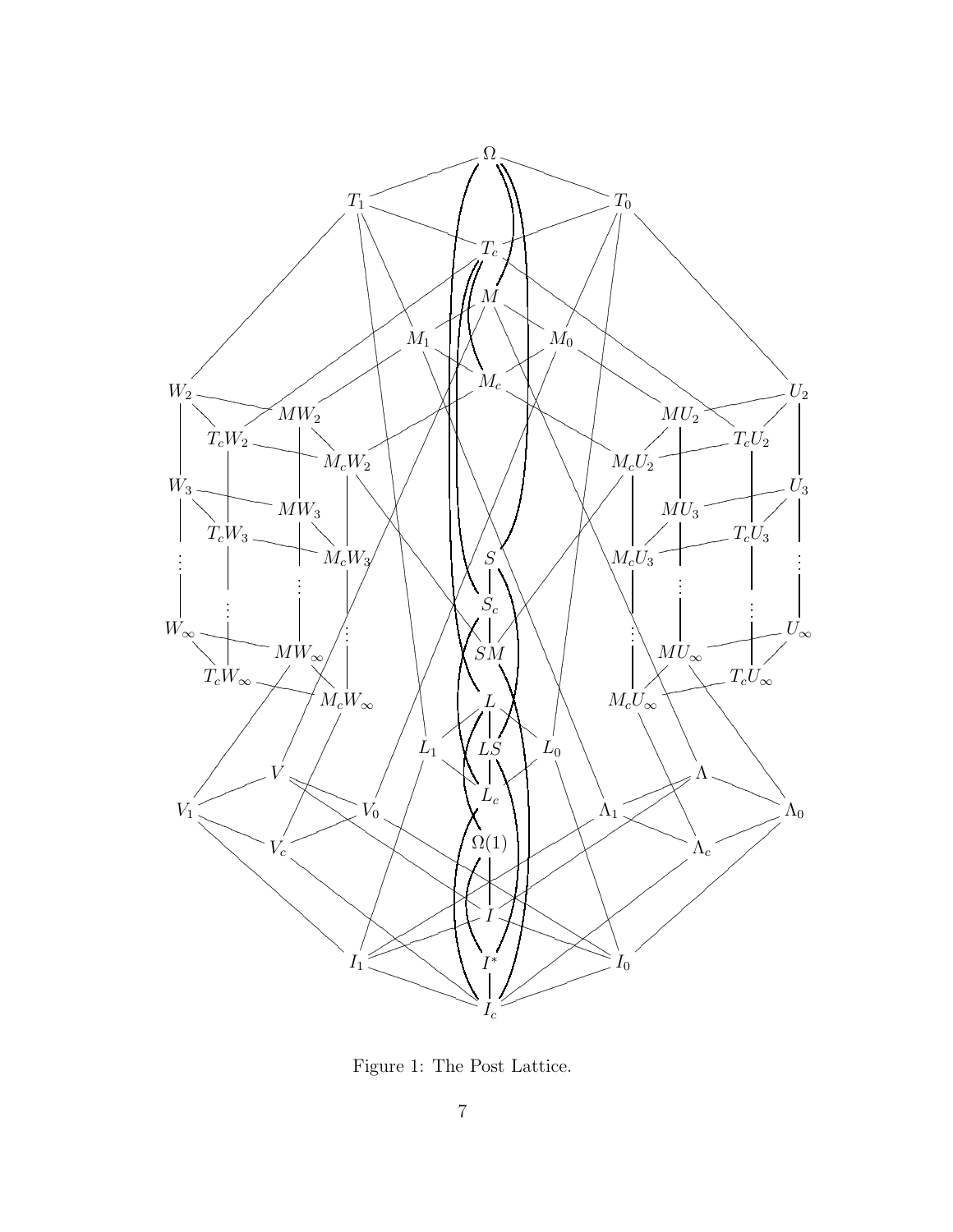Figure 1: The Post Lattice.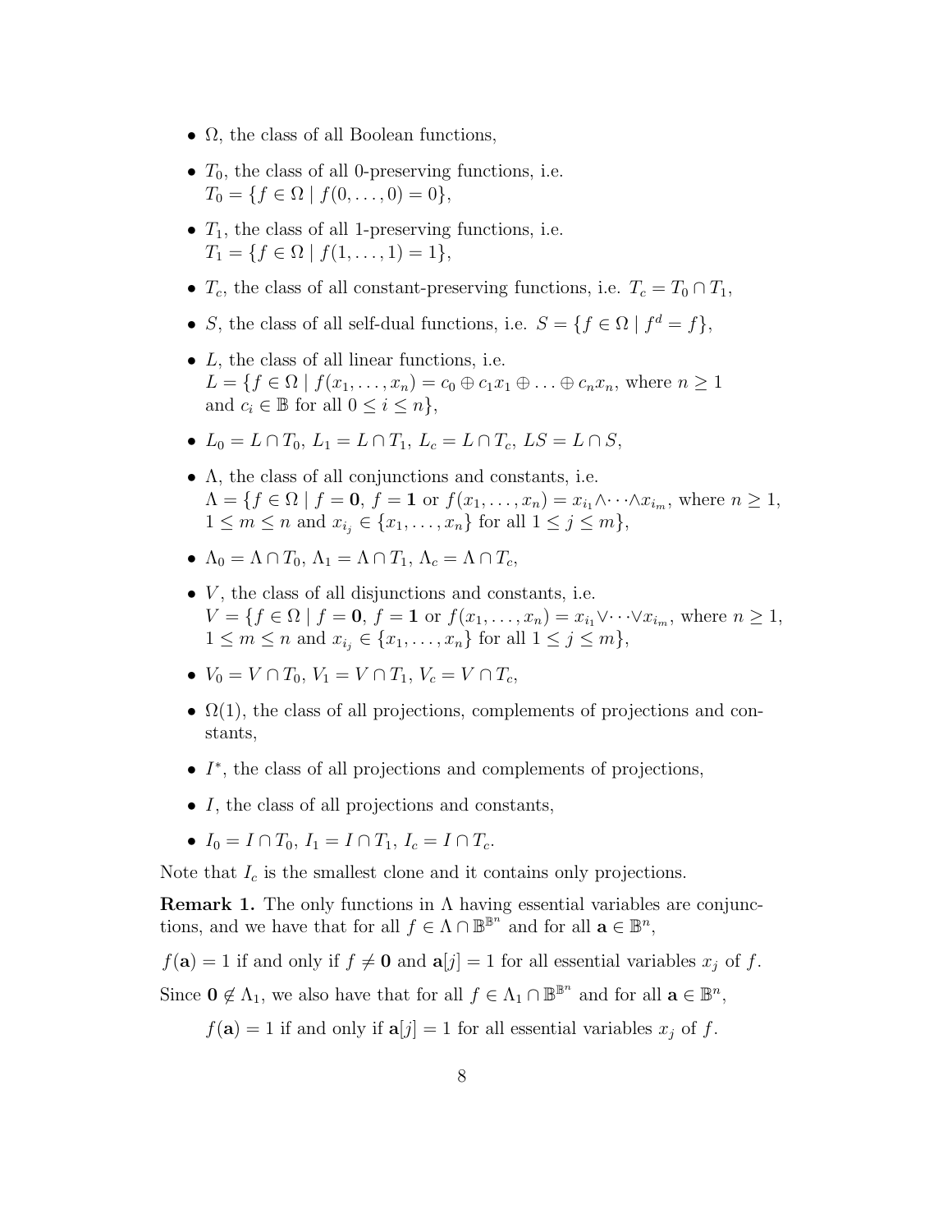- $\Omega$, the class of all Boolean functions,
- $T_0$, the class of all 0-preserving functions, i.e. $T_0 = \{f \in \Omega \mid f(0, \dots, 0) = 0\}$,
- $T_1$, the class of all 1-preserving functions, i.e. $T_1 = \{f \in \Omega \mid f(1, \dots, 1) = 1\}$,
- $T_c$, the class of all constant-preserving functions, i.e. $T_c = T_0 \cap T_1$,
- $S$, the class of all self-dual functions, i.e. $S = \{f \in \Omega \mid f^d = f\}$,
- $L$, the class of all linear functions, i.e. $L = \{f \in \Omega \mid f(x_1, \dots, x_n) = c_0 \oplus c_1 x_1 \oplus \dots \oplus c_n x_n$, where $n \geq 1$ and $c_i \in \mathbb{B}$ for all $0 \leq i \leq n\}$,
- $L_0 = L \cap T_0$, $L_1 = L \cap T_1$, $L_c = L \cap T_c$, $LS = L \cap S$,
- $\Lambda$, the class of all conjunctions and constants, i.e. $\Lambda = \{f \in \Omega \mid f = \mathbf{0}$, $f = \mathbf{1}$ or $f(x_1, \dots, x_n) = x_{i_1} \wedge \dots \wedge x_{i_m}$, where $n \geq 1$, $1 \leq m \leq n$ and $x_{i_j} \in \{x_1, \dots, x_n\}$ for all $1 \leq j \leq m\}$,
- $\Lambda_0 = \Lambda \cap T_0$, $\Lambda_1 = \Lambda \cap T_1$, $\Lambda_c = \Lambda \cap T_c$,
- $V$, the class of all disjunctions and constants, i.e. $V = \{f \in \Omega \mid f = \mathbf{0}$, $f = \mathbf{1}$ or $f(x_1, \dots, x_n) = x_{i_1} \vee \dots \vee x_{i_m}$, where $n \geq 1$, $1 \leq m \leq n$ and $x_{i_j} \in \{x_1, \dots, x_n\}$ for all $1 \leq j \leq m\}$,
- $V_0 = V \cap T_0$, $V_1 = V \cap T_1$, $V_c = V \cap T_c$,
- $\Omega(1)$, the class of all projections, complements of projections and constants,
- $I^*$, the class of all projections and complements of projections,
- $I$, the class of all projections and constants,
- $I_0 = I \cap T_0$, $I_1 = I \cap T_1$, $I_c = I \cap T_c$.

Note that $I_c$ is the smallest clone and it contains only projections.

**Remark 1.** The only functions in $\Lambda$ having essential variables are conjunctions, and we have that for all $f \in \Lambda \cap \mathbb{B}^{\mathbb{B}^n}$ and for all $\mathbf{a} \in \mathbb{B}^n$,

$f(\mathbf{a}) = 1$ if and only if $f \neq \mathbf{0}$ and $\mathbf{a}[j] = 1$ for all essential variables $x_j$ of $f$.

Since $\mathbf{0} \notin \Lambda_1$, we also have that for all $f \in \Lambda_1 \cap \mathbb{B}^{\mathbb{B}^n}$ and for all $\mathbf{a} \in \mathbb{B}^n$,

$f(\mathbf{a}) = 1$ if and only if $\mathbf{a}[j] = 1$ for all essential variables $x_j$ of $f$.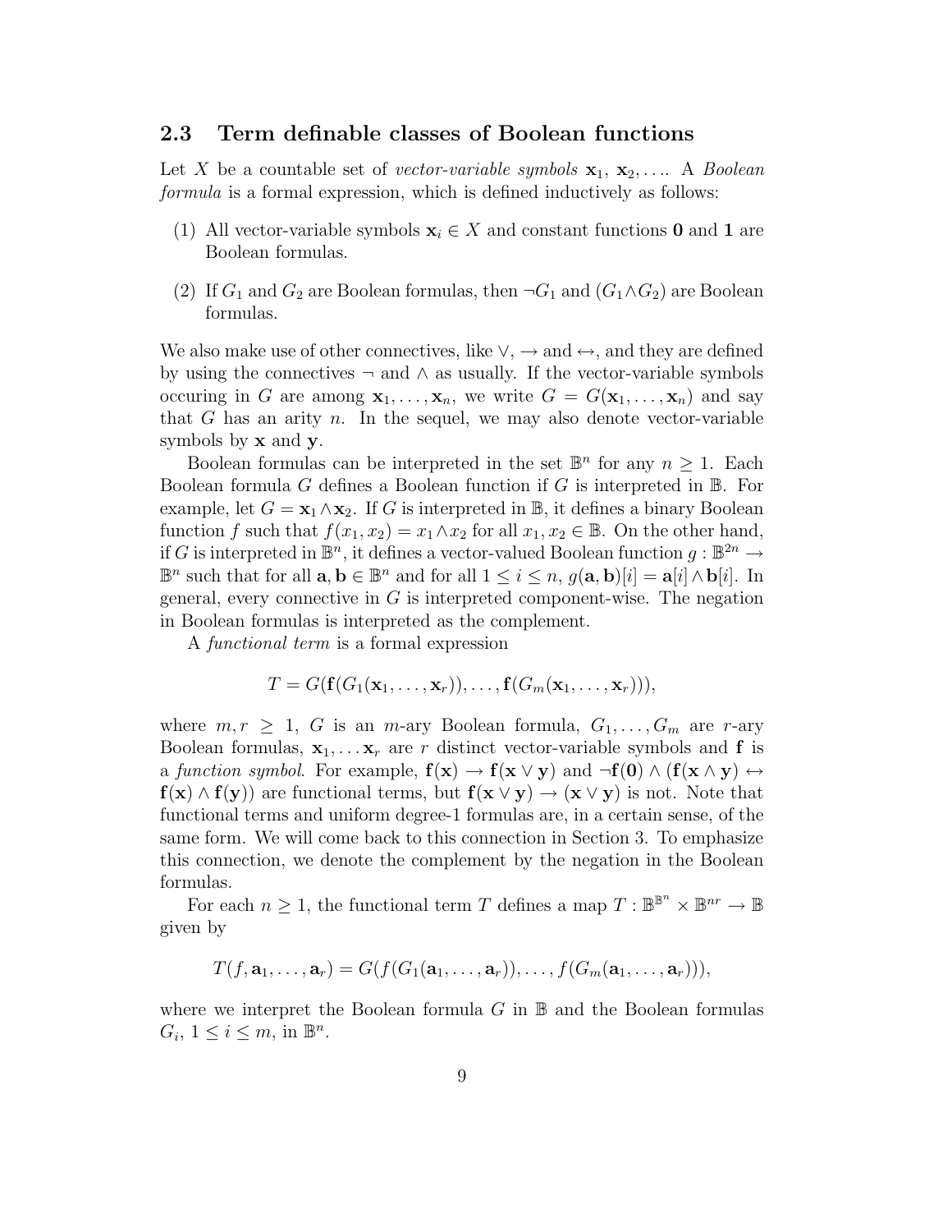## 2.3 Term definable classes of Boolean functions

Let $X$ be a countable set of *vector-variable symbols* $\mathbf{x}_1$, $\mathbf{x}_2, \ldots$. A *Boolean formula* is a formal expression, which is defined inductively as follows:

(1) All vector-variable symbols $\mathbf{x}_i \in X$ and constant functions $\mathbf{0}$ and $\mathbf{1}$ are Boolean formulas.

(2) If $G_1$ and $G_2$ are Boolean formulas, then $\neg G_1$ and $(G_1 \wedge G_2)$ are Boolean formulas.

We also make use of other connectives, like $\vee$, $\rightarrow$ and $\leftrightarrow$, and they are defined by using the connectives $\neg$ and $\wedge$ as usually. If the vector-variable symbols occuring in $G$ are among $\mathbf{x}_1, \ldots, \mathbf{x}_n$, we write $G = G(\mathbf{x}_1, \ldots, \mathbf{x}_n)$ and say that $G$ has an arity $n$. In the sequel, we may also denote vector-variable symbols by $\mathbf{x}$ and $\mathbf{y}$.

Boolean formulas can be interpreted in the set $\mathbb{B}^n$ for any $n \geq 1$. Each Boolean formula $G$ defines a Boolean function if $G$ is interpreted in $\mathbb{B}$. For example, let $G = \mathbf{x}_1 \wedge \mathbf{x}_2$. If $G$ is interpreted in $\mathbb{B}$, it defines a binary Boolean function $f$ such that $f(x_1, x_2) = x_1 \wedge x_2$ for all $x_1, x_2 \in \mathbb{B}$. On the other hand, if $G$ is interpreted in $\mathbb{B}^n$, it defines a vector-valued Boolean function $g : \mathbb{B}^{2n} \to \mathbb{B}^n$ such that for all $\mathbf{a}, \mathbf{b} \in \mathbb{B}^n$ and for all $1 \leq i \leq n$, $g(\mathbf{a}, \mathbf{b})[i] = \mathbf{a}[i] \wedge \mathbf{b}[i]$. In general, every connective in $G$ is interpreted component-wise. The negation in Boolean formulas is interpreted as the complement.

A *functional term* is a formal expression

$$T = G(\mathbf{f}(G_1(\mathbf{x}_1, \ldots, \mathbf{x}_r)), \ldots, \mathbf{f}(G_m(\mathbf{x}_1, \ldots, \mathbf{x}_r))),$$

where $m, r \geq 1$, $G$ is an $m$-ary Boolean formula, $G_1, \ldots, G_m$ are $r$-ary Boolean formulas, $\mathbf{x}_1, \ldots \mathbf{x}_r$ are $r$ distinct vector-variable symbols and $\mathbf{f}$ is a *function symbol*. For example, $\mathbf{f}(\mathbf{x}) \to \mathbf{f}(\mathbf{x} \vee \mathbf{y})$ and $\neg \mathbf{f}(\mathbf{0}) \wedge (\mathbf{f}(\mathbf{x} \wedge \mathbf{y}) \leftrightarrow \mathbf{f}(\mathbf{x}) \wedge \mathbf{f}(\mathbf{y}))$ are functional terms, but $\mathbf{f}(\mathbf{x} \vee \mathbf{y}) \to (\mathbf{x} \vee \mathbf{y})$ is not. Note that functional terms and uniform degree-1 formulas are, in a certain sense, of the same form. We will come back to this connection in Section 3. To emphasize this connection, we denote the complement by the negation in the Boolean formulas.

For each $n \geq 1$, the functional term $T$ defines a map $T : \mathbb{B}^{\mathbb{B}^n} \times \mathbb{B}^{nr} \to \mathbb{B}$ given by

$$T(f, \mathbf{a}_1, \ldots, \mathbf{a}_r) = G(f(G_1(\mathbf{a}_1, \ldots, \mathbf{a}_r)), \ldots, f(G_m(\mathbf{a}_1, \ldots, \mathbf{a}_r))),$$

where we interpret the Boolean formula $G$ in $\mathbb{B}$ and the Boolean formulas $G_i$, $1 \leq i \leq m$, in $\mathbb{B}^n$.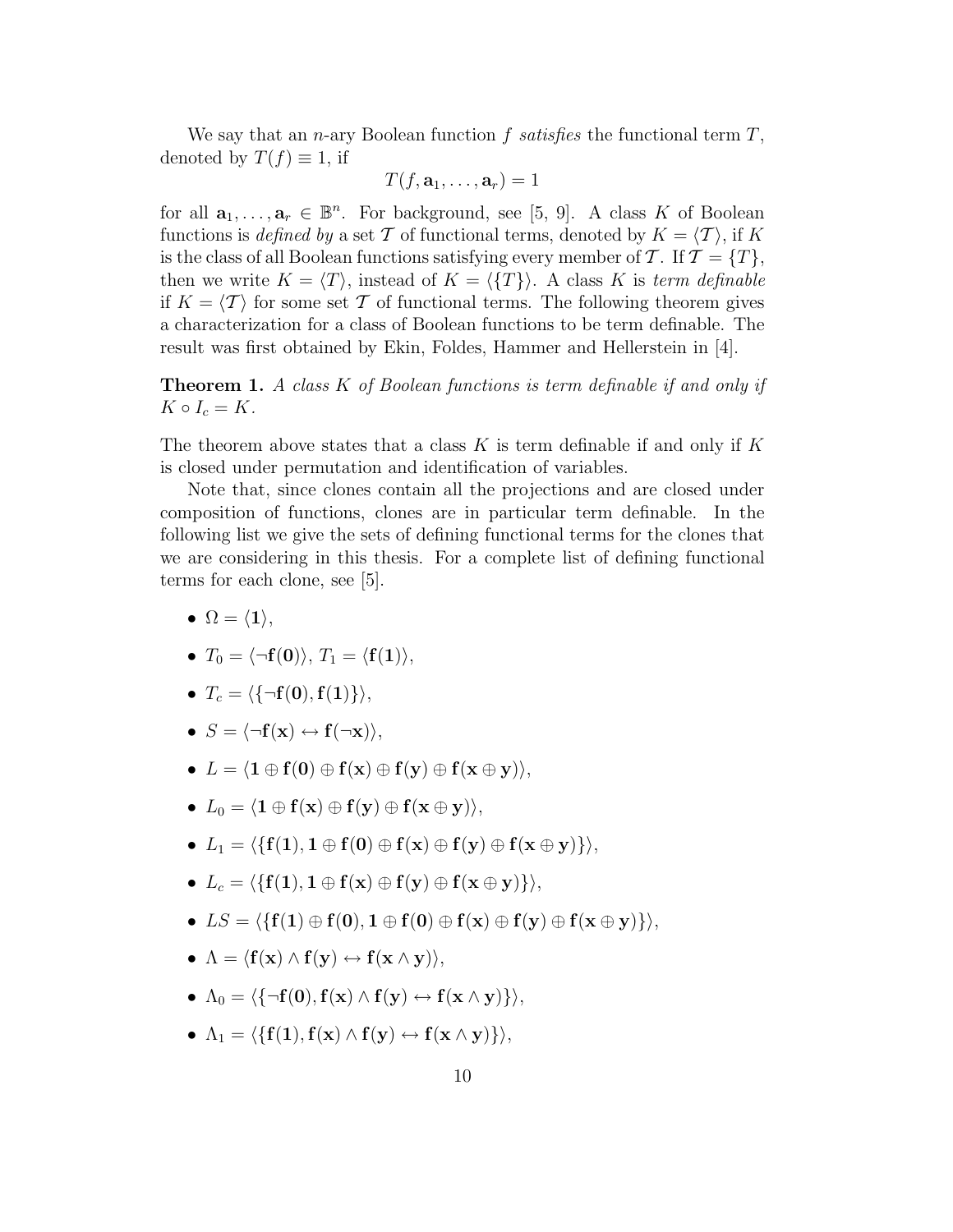We say that an $n$-ary Boolean function $f$ *satisfies* the functional term $T$, denoted by $T(f) \equiv 1$, if

$$T(f, \mathbf{a}_1, \ldots, \mathbf{a}_r) = 1$$

for all $\mathbf{a}_1, \ldots, \mathbf{a}_r \in \mathbb{B}^n$. For background, see [5, 9]. A class $K$ of Boolean functions is *defined by* a set $\mathcal{T}$ of functional terms, denoted by $K = \langle \mathcal{T} \rangle$, if $K$ is the class of all Boolean functions satisfying every member of $\mathcal{T}$. If $\mathcal{T} = \{T\}$, then we write $K = \langle T \rangle$, instead of $K = \langle \{T\} \rangle$. A class $K$ is *term definable* if $K = \langle \mathcal{T} \rangle$ for some set $\mathcal{T}$ of functional terms. The following theorem gives a characterization for a class of Boolean functions to be term definable. The result was first obtained by Ekin, Foldes, Hammer and Hellerstein in [4].

**Theorem 1.** *A class $K$ of Boolean functions is term definable if and only if $K \circ I_c = K$.*

The theorem above states that a class $K$ is term definable if and only if $K$ is closed under permutation and identification of variables.

Note that, since clones contain all the projections and are closed under composition of functions, clones are in particular term definable. In the following list we give the sets of defining functional terms for the clones that we are considering in this thesis. For a complete list of defining functional terms for each clone, see [5].

- $\Omega = \langle \mathbf{1} \rangle$,
- $T_0 = \langle \neg \mathbf{f}(\mathbf{0}) \rangle$, $T_1 = \langle \mathbf{f}(\mathbf{1}) \rangle$,
- $T_c = \langle \{\neg \mathbf{f}(\mathbf{0}), \mathbf{f}(\mathbf{1})\} \rangle$,
- $S = \langle \neg \mathbf{f}(\mathbf{x}) \leftrightarrow \mathbf{f}(\neg \mathbf{x}) \rangle$,
- $L = \langle \mathbf{1} \oplus \mathbf{f}(\mathbf{0}) \oplus \mathbf{f}(\mathbf{x}) \oplus \mathbf{f}(\mathbf{y}) \oplus \mathbf{f}(\mathbf{x} \oplus \mathbf{y}) \rangle$,
- $L_0 = \langle \mathbf{1} \oplus \mathbf{f}(\mathbf{x}) \oplus \mathbf{f}(\mathbf{y}) \oplus \mathbf{f}(\mathbf{x} \oplus \mathbf{y}) \rangle$,
- $L_1 = \langle \{\mathbf{f}(\mathbf{1}), \mathbf{1} \oplus \mathbf{f}(\mathbf{0}) \oplus \mathbf{f}(\mathbf{x}) \oplus \mathbf{f}(\mathbf{y}) \oplus \mathbf{f}(\mathbf{x} \oplus \mathbf{y})\} \rangle$,
- $L_c = \langle \{\mathbf{f}(\mathbf{1}), \mathbf{1} \oplus \mathbf{f}(\mathbf{x}) \oplus \mathbf{f}(\mathbf{y}) \oplus \mathbf{f}(\mathbf{x} \oplus \mathbf{y})\} \rangle$,
- $LS = \langle \{\mathbf{f}(\mathbf{1}) \oplus \mathbf{f}(\mathbf{0}), \mathbf{1} \oplus \mathbf{f}(\mathbf{0}) \oplus \mathbf{f}(\mathbf{x}) \oplus \mathbf{f}(\mathbf{y}) \oplus \mathbf{f}(\mathbf{x} \oplus \mathbf{y})\} \rangle$,
- $\Lambda = \langle \mathbf{f}(\mathbf{x}) \wedge \mathbf{f}(\mathbf{y}) \leftrightarrow \mathbf{f}(\mathbf{x} \wedge \mathbf{y}) \rangle$,
- $\Lambda_0 = \langle \{\neg \mathbf{f}(\mathbf{0}), \mathbf{f}(\mathbf{x}) \wedge \mathbf{f}(\mathbf{y}) \leftrightarrow \mathbf{f}(\mathbf{x} \wedge \mathbf{y})\} \rangle$,
- $\Lambda_1 = \langle \{\mathbf{f}(\mathbf{1}), \mathbf{f}(\mathbf{x}) \wedge \mathbf{f}(\mathbf{y}) \leftrightarrow \mathbf{f}(\mathbf{x} \wedge \mathbf{y})\} \rangle$,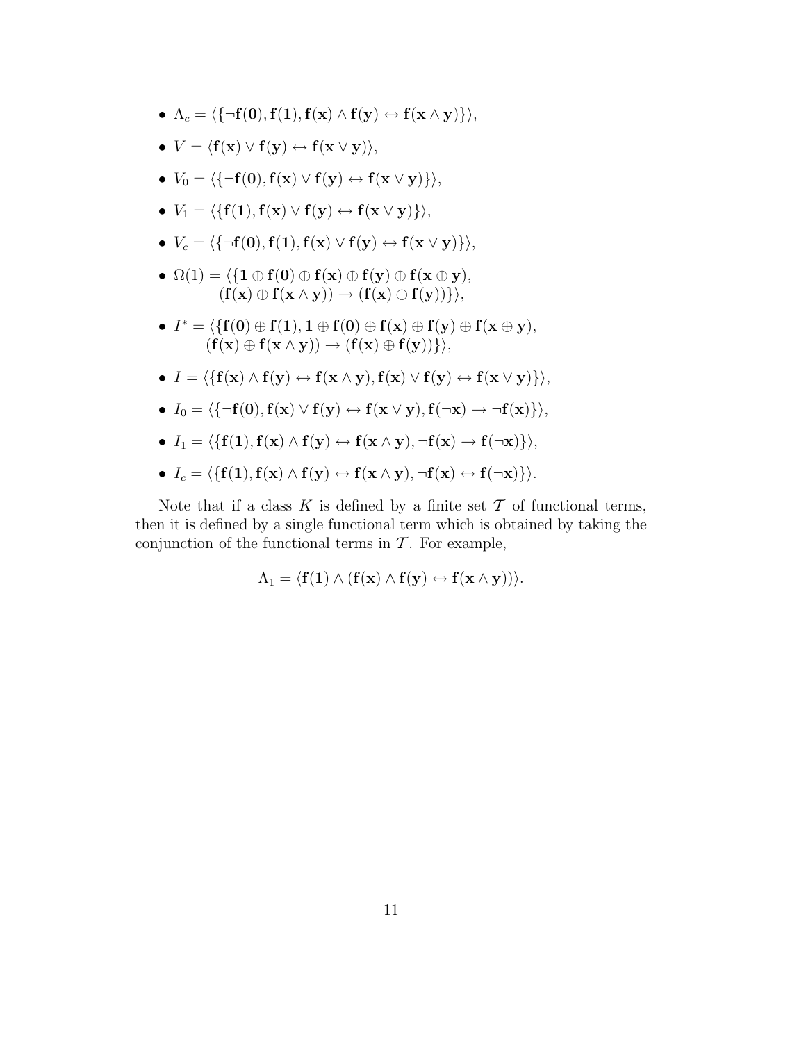- $\Lambda_c = \langle \{\neg \mathbf{f}(\mathbf{0}), \mathbf{f}(\mathbf{1}), \mathbf{f}(\mathbf{x}) \wedge \mathbf{f}(\mathbf{y}) \leftrightarrow \mathbf{f}(\mathbf{x} \wedge \mathbf{y})\}\rangle$,
- $V = \langle \mathbf{f}(\mathbf{x}) \vee \mathbf{f}(\mathbf{y}) \leftrightarrow \mathbf{f}(\mathbf{x} \vee \mathbf{y})\rangle$,
- $V_0 = \langle \{\neg \mathbf{f}(\mathbf{0}), \mathbf{f}(\mathbf{x}) \vee \mathbf{f}(\mathbf{y}) \leftrightarrow \mathbf{f}(\mathbf{x} \vee \mathbf{y})\}\rangle$,
- $V_1 = \langle \{\mathbf{f}(\mathbf{1}), \mathbf{f}(\mathbf{x}) \vee \mathbf{f}(\mathbf{y}) \leftrightarrow \mathbf{f}(\mathbf{x} \vee \mathbf{y})\}\rangle$,
- $V_c = \langle \{\neg \mathbf{f}(\mathbf{0}), \mathbf{f}(\mathbf{1}), \mathbf{f}(\mathbf{x}) \vee \mathbf{f}(\mathbf{y}) \leftrightarrow \mathbf{f}(\mathbf{x} \vee \mathbf{y})\}\rangle$,
- $\Omega(1) = \langle \{\mathbf{1} \oplus \mathbf{f}(\mathbf{0}) \oplus \mathbf{f}(\mathbf{x}) \oplus \mathbf{f}(\mathbf{y}) \oplus \mathbf{f}(\mathbf{x} \oplus \mathbf{y}),$
  $(\mathbf{f}(\mathbf{x}) \oplus \mathbf{f}(\mathbf{x} \wedge \mathbf{y})) \to (\mathbf{f}(\mathbf{x}) \oplus \mathbf{f}(\mathbf{y}))\}\rangle$,
- $I^* = \langle \{\mathbf{f}(\mathbf{0}) \oplus \mathbf{f}(\mathbf{1}), \mathbf{1} \oplus \mathbf{f}(\mathbf{0}) \oplus \mathbf{f}(\mathbf{x}) \oplus \mathbf{f}(\mathbf{y}) \oplus \mathbf{f}(\mathbf{x} \oplus \mathbf{y}),$
  $(\mathbf{f}(\mathbf{x}) \oplus \mathbf{f}(\mathbf{x} \wedge \mathbf{y})) \to (\mathbf{f}(\mathbf{x}) \oplus \mathbf{f}(\mathbf{y}))\}\rangle$,
- $I = \langle \{\mathbf{f}(\mathbf{x}) \wedge \mathbf{f}(\mathbf{y}) \leftrightarrow \mathbf{f}(\mathbf{x} \wedge \mathbf{y}), \mathbf{f}(\mathbf{x}) \vee \mathbf{f}(\mathbf{y}) \leftrightarrow \mathbf{f}(\mathbf{x} \vee \mathbf{y})\}\rangle$,
- $I_0 = \langle \{\neg \mathbf{f}(\mathbf{0}), \mathbf{f}(\mathbf{x}) \vee \mathbf{f}(\mathbf{y}) \leftrightarrow \mathbf{f}(\mathbf{x} \vee \mathbf{y}), \mathbf{f}(\neg \mathbf{x}) \to \neg \mathbf{f}(\mathbf{x})\}\rangle$,
- $I_1 = \langle \{\mathbf{f}(\mathbf{1}), \mathbf{f}(\mathbf{x}) \wedge \mathbf{f}(\mathbf{y}) \leftrightarrow \mathbf{f}(\mathbf{x} \wedge \mathbf{y}), \neg \mathbf{f}(\mathbf{x}) \to \mathbf{f}(\neg \mathbf{x})\}\rangle$,
- $I_c = \langle \{\mathbf{f}(\mathbf{1}), \mathbf{f}(\mathbf{x}) \wedge \mathbf{f}(\mathbf{y}) \leftrightarrow \mathbf{f}(\mathbf{x} \wedge \mathbf{y}), \neg \mathbf{f}(\mathbf{x}) \leftrightarrow \mathbf{f}(\neg \mathbf{x})\}\rangle$.

Note that if a class $K$ is defined by a finite set $\mathcal{T}$ of functional terms, then it is defined by a single functional term which is obtained by taking the conjunction of the functional terms in $\mathcal{T}$. For example,

$$\Lambda_1 = \langle \mathbf{f}(\mathbf{1}) \wedge (\mathbf{f}(\mathbf{x}) \wedge \mathbf{f}(\mathbf{y}) \leftrightarrow \mathbf{f}(\mathbf{x} \wedge \mathbf{y}))\rangle.$$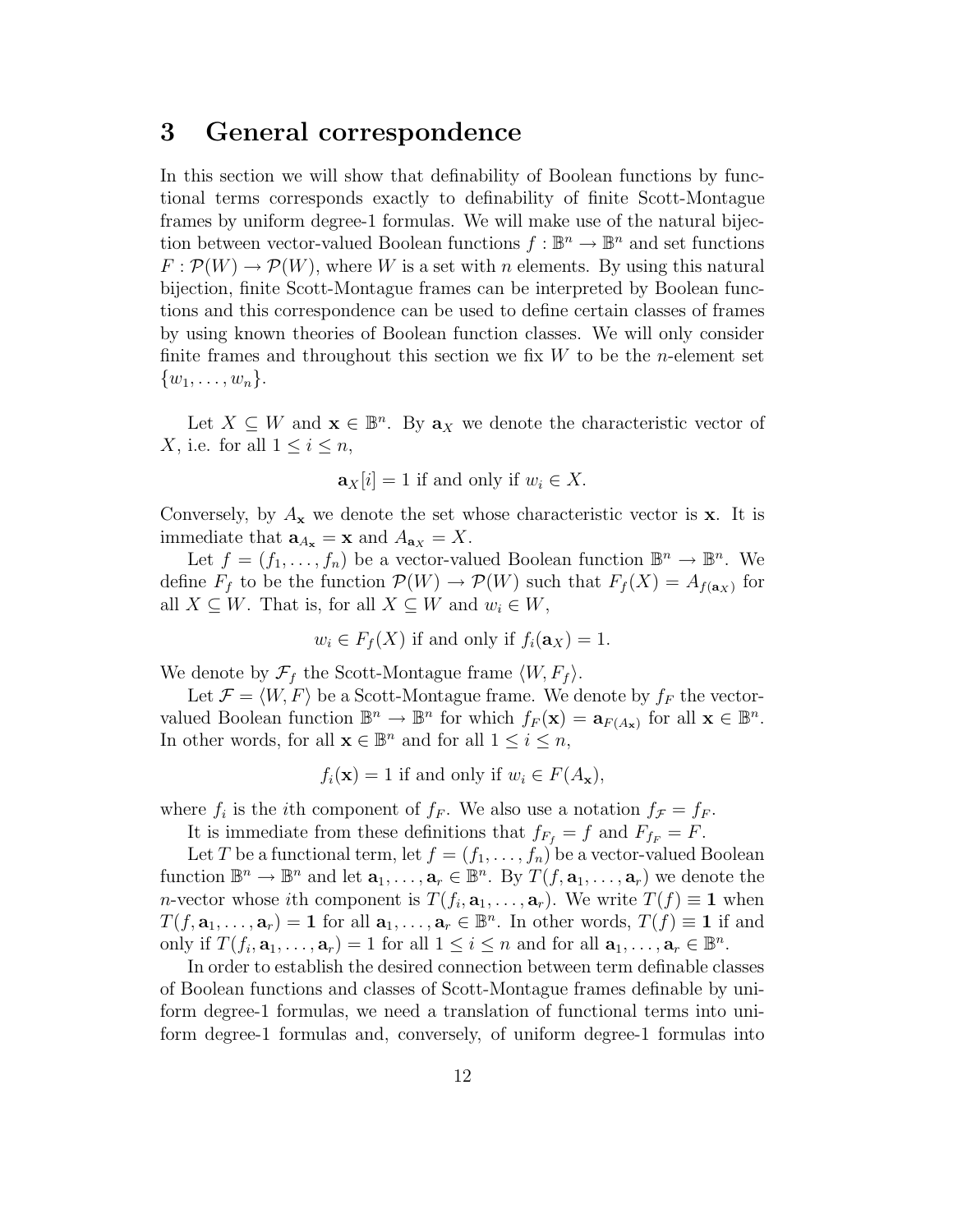## 3 General correspondence

In this section we will show that definability of Boolean functions by functional terms corresponds exactly to definability of finite Scott-Montague frames by uniform degree-1 formulas. We will make use of the natural bijection between vector-valued Boolean functions $f : \mathbb{B}^n \to \mathbb{B}^n$ and set functions $F : \mathcal{P}(W) \to \mathcal{P}(W)$, where $W$ is a set with $n$ elements. By using this natural bijection, finite Scott-Montague frames can be interpreted by Boolean functions and this correspondence can be used to define certain classes of frames by using known theories of Boolean function classes. We will only consider finite frames and throughout this section we fix $W$ to be the $n$-element set $\{w_1, \dots, w_n\}$.

Let $X \subseteq W$ and $\mathbf{x} \in \mathbb{B}^n$. By $\mathbf{a}_X$ we denote the characteristic vector of $X$, i.e. for all $1 \leq i \leq n$,

$$\mathbf{a}_X[i] = 1 \text{ if and only if } w_i \in X.$$

Conversely, by $A_{\mathbf{x}}$ we denote the set whose characteristic vector is $\mathbf{x}$. It is immediate that $\mathbf{a}_{A_{\mathbf{x}}} = \mathbf{x}$ and $A_{\mathbf{a}_X} = X$.

Let $f = (f_1, \dots, f_n)$ be a vector-valued Boolean function $\mathbb{B}^n \to \mathbb{B}^n$. We define $F_f$ to be the function $\mathcal{P}(W) \to \mathcal{P}(W)$ such that $F_f(X) = A_{f(\mathbf{a}_X)}$ for all $X \subseteq W$. That is, for all $X \subseteq W$ and $w_i \in W$,

$$w_i \in F_f(X) \text{ if and only if } f_i(\mathbf{a}_X) = 1.$$

We denote by $\mathcal{F}_f$ the Scott-Montague frame $\langle W, F_f \rangle$.

Let $\mathcal{F} = \langle W, F \rangle$ be a Scott-Montague frame. We denote by $f_F$ the vector-valued Boolean function $\mathbb{B}^n \to \mathbb{B}^n$ for which $f_F(\mathbf{x}) = \mathbf{a}_{F(A_{\mathbf{x}})}$ for all $\mathbf{x} \in \mathbb{B}^n$. In other words, for all $\mathbf{x} \in \mathbb{B}^n$ and for all $1 \leq i \leq n$,

$$f_i(\mathbf{x}) = 1 \text{ if and only if } w_i \in F(A_{\mathbf{x}}),$$

where $f_i$ is the $i$th component of $f_F$. We also use a notation $f_{\mathcal{F}} = f_F$.

It is immediate from these definitions that $f_{F_f} = f$ and $F_{f_F} = F$.

Let $T$ be a functional term, let $f = (f_1, \dots, f_n)$ be a vector-valued Boolean function $\mathbb{B}^n \to \mathbb{B}^n$ and let $\mathbf{a}_1, \dots, \mathbf{a}_r \in \mathbb{B}^n$. By $T(f, \mathbf{a}_1, \dots, \mathbf{a}_r)$ we denote the $n$-vector whose $i$th component is $T(f_i, \mathbf{a}_1, \dots, \mathbf{a}_r)$. We write $T(f) \equiv \mathbf{1}$ when $T(f, \mathbf{a}_1, \dots, \mathbf{a}_r) = \mathbf{1}$ for all $\mathbf{a}_1, \dots, \mathbf{a}_r \in \mathbb{B}^n$. In other words, $T(f) \equiv \mathbf{1}$ if and only if $T(f_i, \mathbf{a}_1, \dots, \mathbf{a}_r) = 1$ for all $1 \leq i \leq n$ and for all $\mathbf{a}_1, \dots, \mathbf{a}_r \in \mathbb{B}^n$.

In order to establish the desired connection between term definable classes of Boolean functions and classes of Scott-Montague frames definable by uniform degree-1 formulas, we need a translation of functional terms into uniform degree-1 formulas and, conversely, of uniform degree-1 formulas into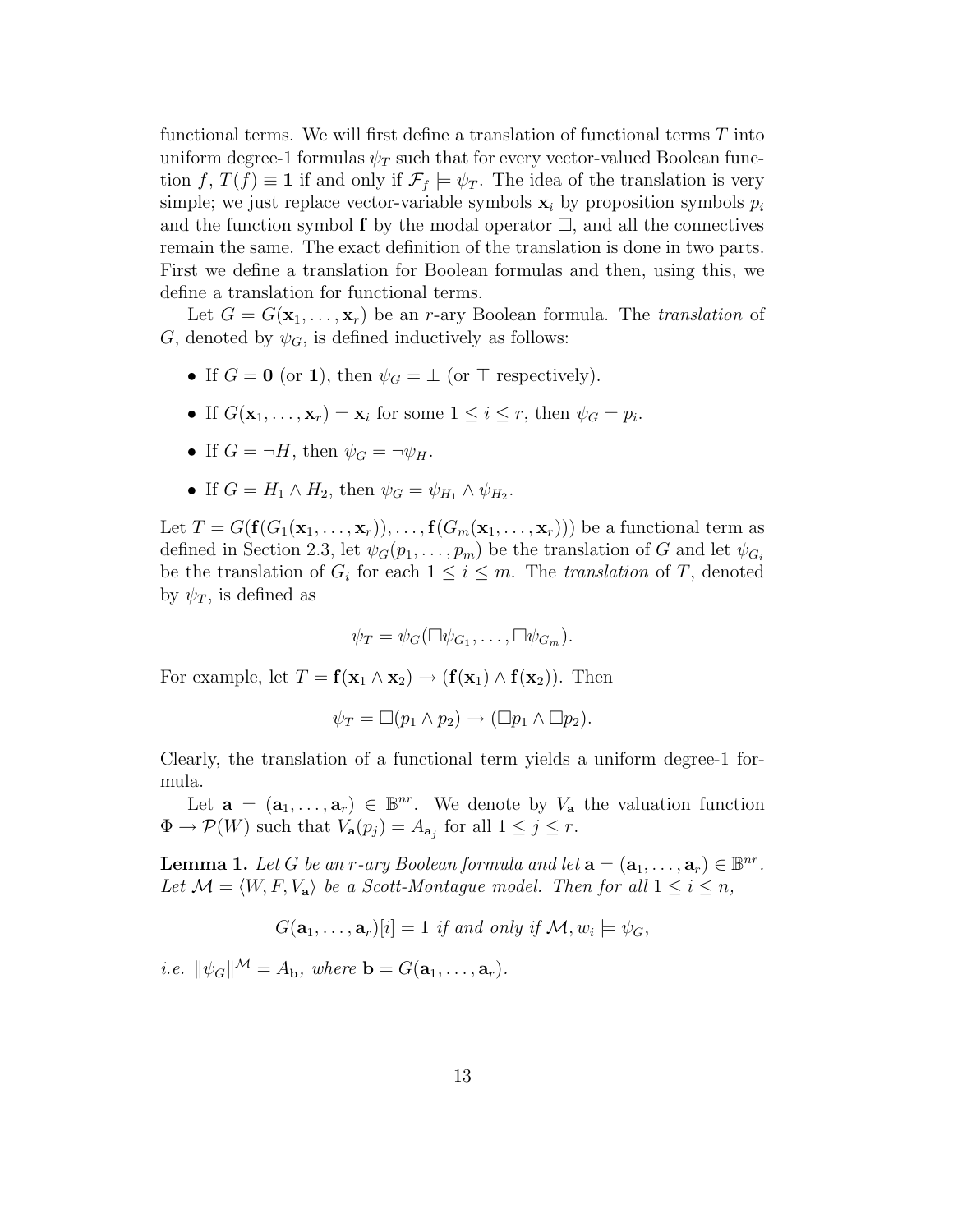functional terms. We will first define a translation of functional terms $T$ into uniform degree-1 formulas $\psi_T$ such that for every vector-valued Boolean function $f$, $T(f) \equiv \mathbf{1}$ if and only if $\mathcal{F}_f \models \psi_T$. The idea of the translation is very simple; we just replace vector-variable symbols $\mathbf{x}_i$ by proposition symbols $p_i$ and the function symbol $\mathbf{f}$ by the modal operator $\Box$, and all the connectives remain the same. The exact definition of the translation is done in two parts. First we define a translation for Boolean formulas and then, using this, we define a translation for functional terms.

Let $G = G(\mathbf{x}_1, \ldots, \mathbf{x}_r)$ be an $r$-ary Boolean formula. The *translation* of $G$, denoted by $\psi_G$, is defined inductively as follows:

- If $G = \mathbf{0}$ (or $\mathbf{1}$), then $\psi_G = \bot$ (or $\top$ respectively).
- If $G(\mathbf{x}_1, \ldots, \mathbf{x}_r) = \mathbf{x}_i$ for some $1 \leq i \leq r$, then $\psi_G = p_i$.
- If $G = \neg H$, then $\psi_G = \neg \psi_H$.
- If $G = H_1 \wedge H_2$, then $\psi_G = \psi_{H_1} \wedge \psi_{H_2}$.

Let $T = G(\mathbf{f}(G_1(\mathbf{x}_1, \ldots, \mathbf{x}_r)), \ldots, \mathbf{f}(G_m(\mathbf{x}_1, \ldots, \mathbf{x}_r)))$ be a functional term as defined in Section 2.3, let $\psi_G(p_1, \ldots, p_m)$ be the translation of $G$ and let $\psi_{G_i}$ be the translation of $G_i$ for each $1 \leq i \leq m$. The *translation* of $T$, denoted by $\psi_T$, is defined as

$$\psi_T = \psi_G(\Box\psi_{G_1}, \ldots, \Box\psi_{G_m}).$$

For example, let $T = \mathbf{f}(\mathbf{x}_1 \wedge \mathbf{x}_2) \rightarrow (\mathbf{f}(\mathbf{x}_1) \wedge \mathbf{f}(\mathbf{x}_2))$. Then

$$\psi_T = \Box(p_1 \wedge p_2) \rightarrow (\Box p_1 \wedge \Box p_2).$$

Clearly, the translation of a functional term yields a uniform degree-1 formula.

Let $\mathbf{a} = (\mathbf{a}_1, \ldots, \mathbf{a}_r) \in \mathbb{B}^{nr}$. We denote by $V_{\mathbf{a}}$ the valuation function $\Phi \rightarrow \mathcal{P}(W)$ such that $V_{\mathbf{a}}(p_j) = A_{\mathbf{a}_j}$ for all $1 \leq j \leq r$.

**Lemma 1.** *Let $G$ be an $r$-ary Boolean formula and let $\mathbf{a} = (\mathbf{a}_1, \ldots, \mathbf{a}_r) \in \mathbb{B}^{nr}$. Let $\mathcal{M} = \langle W, F, V_{\mathbf{a}} \rangle$ be a Scott-Montague model. Then for all $1 \leq i \leq n$,*

$$G(\mathbf{a}_1, \ldots, \mathbf{a}_r)[i] = 1 \textit{ if and only if } \mathcal{M}, w_i \models \psi_G,$$

*i.e. $\|\psi_G\|^{\mathcal{M}} = A_{\mathbf{b}}$, where $\mathbf{b} = G(\mathbf{a}_1, \ldots, \mathbf{a}_r)$.*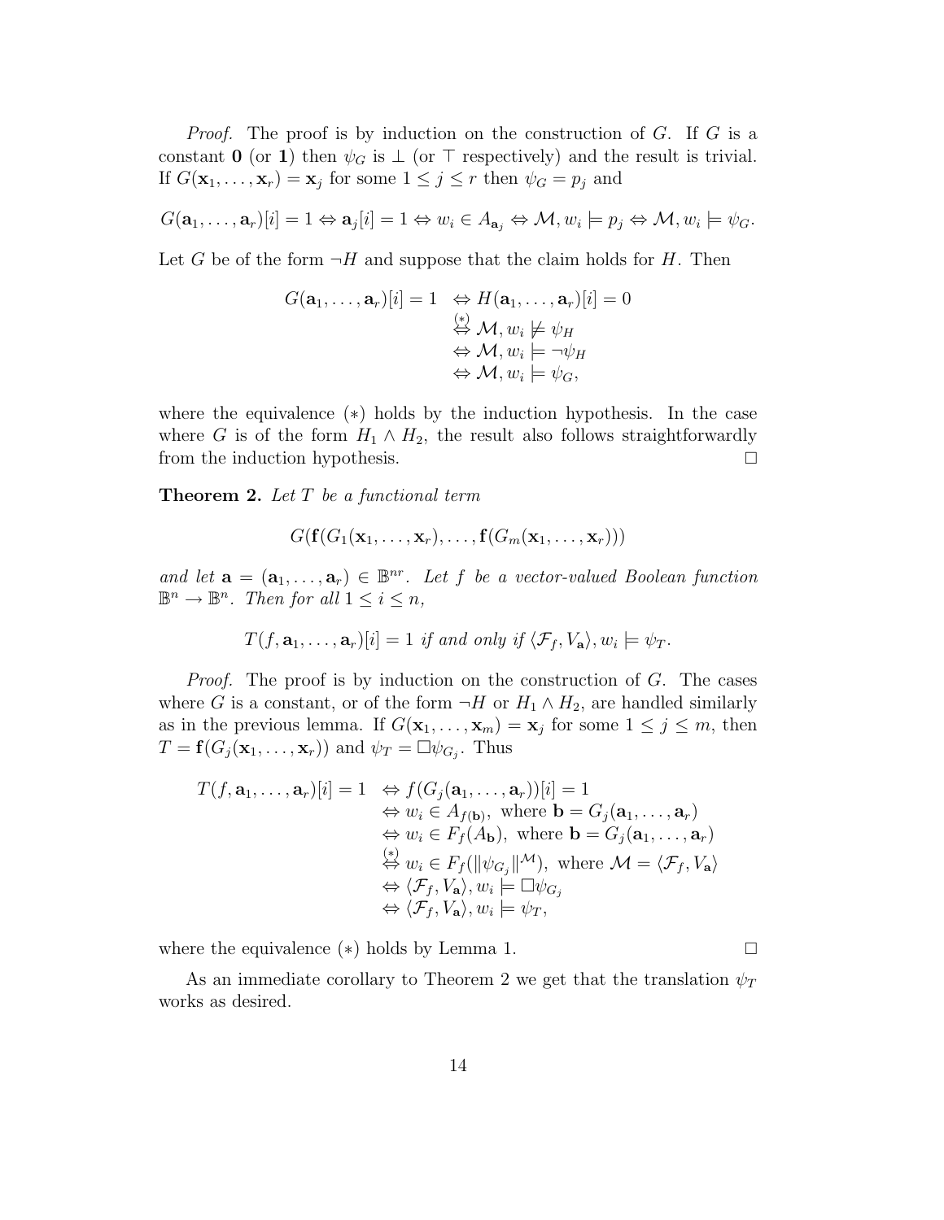*Proof.* The proof is by induction on the construction of $G$. If $G$ is a constant $\mathbf{0}$ (or $\mathbf{1}$) then $\psi_G$ is $\bot$ (or $\top$ respectively) and the result is trivial. If $G(\mathbf{x}_1, \ldots, \mathbf{x}_r) = \mathbf{x}_j$ for some $1 \leq j \leq r$ then $\psi_G = p_j$ and

$$G(\mathbf{a}_1, \ldots, \mathbf{a}_r)[i] = 1 \Leftrightarrow \mathbf{a}_j[i] = 1 \Leftrightarrow w_i \in A_{\mathbf{a}_j} \Leftrightarrow \mathcal{M}, w_i \models p_j \Leftrightarrow \mathcal{M}, w_i \models \psi_G.$$

Let $G$ be of the form $\neg H$ and suppose that the claim holds for $H$. Then

$$\begin{aligned}
G(\mathbf{a}_1, \ldots, \mathbf{a}_r)[i] = 1 \quad &\Leftrightarrow H(\mathbf{a}_1, \ldots, \mathbf{a}_r)[i] = 0 \\
&\overset{(*)}{\Leftrightarrow} \mathcal{M}, w_i \not\models \psi_H \\
&\Leftrightarrow \mathcal{M}, w_i \models \neg\psi_H \\
&\Leftrightarrow \mathcal{M}, w_i \models \psi_G,
\end{aligned}$$

where the equivalence $(*)$ holds by the induction hypothesis. In the case where $G$ is of the form $H_1 \wedge H_2$, the result also follows straightforwardly from the induction hypothesis. $\square$

**Theorem 2.** *Let $T$ be a functional term*

$$G(\mathbf{f}(G_1(\mathbf{x}_1, \ldots, \mathbf{x}_r), \ldots, \mathbf{f}(G_m(\mathbf{x}_1, \ldots, \mathbf{x}_r)))$$

*and let $\mathbf{a} = (\mathbf{a}_1, \ldots, \mathbf{a}_r) \in \mathbb{B}^{nr}$. Let $f$ be a vector-valued Boolean function $\mathbb{B}^n \to \mathbb{B}^n$. Then for all $1 \leq i \leq n$,*

$$T(f, \mathbf{a}_1, \ldots, \mathbf{a}_r)[i] = 1 \textit{ if and only if } \langle \mathcal{F}_f, V_\mathbf{a} \rangle, w_i \models \psi_T.$$

*Proof.* The proof is by induction on the construction of $G$. The cases where $G$ is a constant, or of the form $\neg H$ or $H_1 \wedge H_2$, are handled similarly as in the previous lemma. If $G(\mathbf{x}_1, \ldots, \mathbf{x}_m) = \mathbf{x}_j$ for some $1 \leq j \leq m$, then $T = \mathbf{f}(G_j(\mathbf{x}_1, \ldots, \mathbf{x}_r))$ and $\psi_T = \Box\psi_{G_j}$. Thus

$$\begin{aligned}
T(f, \mathbf{a}_1, \ldots, \mathbf{a}_r)[i] = 1 \quad &\Leftrightarrow f(G_j(\mathbf{a}_1, \ldots, \mathbf{a}_r))[i] = 1 \\
&\Leftrightarrow w_i \in A_{f(\mathbf{b})}, \text{ where } \mathbf{b} = G_j(\mathbf{a}_1, \ldots, \mathbf{a}_r) \\
&\Leftrightarrow w_i \in F_f(A_\mathbf{b}), \text{ where } \mathbf{b} = G_j(\mathbf{a}_1, \ldots, \mathbf{a}_r) \\
&\overset{(*)}{\Leftrightarrow} w_i \in F_f(\|\psi_{G_j}\|^\mathcal{M}), \text{ where } \mathcal{M} = \langle \mathcal{F}_f, V_\mathbf{a} \rangle \\
&\Leftrightarrow \langle \mathcal{F}_f, V_\mathbf{a} \rangle, w_i \models \Box\psi_{G_j} \\
&\Leftrightarrow \langle \mathcal{F}_f, V_\mathbf{a} \rangle, w_i \models \psi_T,
\end{aligned}$$

where the equivalence $(*)$ holds by Lemma 1. $\square$

As an immediate corollary to Theorem 2 we get that the translation $\psi_T$ works as desired.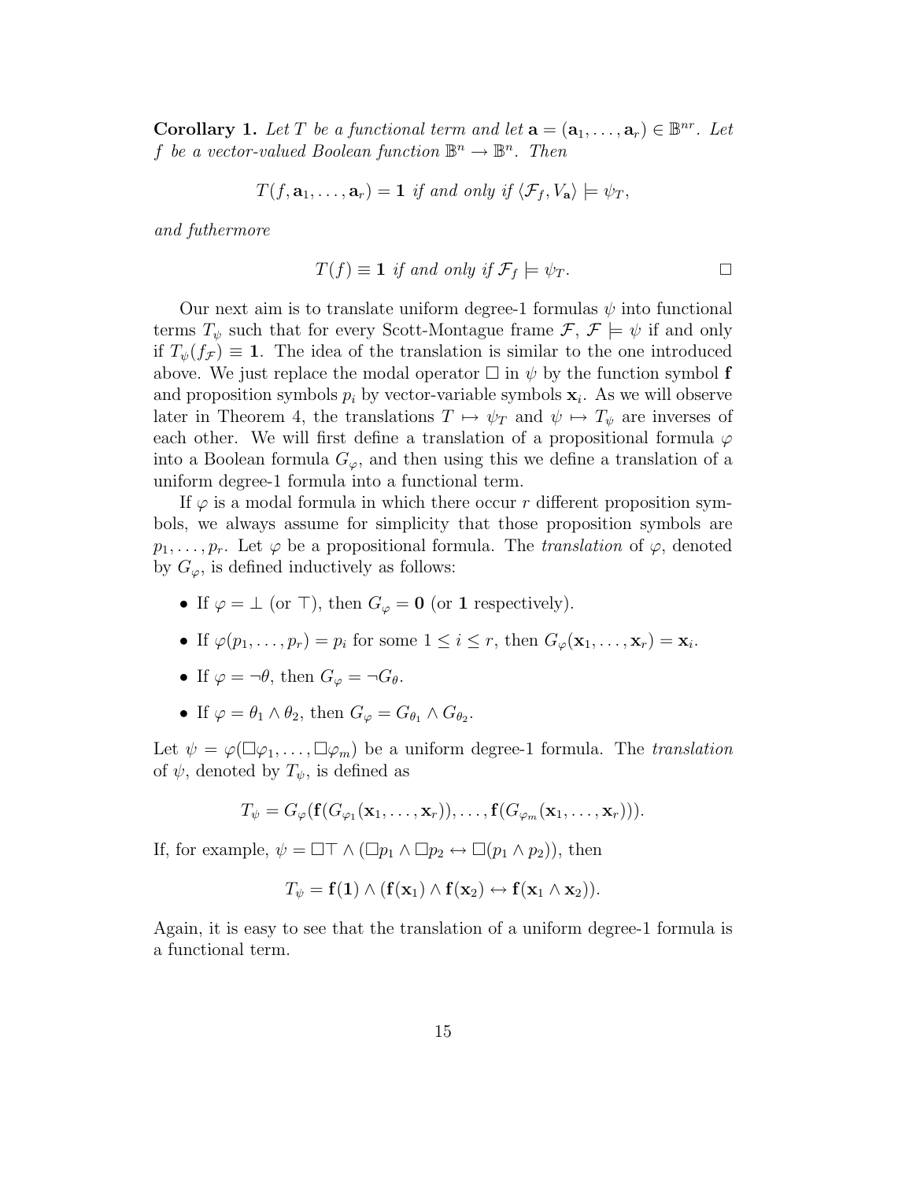**Corollary 1.** *Let $T$ be a functional term and let $\mathbf{a} = (\mathbf{a}_1, \ldots, \mathbf{a}_r) \in \mathbb{B}^{nr}$. Let $f$ be a vector-valued Boolean function $\mathbb{B}^n \to \mathbb{B}^n$. Then*

$$T(f, \mathbf{a}_1, \ldots, \mathbf{a}_r) = \mathbf{1} \text{ if and only if } \langle \mathcal{F}_f, V_\mathbf{a} \rangle \models \psi_T,$$

*and futhermore*

$$T(f) \equiv \mathbf{1} \text{ if and only if } \mathcal{F}_f \models \psi_T. \qquad \square$$

Our next aim is to translate uniform degree-1 formulas $\psi$ into functional terms $T_\psi$ such that for every Scott-Montague frame $\mathcal{F}$, $\mathcal{F} \models \psi$ if and only if $T_\psi(f_\mathcal{F}) \equiv \mathbf{1}$. The idea of the translation is similar to the one introduced above. We just replace the modal operator $\Box$ in $\psi$ by the function symbol $\mathbf{f}$ and proposition symbols $p_i$ by vector-variable symbols $\mathbf{x}_i$. As we will observe later in Theorem 4, the translations $T \mapsto \psi_T$ and $\psi \mapsto T_\psi$ are inverses of each other. We will first define a translation of a propositional formula $\varphi$ into a Boolean formula $G_\varphi$, and then using this we define a translation of a uniform degree-1 formula into a functional term.

If $\varphi$ is a modal formula in which there occur $r$ different proposition symbols, we always assume for simplicity that those proposition symbols are $p_1, \ldots, p_r$. Let $\varphi$ be a propositional formula. The *translation* of $\varphi$, denoted by $G_\varphi$, is defined inductively as follows:

- If $\varphi = \bot$ (or $\top$), then $G_\varphi = \mathbf{0}$ (or $\mathbf{1}$ respectively).
- If $\varphi(p_1, \ldots, p_r) = p_i$ for some $1 \leq i \leq r$, then $G_\varphi(\mathbf{x}_1, \ldots, \mathbf{x}_r) = \mathbf{x}_i$.
- If $\varphi = \neg\theta$, then $G_\varphi = \neg G_\theta$.
- If $\varphi = \theta_1 \wedge \theta_2$, then $G_\varphi = G_{\theta_1} \wedge G_{\theta_2}$.

Let $\psi = \varphi(\Box\varphi_1, \ldots, \Box\varphi_m)$ be a uniform degree-1 formula. The *translation* of $\psi$, denoted by $T_\psi$, is defined as

$$T_\psi = G_\varphi(\mathbf{f}(G_{\varphi_1}(\mathbf{x}_1, \ldots, \mathbf{x}_r)), \ldots, \mathbf{f}(G_{\varphi_m}(\mathbf{x}_1, \ldots, \mathbf{x}_r))).$$

If, for example, $\psi = \Box\top \wedge (\Box p_1 \wedge \Box p_2 \leftrightarrow \Box(p_1 \wedge p_2))$, then

$$T_\psi = \mathbf{f}(\mathbf{1}) \wedge (\mathbf{f}(\mathbf{x}_1) \wedge \mathbf{f}(\mathbf{x}_2) \leftrightarrow \mathbf{f}(\mathbf{x}_1 \wedge \mathbf{x}_2)).$$

Again, it is easy to see that the translation of a uniform degree-1 formula is a functional term.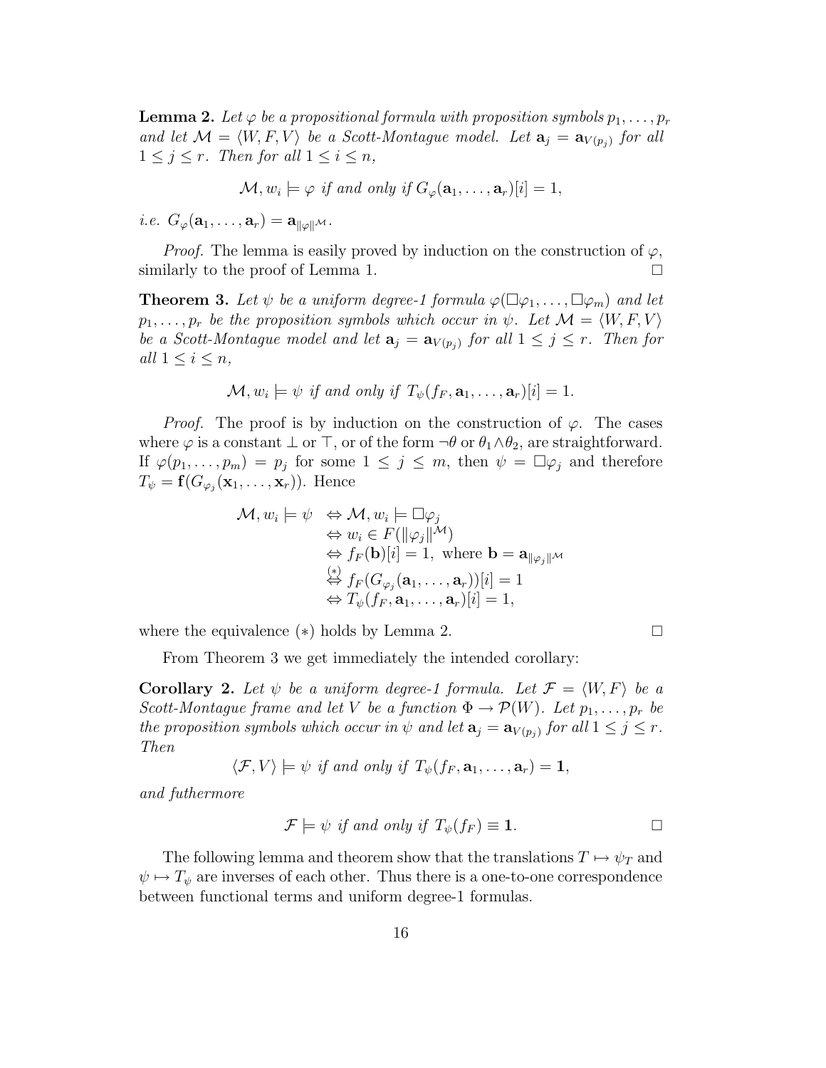**Lemma 2.** *Let $\varphi$ be a propositional formula with proposition symbols $p_1, \ldots, p_r$ and let $\mathcal{M} = \langle W, F, V\rangle$ be a Scott-Montague model. Let $\mathbf{a}_j = \mathbf{a}_{V(p_j)}$ for all $1 \leq j \leq r$. Then for all $1 \leq i \leq n$,*

$$\mathcal{M}, w_i \models \varphi \text{ if and only if } G_\varphi(\mathbf{a}_1, \ldots, \mathbf{a}_r)[i] = 1,$$

*i.e. $G_\varphi(\mathbf{a}_1, \ldots, \mathbf{a}_r) = \mathbf{a}_{\|\varphi\|^\mathcal{M}}$.*

*Proof.* The lemma is easily proved by induction on the construction of $\varphi$, similarly to the proof of Lemma 1. □

**Theorem 3.** *Let $\psi$ be a uniform degree-1 formula $\varphi(\Box\varphi_1, \ldots, \Box\varphi_m)$ and let $p_1, \ldots, p_r$ be the proposition symbols which occur in $\psi$. Let $\mathcal{M} = \langle W, F, V\rangle$ be a Scott-Montague model and let $\mathbf{a}_j = \mathbf{a}_{V(p_j)}$ for all $1 \leq j \leq r$. Then for all $1 \leq i \leq n$,*

$$\mathcal{M}, w_i \models \psi \text{ if and only if } T_\psi(f_F, \mathbf{a}_1, \ldots, \mathbf{a}_r)[i] = 1.$$

*Proof.* The proof is by induction on the construction of $\varphi$. The cases where $\varphi$ is a constant $\bot$ or $\top$, or of the form $\neg\theta$ or $\theta_1 \wedge \theta_2$, are straightforward. If $\varphi(p_1, \ldots, p_m) = p_j$ for some $1 \leq j \leq m$, then $\psi = \Box\varphi_j$ and therefore $T_\psi = \mathbf{f}(G_{\varphi_j}(\mathbf{x}_1, \ldots, \mathbf{x}_r))$. Hence

$$\begin{aligned}
\mathcal{M}, w_i \models \psi \;&\Leftrightarrow \mathcal{M}, w_i \models \Box\varphi_j \\
&\Leftrightarrow w_i \in F(\|\varphi_j\|^\mathcal{M}) \\
&\Leftrightarrow f_F(\mathbf{b})[i] = 1, \text{ where } \mathbf{b} = \mathbf{a}_{\|\varphi_j\|^\mathcal{M}} \\
&\overset{(*)}{\Leftrightarrow} f_F(G_{\varphi_j}(\mathbf{a}_1, \ldots, \mathbf{a}_r))[i] = 1 \\
&\Leftrightarrow T_\psi(f_F, \mathbf{a}_1, \ldots, \mathbf{a}_r)[i] = 1,
\end{aligned}$$

where the equivalence $(*)$ holds by Lemma 2. □

From Theorem 3 we get immediately the intended corollary:

**Corollary 2.** *Let $\psi$ be a uniform degree-1 formula. Let $\mathcal{F} = \langle W, F\rangle$ be a Scott-Montague frame and let $V$ be a function $\Phi \to \mathcal{P}(W)$. Let $p_1, \ldots, p_r$ be the proposition symbols which occur in $\psi$ and let $\mathbf{a}_j = \mathbf{a}_{V(p_j)}$ for all $1 \leq j \leq r$. Then*

$$\langle \mathcal{F}, V\rangle \models \psi \text{ if and only if } T_\psi(f_F, \mathbf{a}_1, \ldots, \mathbf{a}_r) = \mathbf{1},$$

*and futhermore*

$$\mathcal{F} \models \psi \text{ if and only if } T_\psi(f_F) \equiv \mathbf{1}.$$

□

The following lemma and theorem show that the translations $T \mapsto \psi_T$ and $\psi \mapsto T_\psi$ are inverses of each other. Thus there is a one-to-one correspondence between functional terms and uniform degree-1 formulas.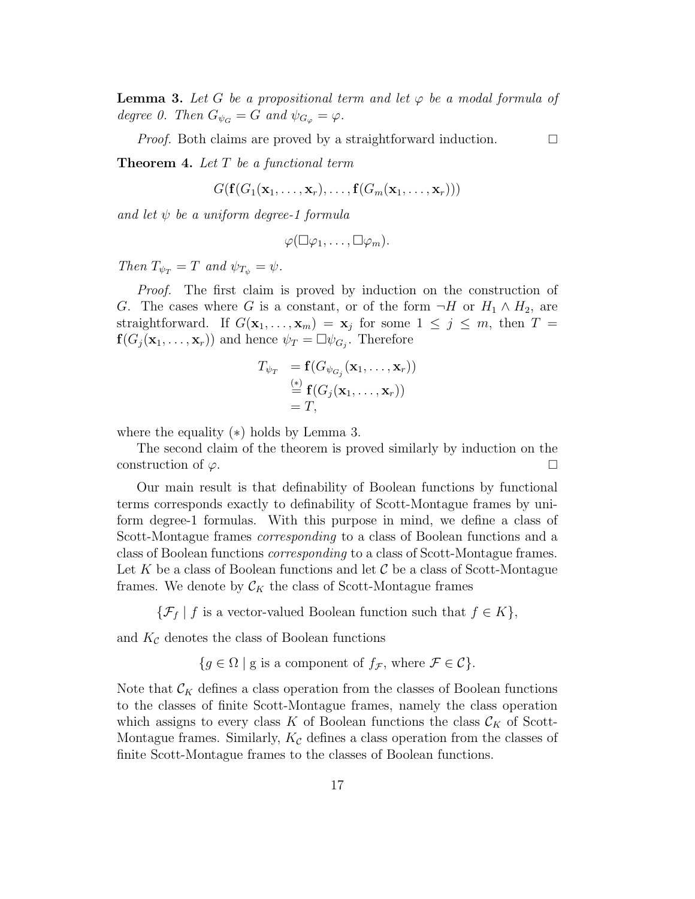**Lemma 3.** *Let $G$ be a propositional term and let $\varphi$ be a modal formula of degree 0. Then $G_{\psi_G} = G$ and $\psi_{G_\varphi} = \varphi$.*

*Proof.* Both claims are proved by a straightforward induction. □

**Theorem 4.** *Let $T$ be a functional term*

$$G(\mathbf{f}(G_1(\mathbf{x}_1, \ldots, \mathbf{x}_r), \ldots, \mathbf{f}(G_m(\mathbf{x}_1, \ldots, \mathbf{x}_r)))$$

*and let $\psi$ be a uniform degree-1 formula*

$$\varphi(\Box\varphi_1, \ldots, \Box\varphi_m).$$

*Then $T_{\psi_T} = T$ and $\psi_{T_\psi} = \psi$.*

*Proof.* The first claim is proved by induction on the construction of $G$. The cases where $G$ is a constant, or of the form $\neg H$ or $H_1 \wedge H_2$, are straightforward. If $G(\mathbf{x}_1, \ldots, \mathbf{x}_m) = \mathbf{x}_j$ for some $1 \leq j \leq m$, then $T = \mathbf{f}(G_j(\mathbf{x}_1, \ldots, \mathbf{x}_r))$ and hence $\psi_T = \Box\psi_{G_j}$. Therefore

$$\begin{aligned} T_{\psi_T} &= \mathbf{f}(G_{\psi_{G_j}}(\mathbf{x}_1, \ldots, \mathbf{x}_r)) \\ &\overset{(*)}{=} \mathbf{f}(G_j(\mathbf{x}_1, \ldots, \mathbf{x}_r)) \\ &= T, \end{aligned}$$

where the equality $(*)$ holds by Lemma 3.

The second claim of the theorem is proved similarly by induction on the construction of $\varphi$. □

Our main result is that definability of Boolean functions by functional terms corresponds exactly to definability of Scott-Montague frames by uniform degree-1 formulas. With this purpose in mind, we define a class of Scott-Montague frames *corresponding* to a class of Boolean functions and a class of Boolean functions *corresponding* to a class of Scott-Montague frames. Let $K$ be a class of Boolean functions and let $\mathcal{C}$ be a class of Scott-Montague frames. We denote by $\mathcal{C}_K$ the class of Scott-Montague frames

$$\{\mathcal{F}_f \mid f \text{ is a vector-valued Boolean function such that } f \in K\},$$

and $K_\mathcal{C}$ denotes the class of Boolean functions

$$\{g \in \Omega \mid \text{g is a component of } f_\mathcal{F}, \text{ where } \mathcal{F} \in \mathcal{C}\}.$$

Note that $\mathcal{C}_K$ defines a class operation from the classes of Boolean functions to the classes of finite Scott-Montague frames, namely the class operation which assigns to every class $K$ of Boolean functions the class $\mathcal{C}_K$ of Scott-Montague frames. Similarly, $K_\mathcal{C}$ defines a class operation from the classes of finite Scott-Montague frames to the classes of Boolean functions.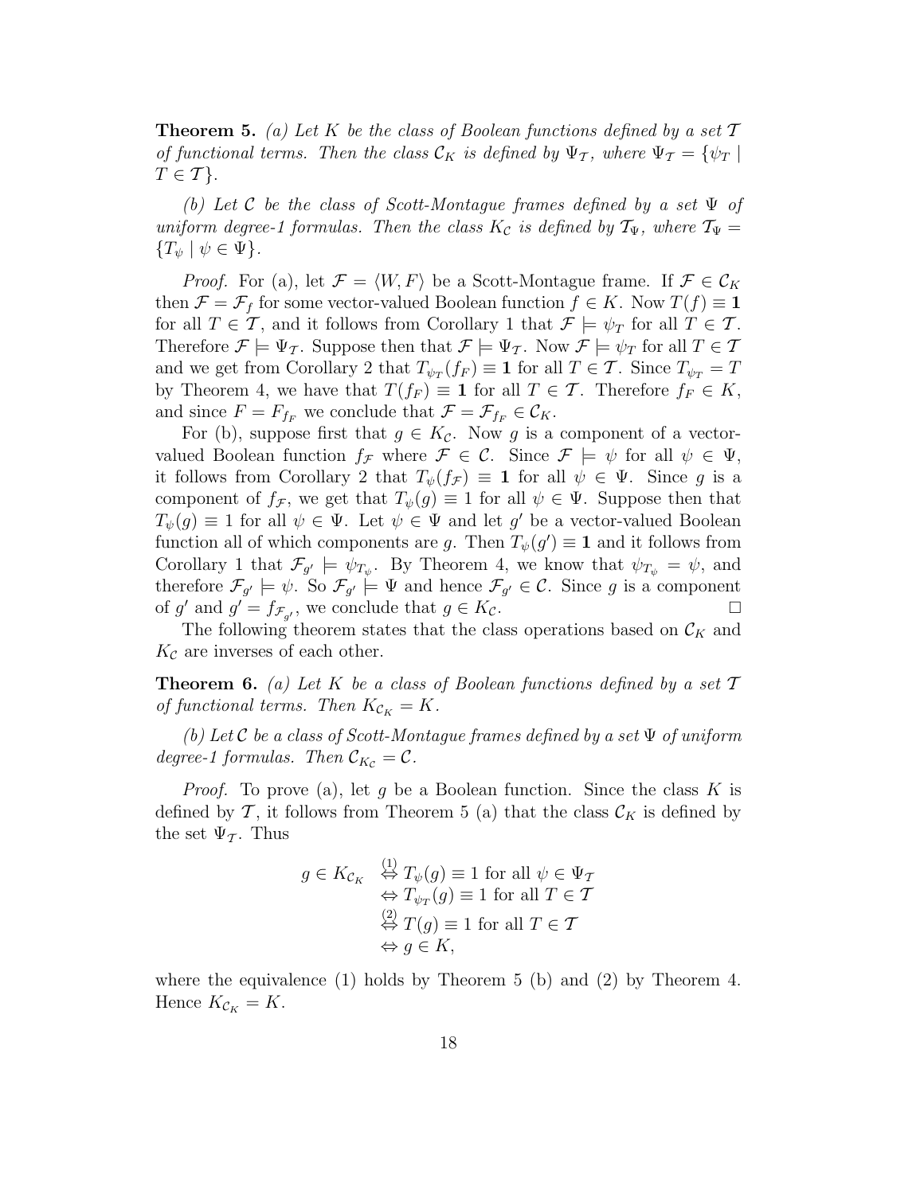**Theorem 5.** *(a) Let $K$ be the class of Boolean functions defined by a set $\mathcal{T}$ of functional terms. Then the class $\mathcal{C}_K$ is defined by $\Psi_{\mathcal{T}}$, where $\Psi_{\mathcal{T}} = \{\psi_T \mid T \in \mathcal{T}\}$.*

*(b) Let $\mathcal{C}$ be the class of Scott-Montague frames defined by a set $\Psi$ of uniform degree-1 formulas. Then the class $K_{\mathcal{C}}$ is defined by $\mathcal{T}_\Psi$, where $\mathcal{T}_\Psi = \{T_\psi \mid \psi \in \Psi\}$.*

*Proof.* For (a), let $\mathcal{F} = \langle W, F\rangle$ be a Scott-Montague frame. If $\mathcal{F} \in \mathcal{C}_K$ then $\mathcal{F} = \mathcal{F}_f$ for some vector-valued Boolean function $f \in K$. Now $T(f) \equiv \mathbf{1}$ for all $T \in \mathcal{T}$, and it follows from Corollary 1 that $\mathcal{F} \models \psi_T$ for all $T \in \mathcal{T}$. Therefore $\mathcal{F} \models \Psi_{\mathcal{T}}$. Suppose then that $\mathcal{F} \models \Psi_{\mathcal{T}}$. Now $\mathcal{F} \models \psi_T$ for all $T \in \mathcal{T}$ and we get from Corollary 2 that $T_{\psi_T}(f_F) \equiv \mathbf{1}$ for all $T \in \mathcal{T}$. Since $T_{\psi_T} = T$ by Theorem 4, we have that $T(f_F) \equiv \mathbf{1}$ for all $T \in \mathcal{T}$. Therefore $f_F \in K$, and since $F = F_{f_F}$ we conclude that $\mathcal{F} = \mathcal{F}_{f_F} \in \mathcal{C}_K$.

For (b), suppose first that $g \in K_{\mathcal{C}}$. Now $g$ is a component of a vector-valued Boolean function $f_{\mathcal{F}}$ where $\mathcal{F} \in \mathcal{C}$. Since $\mathcal{F} \models \psi$ for all $\psi \in \Psi$, it follows from Corollary 2 that $T_\psi(f_{\mathcal{F}}) \equiv \mathbf{1}$ for all $\psi \in \Psi$. Since $g$ is a component of $f_{\mathcal{F}}$, we get that $T_\psi(g) \equiv 1$ for all $\psi \in \Psi$. Suppose then that $T_\psi(g) \equiv 1$ for all $\psi \in \Psi$. Let $\psi \in \Psi$ and let $g'$ be a vector-valued Boolean function all of which components are $g$. Then $T_\psi(g') \equiv \mathbf{1}$ and it follows from Corollary 1 that $\mathcal{F}_{g'} \models \psi_{T_\psi}$. By Theorem 4, we know that $\psi_{T_\psi} = \psi$, and therefore $\mathcal{F}_{g'} \models \psi$. So $\mathcal{F}_{g'} \models \Psi$ and hence $\mathcal{F}_{g'} \in \mathcal{C}$. Since $g$ is a component of $g'$ and $g' = f_{\mathcal{F}_{g'}}$, we conclude that $g \in K_{\mathcal{C}}$. $\square$

The following theorem states that the class operations based on $\mathcal{C}_K$ and $K_{\mathcal{C}}$ are inverses of each other.

**Theorem 6.** *(a) Let $K$ be a class of Boolean functions defined by a set $\mathcal{T}$ of functional terms. Then $K_{\mathcal{C}_K} = K$.*

*(b) Let $\mathcal{C}$ be a class of Scott-Montague frames defined by a set $\Psi$ of uniform degree-1 formulas. Then $\mathcal{C}_{K_{\mathcal{C}}} = \mathcal{C}$.*

*Proof.* To prove (a), let $g$ be a Boolean function. Since the class $K$ is defined by $\mathcal{T}$, it follows from Theorem 5 (a) that the class $\mathcal{C}_K$ is defined by the set $\Psi_{\mathcal{T}}$. Thus

$$
\begin{aligned}
g \in K_{\mathcal{C}_K} &\overset{(1)}{\Leftrightarrow} T_\psi(g) \equiv 1 \text{ for all } \psi \in \Psi_{\mathcal{T}} \\
&\Leftrightarrow T_{\psi_T}(g) \equiv 1 \text{ for all } T \in \mathcal{T} \\
&\overset{(2)}{\Leftrightarrow} T(g) \equiv 1 \text{ for all } T \in \mathcal{T} \\
&\Leftrightarrow g \in K,
\end{aligned}
$$

where the equivalence (1) holds by Theorem 5 (b) and (2) by Theorem 4. Hence $K_{\mathcal{C}_K} = K$.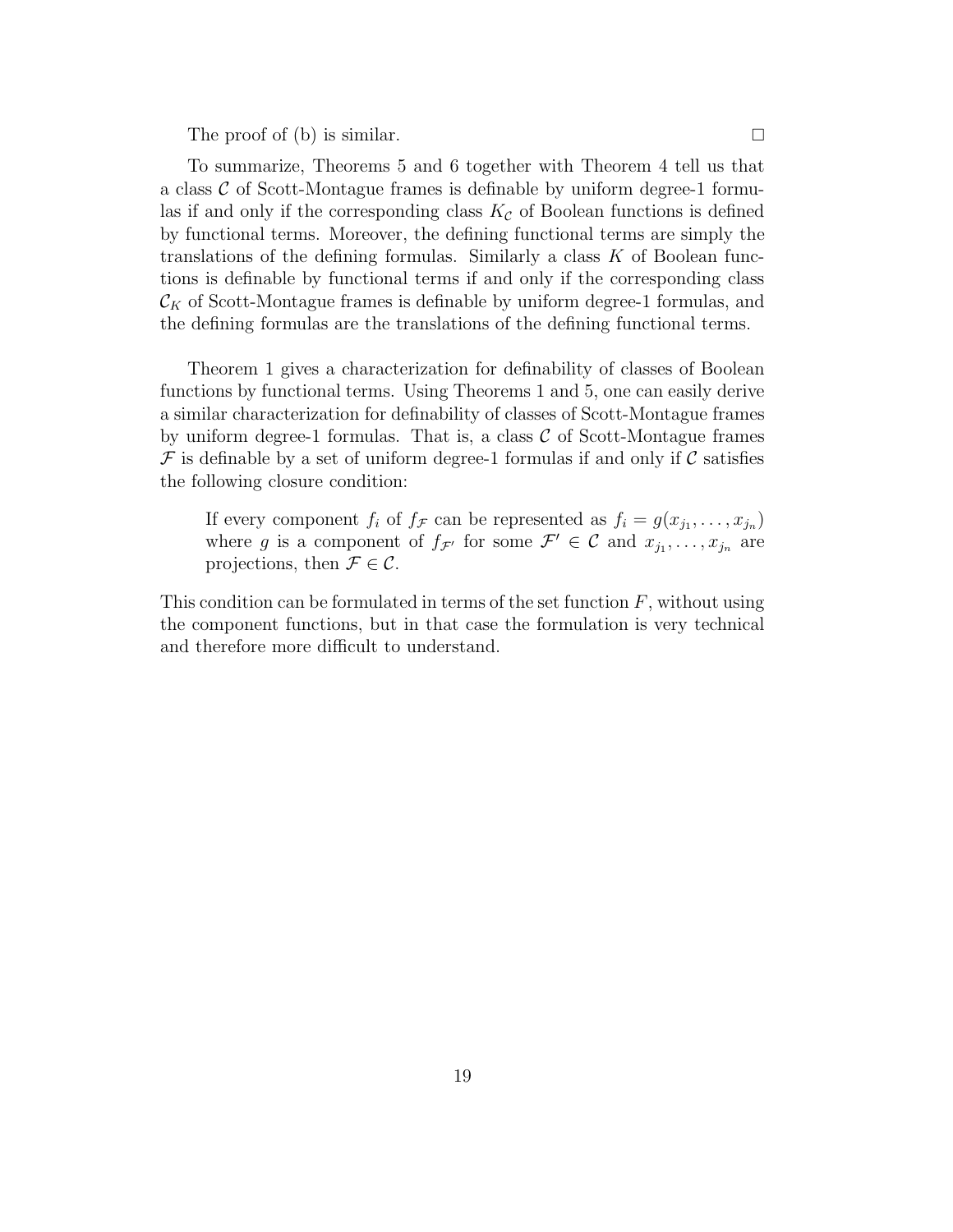The proof of (b) is similar. □

To summarize, Theorems 5 and 6 together with Theorem 4 tell us that a class $\mathcal{C}$ of Scott-Montague frames is definable by uniform degree-1 formulas if and only if the corresponding class $K_{\mathcal{C}}$ of Boolean functions is defined by functional terms. Moreover, the defining functional terms are simply the translations of the defining formulas. Similarly a class $K$ of Boolean functions is definable by functional terms if and only if the corresponding class $\mathcal{C}_K$ of Scott-Montague frames is definable by uniform degree-1 formulas, and the defining formulas are the translations of the defining functional terms.

Theorem 1 gives a characterization for definability of classes of Boolean functions by functional terms. Using Theorems 1 and 5, one can easily derive a similar characterization for definability of classes of Scott-Montague frames by uniform degree-1 formulas. That is, a class $\mathcal{C}$ of Scott-Montague frames $\mathcal{F}$ is definable by a set of uniform degree-1 formulas if and only if $\mathcal{C}$ satisfies the following closure condition:

> If every component $f_i$ of $f_{\mathcal{F}}$ can be represented as $f_i = g(x_{j_1}, \ldots, x_{j_n})$ where $g$ is a component of $f_{\mathcal{F}'}$ for some $\mathcal{F}' \in \mathcal{C}$ and $x_{j_1}, \ldots, x_{j_n}$ are projections, then $\mathcal{F} \in \mathcal{C}$.

This condition can be formulated in terms of the set function $F$, without using the component functions, but in that case the formulation is very technical and therefore more difficult to understand.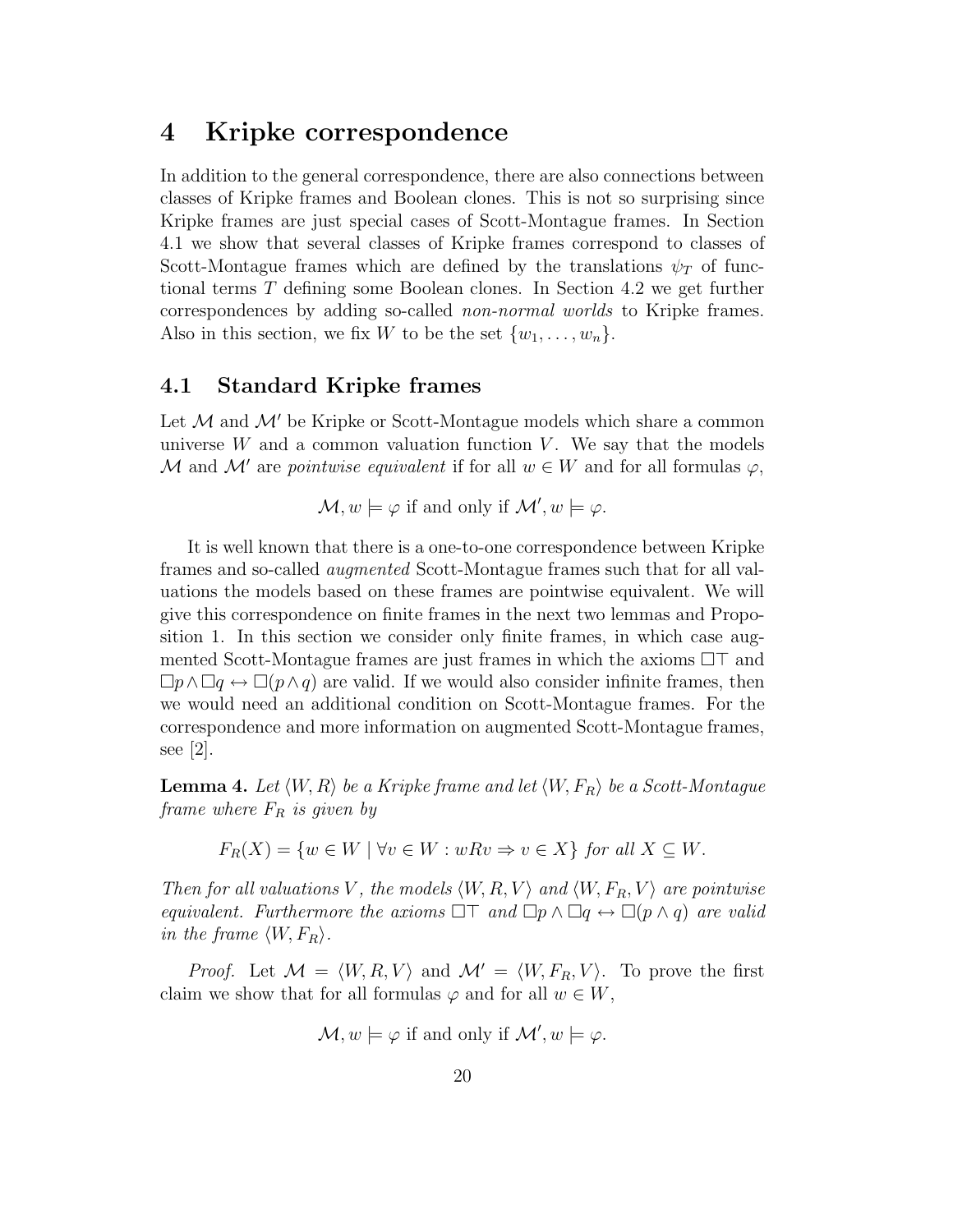# 4 Kripke correspondence

In addition to the general correspondence, there are also connections between classes of Kripke frames and Boolean clones. This is not so surprising since Kripke frames are just special cases of Scott-Montague frames. In Section 4.1 we show that several classes of Kripke frames correspond to classes of Scott-Montague frames which are defined by the translations $\psi_T$ of functional terms $T$ defining some Boolean clones. In Section 4.2 we get further correspondences by adding so-called *non-normal worlds* to Kripke frames. Also in this section, we fix $W$ to be the set $\{w_1, \ldots, w_n\}$.

## 4.1 Standard Kripke frames

Let $\mathcal{M}$ and $\mathcal{M}'$ be Kripke or Scott-Montague models which share a common universe $W$ and a common valuation function $V$. We say that the models $\mathcal{M}$ and $\mathcal{M}'$ are *pointwise equivalent* if for all $w \in W$ and for all formulas $\varphi$,

$$\mathcal{M}, w \models \varphi \text{ if and only if } \mathcal{M}', w \models \varphi.$$

It is well known that there is a one-to-one correspondence between Kripke frames and so-called *augmented* Scott-Montague frames such that for all valuations the models based on these frames are pointwise equivalent. We will give this correspondence on finite frames in the next two lemmas and Proposition 1. In this section we consider only finite frames, in which case augmented Scott-Montague frames are just frames in which the axioms $\Box\top$ and $\Box p \land \Box q \leftrightarrow \Box(p \land q)$ are valid. If we would also consider infinite frames, then we would need an additional condition on Scott-Montague frames. For the correspondence and more information on augmented Scott-Montague frames, see [2].

**Lemma 4.** *Let $\langle W, R\rangle$ be a Kripke frame and let $\langle W, F_R\rangle$ be a Scott-Montague frame where $F_R$ is given by*

$$F_R(X) = \{w \in W \mid \forall v \in W : wRv \Rightarrow v \in X\} \text{ for all } X \subseteq W.$$

*Then for all valuations $V$, the models $\langle W, R, V\rangle$ and $\langle W, F_R, V\rangle$ are pointwise equivalent. Furthermore the axioms $\Box\top$ and $\Box p \land \Box q \leftrightarrow \Box(p \land q)$ are valid in the frame $\langle W, F_R\rangle$.*

*Proof.* Let $\mathcal{M} = \langle W, R, V\rangle$ and $\mathcal{M}' = \langle W, F_R, V\rangle$. To prove the first claim we show that for all formulas $\varphi$ and for all $w \in W$,

$$\mathcal{M}, w \models \varphi \text{ if and only if } \mathcal{M}', w \models \varphi.$$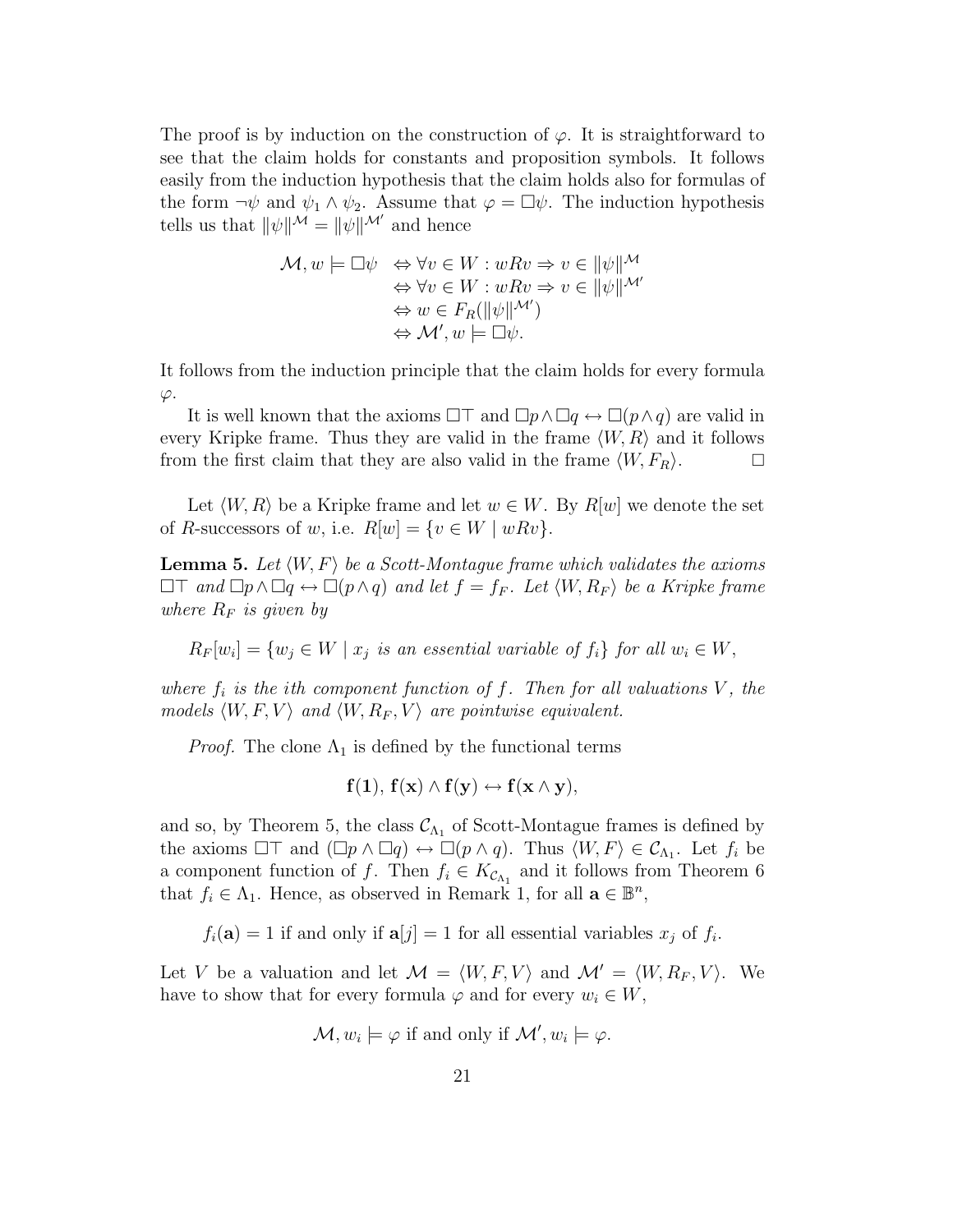The proof is by induction on the construction of $\varphi$. It is straightforward to see that the claim holds for constants and proposition symbols. It follows easily from the induction hypothesis that the claim holds also for formulas of the form $\neg\psi$ and $\psi_1 \wedge \psi_2$. Assume that $\varphi = \Box\psi$. The induction hypothesis tells us that $\|\psi\|^{\mathcal{M}} = \|\psi\|^{\mathcal{M}'}$ and hence

$$\begin{aligned}
\mathcal{M}, w \models \Box\psi \;&\Leftrightarrow \forall v \in W : wRv \Rightarrow v \in \|\psi\|^{\mathcal{M}} \\
&\Leftrightarrow \forall v \in W : wRv \Rightarrow v \in \|\psi\|^{\mathcal{M}'} \\
&\Leftrightarrow w \in F_R(\|\psi\|^{\mathcal{M}'}) \\
&\Leftrightarrow \mathcal{M}', w \models \Box\psi.
\end{aligned}$$

It follows from the induction principle that the claim holds for every formula $\varphi$.

It is well known that the axioms $\Box\top$ and $\Box p \wedge \Box q \leftrightarrow \Box(p \wedge q)$ are valid in every Kripke frame. Thus they are valid in the frame $\langle W, R\rangle$ and it follows from the first claim that they are also valid in the frame $\langle W, F_R\rangle$. $\Box$

Let $\langle W, R\rangle$ be a Kripke frame and let $w \in W$. By $R[w]$ we denote the set of $R$-successors of $w$, i.e. $R[w] = \{v \in W \mid wRv\}$.

**Lemma 5.** *Let $\langle W, F\rangle$ be a Scott-Montague frame which validates the axioms $\Box\top$ and $\Box p \wedge \Box q \leftrightarrow \Box(p \wedge q)$ and let $f = f_F$. Let $\langle W, R_F\rangle$ be a Kripke frame where $R_F$ is given by*

$$R_F[w_i] = \{w_j \in W \mid x_j \text{ is an essential variable of } f_i\} \text{ for all } w_i \in W,$$

*where $f_i$ is the $i$th component function of $f$. Then for all valuations $V$, the models $\langle W, F, V\rangle$ and $\langle W, R_F, V\rangle$ are pointwise equivalent.*

*Proof.* The clone $\Lambda_1$ is defined by the functional terms

$$\mathbf{f}(\mathbf{1}),\; \mathbf{f}(\mathbf{x}) \wedge \mathbf{f}(\mathbf{y}) \leftrightarrow \mathbf{f}(\mathbf{x} \wedge \mathbf{y}),$$

and so, by Theorem 5, the class $\mathcal{C}_{\Lambda_1}$ of Scott-Montague frames is defined by the axioms $\Box\top$ and $(\Box p \wedge \Box q) \leftrightarrow \Box(p \wedge q)$. Thus $\langle W, F\rangle \in \mathcal{C}_{\Lambda_1}$. Let $f_i$ be a component function of $f$. Then $f_i \in K_{\mathcal{C}_{\Lambda_1}}$ and it follows from Theorem 6 that $f_i \in \Lambda_1$. Hence, as observed in Remark 1, for all $\mathbf{a} \in \mathbb{B}^n$,

$$f_i(\mathbf{a}) = 1 \text{ if and only if } \mathbf{a}[j] = 1 \text{ for all essential variables } x_j \text{ of } f_i.$$

Let $V$ be a valuation and let $\mathcal{M} = \langle W, F, V\rangle$ and $\mathcal{M}' = \langle W, R_F, V\rangle$. We have to show that for every formula $\varphi$ and for every $w_i \in W$,

$$\mathcal{M}, w_i \models \varphi \text{ if and only if } \mathcal{M}', w_i \models \varphi.$$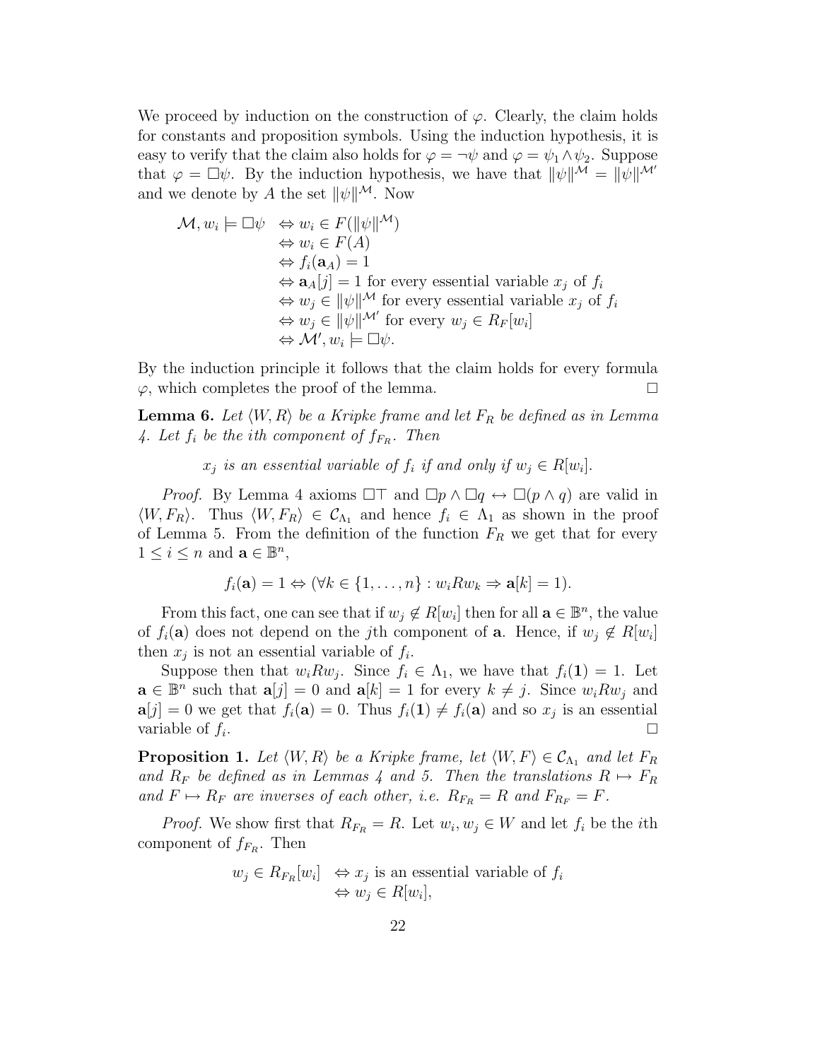We proceed by induction on the construction of $\varphi$. Clearly, the claim holds for constants and proposition symbols. Using the induction hypothesis, it is easy to verify that the claim also holds for $\varphi = \neg\psi$ and $\varphi = \psi_1 \wedge \psi_2$. Suppose that $\varphi = \Box\psi$. By the induction hypothesis, we have that $\|\psi\|^{\mathcal{M}} = \|\psi\|^{\mathcal{M}'}$ and we denote by $A$ the set $\|\psi\|^{\mathcal{M}}$. Now

$$
\begin{aligned}
\mathcal{M}, w_i \models \Box\psi \ &\Leftrightarrow w_i \in F(\|\psi\|^{\mathcal{M}}) \\
&\Leftrightarrow w_i \in F(A) \\
&\Leftrightarrow f_i(\mathbf{a}_A) = 1 \\
&\Leftrightarrow \mathbf{a}_A[j] = 1 \text{ for every essential variable } x_j \text{ of } f_i \\
&\Leftrightarrow w_j \in \|\psi\|^{\mathcal{M}} \text{ for every essential variable } x_j \text{ of } f_i \\
&\Leftrightarrow w_j \in \|\psi\|^{\mathcal{M}'} \text{ for every } w_j \in R_F[w_i] \\
&\Leftrightarrow \mathcal{M}', w_i \models \Box\psi.
\end{aligned}
$$

By the induction principle it follows that the claim holds for every formula $\varphi$, which completes the proof of the lemma. $\Box$

**Lemma 6.** *Let $\langle W, R\rangle$ be a Kripke frame and let $F_R$ be defined as in Lemma 4. Let $f_i$ be the $i$th component of $f_{F_R}$. Then*

$$x_j \text{ is an essential variable of } f_i \text{ if and only if } w_j \in R[w_i].$$

*Proof.* By Lemma 4 axioms $\Box\top$ and $\Box p \wedge \Box q \leftrightarrow \Box(p \wedge q)$ are valid in $\langle W, F_R\rangle$. Thus $\langle W, F_R\rangle \in \mathcal{C}_{\Lambda_1}$ and hence $f_i \in \Lambda_1$ as shown in the proof of Lemma 5. From the definition of the function $F_R$ we get that for every $1 \leq i \leq n$ and $\mathbf{a} \in \mathbb{B}^n$,

$$f_i(\mathbf{a}) = 1 \Leftrightarrow (\forall k \in \{1, \ldots, n\} : w_i R w_k \Rightarrow \mathbf{a}[k] = 1).$$

From this fact, one can see that if $w_j \notin R[w_i]$ then for all $\mathbf{a} \in \mathbb{B}^n$, the value of $f_i(\mathbf{a})$ does not depend on the $j$th component of $\mathbf{a}$. Hence, if $w_j \notin R[w_i]$ then $x_j$ is not an essential variable of $f_i$.

Suppose then that $w_i R w_j$. Since $f_i \in \Lambda_1$, we have that $f_i(\mathbf{1}) = 1$. Let $\mathbf{a} \in \mathbb{B}^n$ such that $\mathbf{a}[j] = 0$ and $\mathbf{a}[k] = 1$ for every $k \neq j$. Since $w_i R w_j$ and $\mathbf{a}[j] = 0$ we get that $f_i(\mathbf{a}) = 0$. Thus $f_i(\mathbf{1}) \neq f_i(\mathbf{a})$ and so $x_j$ is an essential variable of $f_i$. $\Box$

**Proposition 1.** *Let $\langle W, R\rangle$ be a Kripke frame, let $\langle W, F\rangle \in \mathcal{C}_{\Lambda_1}$ and let $F_R$ and $R_F$ be defined as in Lemmas 4 and 5. Then the translations $R \mapsto F_R$ and $F \mapsto R_F$ are inverses of each other, i.e. $R_{F_R} = R$ and $F_{R_F} = F$.*

*Proof.* We show first that $R_{F_R} = R$. Let $w_i, w_j \in W$ and let $f_i$ be the $i$th component of $f_{F_R}$. Then

$$
\begin{aligned}
w_j \in R_{F_R}[w_i] \ &\Leftrightarrow x_j \text{ is an essential variable of } f_i \\
&\Leftrightarrow w_j \in R[w_i],
\end{aligned}
$$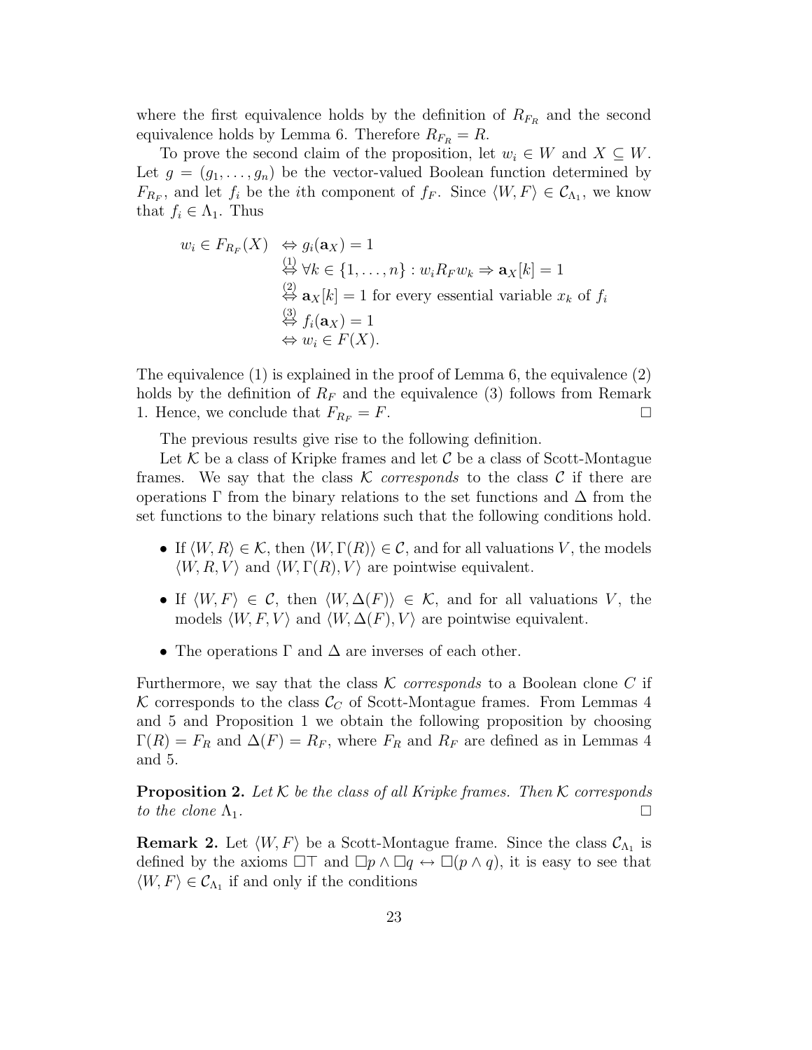where the first equivalence holds by the definition of $R_{F_R}$ and the second equivalence holds by Lemma 6. Therefore $R_{F_R} = R$.

To prove the second claim of the proposition, let $w_i \in W$ and $X \subseteq W$. Let $g = (g_1, \ldots, g_n)$ be the vector-valued Boolean function determined by $F_{R_F}$, and let $f_i$ be the $i$th component of $f_F$. Since $\langle W, F\rangle \in \mathcal{C}_{\Lambda_1}$, we know that $f_i \in \Lambda_1$. Thus

$$
\begin{aligned}
w_i \in F_{R_F}(X) &\Leftrightarrow g_i(\mathbf{a}_X) = 1 \\
&\overset{(1)}{\Leftrightarrow} \forall k \in \{1, \ldots, n\} : w_i R_F w_k \Rightarrow \mathbf{a}_X[k] = 1 \\
&\overset{(2)}{\Leftrightarrow} \mathbf{a}_X[k] = 1 \text{ for every essential variable } x_k \text{ of } f_i \\
&\overset{(3)}{\Leftrightarrow} f_i(\mathbf{a}_X) = 1 \\
&\Leftrightarrow w_i \in F(X).
\end{aligned}
$$

The equivalence (1) is explained in the proof of Lemma 6, the equivalence (2) holds by the definition of $R_F$ and the equivalence (3) follows from Remark 1. Hence, we conclude that $F_{R_F} = F$. $\square$

The previous results give rise to the following definition.

Let $\mathcal{K}$ be a class of Kripke frames and let $\mathcal{C}$ be a class of Scott-Montague frames. We say that the class $\mathcal{K}$ *corresponds* to the class $\mathcal{C}$ if there are operations $\Gamma$ from the binary relations to the set functions and $\Delta$ from the set functions to the binary relations such that the following conditions hold.

- If $\langle W, R\rangle \in \mathcal{K}$, then $\langle W, \Gamma(R)\rangle \in \mathcal{C}$, and for all valuations $V$, the models $\langle W, R, V\rangle$ and $\langle W, \Gamma(R), V\rangle$ are pointwise equivalent.
- If $\langle W, F\rangle \in \mathcal{C}$, then $\langle W, \Delta(F)\rangle \in \mathcal{K}$, and for all valuations $V$, the models $\langle W, F, V\rangle$ and $\langle W, \Delta(F), V\rangle$ are pointwise equivalent.
- The operations $\Gamma$ and $\Delta$ are inverses of each other.

Furthermore, we say that the class $\mathcal{K}$ *corresponds* to a Boolean clone $C$ if $\mathcal{K}$ corresponds to the class $\mathcal{C}_C$ of Scott-Montague frames. From Lemmas 4 and 5 and Proposition 1 we obtain the following proposition by choosing $\Gamma(R) = F_R$ and $\Delta(F) = R_F$, where $F_R$ and $R_F$ are defined as in Lemmas 4 and 5.

**Proposition 2.** *Let $\mathcal{K}$ be the class of all Kripke frames. Then $\mathcal{K}$ corresponds to the clone $\Lambda_1$.* $\square$

**Remark 2.** Let $\langle W, F\rangle$ be a Scott-Montague frame. Since the class $\mathcal{C}_{\Lambda_1}$ is defined by the axioms $\Box\top$ and $\Box p \wedge \Box q \leftrightarrow \Box(p \wedge q)$, it is easy to see that $\langle W, F\rangle \in \mathcal{C}_{\Lambda_1}$ if and only if the conditions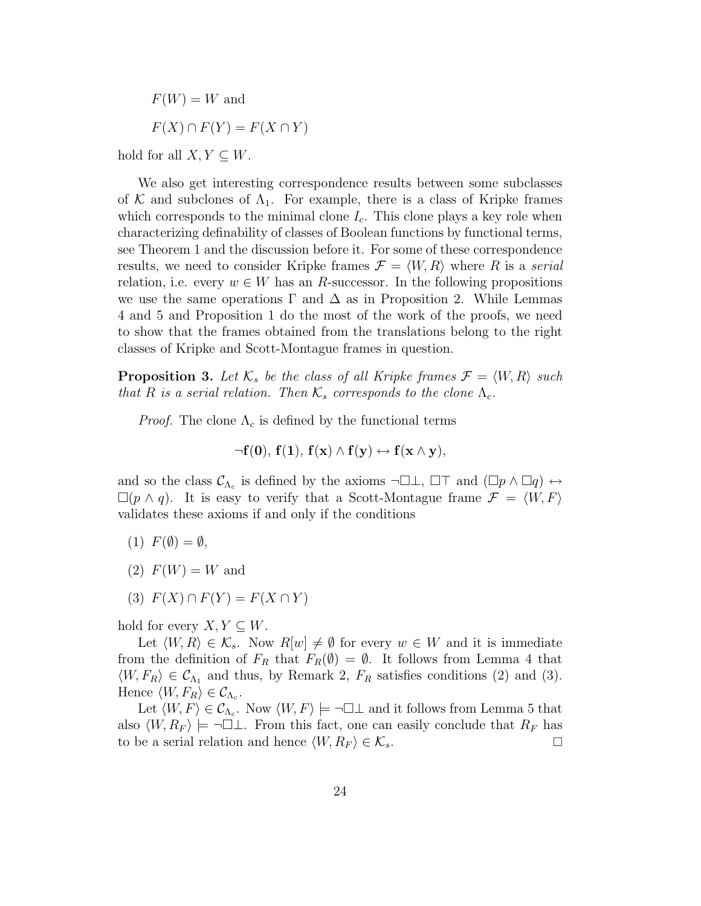$F(W) = W$ and

$F(X) \cap F(Y) = F(X \cap Y)$

hold for all $X, Y \subseteq W$.

We also get interesting correspondence results between some subclasses of $\mathcal{K}$ and subclones of $\Lambda_1$. For example, there is a class of Kripke frames which corresponds to the minimal clone $I_c$. This clone plays a key role when characterizing definability of classes of Boolean functions by functional terms, see Theorem 1 and the discussion before it. For some of these correspondence results, we need to consider Kripke frames $\mathcal{F} = \langle W, R\rangle$ where $R$ is a *serial* relation, i.e. every $w \in W$ has an $R$-successor. In the following propositions we use the same operations $\Gamma$ and $\Delta$ as in Proposition 2. While Lemmas 4 and 5 and Proposition 1 do the most of the work of the proofs, we need to show that the frames obtained from the translations belong to the right classes of Kripke and Scott-Montague frames in question.

**Proposition 3.** *Let $\mathcal{K}_s$ be the class of all Kripke frames $\mathcal{F} = \langle W, R\rangle$ such that $R$ is a serial relation. Then $\mathcal{K}_s$ corresponds to the clone $\Lambda_c$.*

*Proof.* The clone $\Lambda_c$ is defined by the functional terms

$$\neg\mathbf{f}(\mathbf{0}),\ \mathbf{f}(\mathbf{1}),\ \mathbf{f}(\mathbf{x}) \wedge \mathbf{f}(\mathbf{y}) \leftrightarrow \mathbf{f}(\mathbf{x} \wedge \mathbf{y}),$$

and so the class $\mathcal{C}_{\Lambda_c}$ is defined by the axioms $\neg\Box\bot$, $\Box\top$ and $(\Box p \wedge \Box q) \leftrightarrow \Box(p \wedge q)$. It is easy to verify that a Scott-Montague frame $\mathcal{F} = \langle W, F\rangle$ validates these axioms if and only if the conditions

(1) $F(\emptyset) = \emptyset$,

(2) $F(W) = W$ and

(3) $F(X) \cap F(Y) = F(X \cap Y)$

hold for every $X, Y \subseteq W$.

Let $\langle W, R\rangle \in \mathcal{K}_s$. Now $R[w] \neq \emptyset$ for every $w \in W$ and it is immediate from the definition of $F_R$ that $F_R(\emptyset) = \emptyset$. It follows from Lemma 4 that $\langle W, F_R\rangle \in \mathcal{C}_{\Lambda_1}$ and thus, by Remark 2, $F_R$ satisfies conditions (2) and (3). Hence $\langle W, F_R\rangle \in \mathcal{C}_{\Lambda_c}$.

Let $\langle W, F\rangle \in \mathcal{C}_{\Lambda_c}$. Now $\langle W, F\rangle \models \neg\Box\bot$ and it follows from Lemma 5 that also $\langle W, R_F\rangle \models \neg\Box\bot$. From this fact, one can easily conclude that $R_F$ has to be a serial relation and hence $\langle W, R_F\rangle \in \mathcal{K}_s$. $\Box$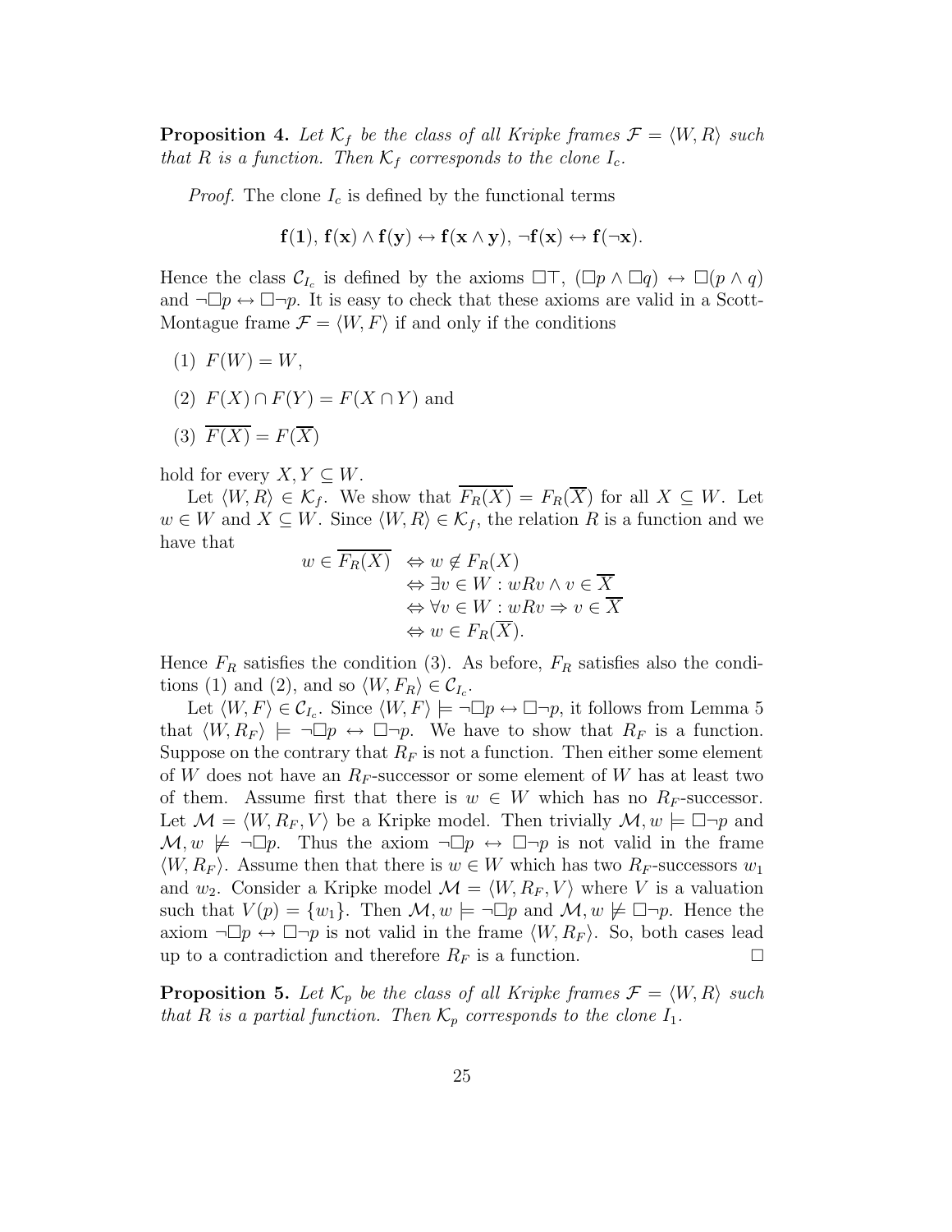**Proposition 4.** *Let $\mathcal{K}_f$ be the class of all Kripke frames $\mathcal{F} = \langle W, R \rangle$ such that $R$ is a function. Then $\mathcal{K}_f$ corresponds to the clone $I_c$.*

*Proof.* The clone $I_c$ is defined by the functional terms

$$\mathbf{f}(\mathbf{1}),\ \mathbf{f}(\mathbf{x}) \wedge \mathbf{f}(\mathbf{y}) \leftrightarrow \mathbf{f}(\mathbf{x} \wedge \mathbf{y}),\ \neg \mathbf{f}(\mathbf{x}) \leftrightarrow \mathbf{f}(\neg \mathbf{x}).$$

Hence the class $\mathcal{C}_{I_c}$ is defined by the axioms $\Box\top$, $(\Box p \wedge \Box q) \leftrightarrow \Box(p \wedge q)$ and $\neg\Box p \leftrightarrow \Box\neg p$. It is easy to check that these axioms are valid in a Scott-Montague frame $\mathcal{F} = \langle W, F \rangle$ if and only if the conditions

(1) $F(W) = W$,

(2) $F(X) \cap F(Y) = F(X \cap Y)$ and

(3) $\overline{F(X)} = F(\overline{X})$

hold for every $X, Y \subseteq W$.

Let $\langle W, R \rangle \in \mathcal{K}_f$. We show that $\overline{F_R(X)} = F_R(\overline{X})$ for all $X \subseteq W$. Let $w \in W$ and $X \subseteq W$. Since $\langle W, R \rangle \in \mathcal{K}_f$, the relation $R$ is a function and we have that

$$\begin{aligned} w \in \overline{F_R(X)} &\Leftrightarrow w \notin F_R(X) \\ &\Leftrightarrow \exists v \in W : wRv \wedge v \in \overline{X} \\ &\Leftrightarrow \forall v \in W : wRv \Rightarrow v \in \overline{X} \\ &\Leftrightarrow w \in F_R(\overline{X}). \end{aligned}$$

Hence $F_R$ satisfies the condition (3). As before, $F_R$ satisfies also the conditions (1) and (2), and so $\langle W, F_R \rangle \in \mathcal{C}_{I_c}$.

Let $\langle W, F \rangle \in \mathcal{C}_{I_c}$. Since $\langle W, F \rangle \models \neg\Box p \leftrightarrow \Box\neg p$, it follows from Lemma 5 that $\langle W, R_F \rangle \models \neg\Box p \leftrightarrow \Box\neg p$. We have to show that $R_F$ is a function. Suppose on the contrary that $R_F$ is not a function. Then either some element of $W$ does not have an $R_F$-successor or some element of $W$ has at least two of them. Assume first that there is $w \in W$ which has no $R_F$-successor. Let $\mathcal{M} = \langle W, R_F, V \rangle$ be a Kripke model. Then trivially $\mathcal{M}, w \models \Box\neg p$ and $\mathcal{M}, w \not\models \neg\Box p$. Thus the axiom $\neg\Box p \leftrightarrow \Box\neg p$ is not valid in the frame $\langle W, R_F \rangle$. Assume then that there is $w \in W$ which has two $R_F$-successors $w_1$ and $w_2$. Consider a Kripke model $\mathcal{M} = \langle W, R_F, V \rangle$ where $V$ is a valuation such that $V(p) = \{w_1\}$. Then $\mathcal{M}, w \models \neg\Box p$ and $\mathcal{M}, w \not\models \Box\neg p$. Hence the axiom $\neg\Box p \leftrightarrow \Box\neg p$ is not valid in the frame $\langle W, R_F \rangle$. So, both cases lead up to a contradiction and therefore $R_F$ is a function. $\Box$

**Proposition 5.** *Let $\mathcal{K}_p$ be the class of all Kripke frames $\mathcal{F} = \langle W, R \rangle$ such that $R$ is a partial function. Then $\mathcal{K}_p$ corresponds to the clone $I_1$.*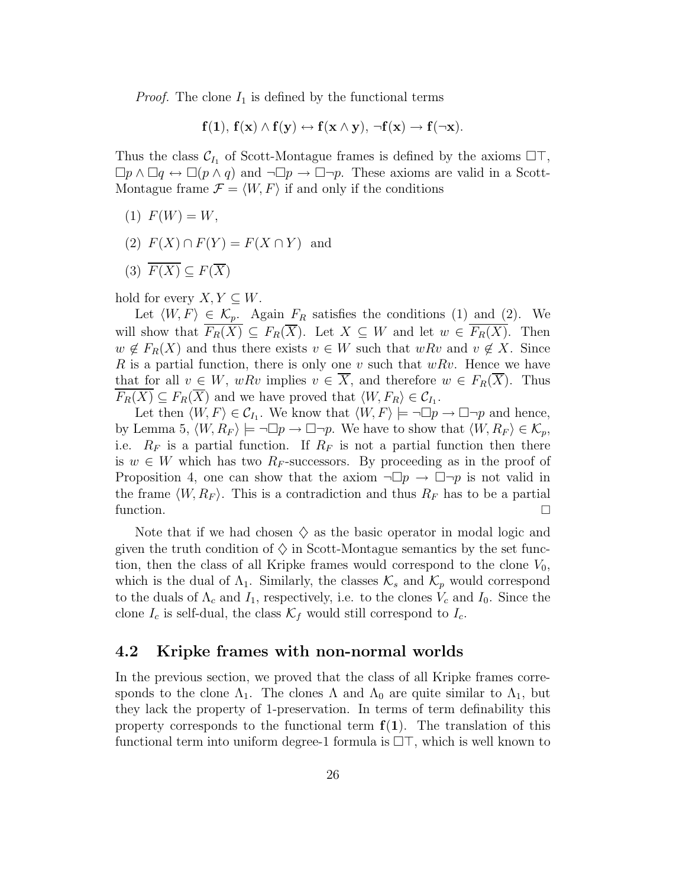*Proof.* The clone $I_1$ is defined by the functional terms

$$\mathbf{f(1)},\ \mathbf{f(x)} \wedge \mathbf{f(y)} \leftrightarrow \mathbf{f(x \wedge y)},\ \neg\mathbf{f(x)} \rightarrow \mathbf{f(\neg x)}.$$

Thus the class $\mathcal{C}_{I_1}$ of Scott-Montague frames is defined by the axioms $\Box\top$, $\Box p \wedge \Box q \leftrightarrow \Box(p \wedge q)$ and $\neg\Box p \rightarrow \Box\neg p$. These axioms are valid in a Scott-Montague frame $\mathcal{F} = \langle W, F\rangle$ if and only if the conditions

(1) $F(W) = W$,

(2) $F(X) \cap F(Y) = F(X \cap Y)$ and

(3) $\overline{F(X)} \subseteq F(\overline{X})$

hold for every $X, Y \subseteq W$.

Let $\langle W, F\rangle \in \mathcal{K}_p$. Again $F_R$ satisfies the conditions (1) and (2). We will show that $\overline{F_R(X)} \subseteq F_R(\overline{X})$. Let $X \subseteq W$ and let $w \in \overline{F_R(X)}$. Then $w \notin F_R(X)$ and thus there exists $v \in W$ such that $wRv$ and $v \notin X$. Since $R$ is a partial function, there is only one $v$ such that $wRv$. Hence we have that for all $v \in W$, $wRv$ implies $v \in \overline{X}$, and therefore $w \in F_R(\overline{X})$. Thus $\overline{F_R(X)} \subseteq F_R(\overline{X})$ and we have proved that $\langle W, F_R\rangle \in \mathcal{C}_{I_1}$.

Let then $\langle W, F\rangle \in \mathcal{C}_{I_1}$. We know that $\langle W, F\rangle \models \neg\Box p \rightarrow \Box\neg p$ and hence, by Lemma 5, $\langle W, R_F\rangle \models \neg\Box p \rightarrow \Box\neg p$. We have to show that $\langle W, R_F\rangle \in \mathcal{K}_p$, i.e. $R_F$ is a partial function. If $R_F$ is not a partial function then there is $w \in W$ which has two $R_F$-successors. By proceeding as in the proof of Proposition 4, one can show that the axiom $\neg\Box p \rightarrow \Box\neg p$ is not valid in the frame $\langle W, R_F\rangle$. This is a contradiction and thus $R_F$ has to be a partial function. $\Box$

Note that if we had chosen $\Diamond$ as the basic operator in modal logic and given the truth condition of $\Diamond$ in Scott-Montague semantics by the set function, then the class of all Kripke frames would correspond to the clone $V_0$, which is the dual of $\Lambda_1$. Similarly, the classes $\mathcal{K}_s$ and $\mathcal{K}_p$ would correspond to the duals of $\Lambda_c$ and $I_1$, respectively, i.e. to the clones $V_c$ and $I_0$. Since the clone $I_c$ is self-dual, the class $\mathcal{K}_f$ would still correspond to $I_c$.

## 4.2 Kripke frames with non-normal worlds

In the previous section, we proved that the class of all Kripke frames corresponds to the clone $\Lambda_1$. The clones $\Lambda$ and $\Lambda_0$ are quite similar to $\Lambda_1$, but they lack the property of 1-preservation. In terms of term definability this property corresponds to the functional term $\mathbf{f(1)}$. The translation of this functional term into uniform degree-1 formula is $\Box\top$, which is well known to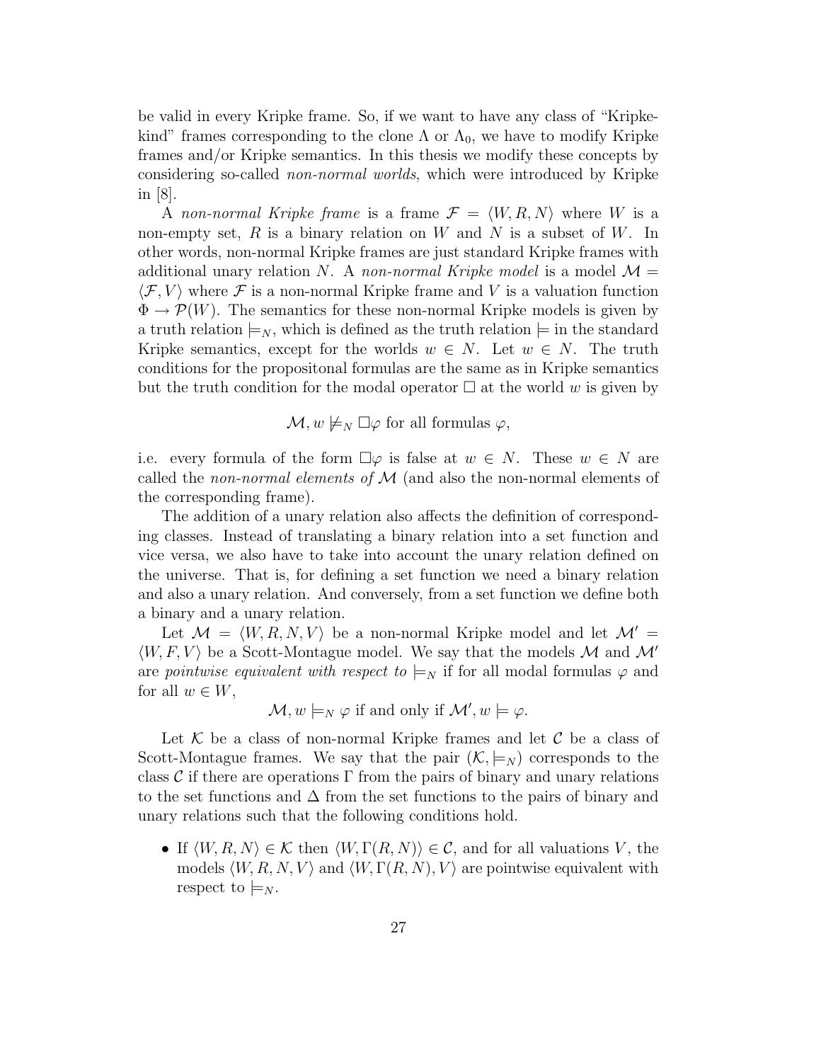be valid in every Kripke frame. So, if we want to have any class of "Kripke-kind" frames corresponding to the clone $\Lambda$ or $\Lambda_0$, we have to modify Kripke frames and/or Kripke semantics. In this thesis we modify these concepts by considering so-called *non-normal worlds*, which were introduced by Kripke in [8].

A *non-normal Kripke frame* is a frame $\mathcal{F} = \langle W, R, N \rangle$ where $W$ is a non-empty set, $R$ is a binary relation on $W$ and $N$ is a subset of $W$. In other words, non-normal Kripke frames are just standard Kripke frames with additional unary relation $N$. A *non-normal Kripke model* is a model $\mathcal{M} = \langle \mathcal{F}, V \rangle$ where $\mathcal{F}$ is a non-normal Kripke frame and $V$ is a valuation function $\Phi \to \mathcal{P}(W)$. The semantics for these non-normal Kripke models is given by a truth relation $\models_N$, which is defined as the truth relation $\models$ in the standard Kripke semantics, except for the worlds $w \in N$. Let $w \in N$. The truth conditions for the propositonal formulas are the same as in Kripke semantics but the truth condition for the modal operator $\Box$ at the world $w$ is given by

$$\mathcal{M}, w \not\models_N \Box\varphi \text{ for all formulas } \varphi,$$

i.e. every formula of the form $\Box\varphi$ is false at $w \in N$. These $w \in N$ are called the *non-normal elements of* $\mathcal{M}$ (and also the non-normal elements of the corresponding frame).

The addition of a unary relation also affects the definition of corresponding classes. Instead of translating a binary relation into a set function and vice versa, we also have to take into account the unary relation defined on the universe. That is, for defining a set function we need a binary relation and also a unary relation. And conversely, from a set function we define both a binary and a unary relation.

Let $\mathcal{M} = \langle W, R, N, V \rangle$ be a non-normal Kripke model and let $\mathcal{M}' = \langle W, F, V \rangle$ be a Scott-Montague model. We say that the models $\mathcal{M}$ and $\mathcal{M}'$ are *pointwise equivalent with respect to* $\models_N$ if for all modal formulas $\varphi$ and for all $w \in W$,

$$\mathcal{M}, w \models_N \varphi \text{ if and only if } \mathcal{M}', w \models \varphi.$$

Let $\mathcal{K}$ be a class of non-normal Kripke frames and let $\mathcal{C}$ be a class of Scott-Montague frames. We say that the pair $(\mathcal{K}, \models_N)$ corresponds to the class $\mathcal{C}$ if there are operations $\Gamma$ from the pairs of binary and unary relations to the set functions and $\Delta$ from the set functions to the pairs of binary and unary relations such that the following conditions hold.

- If $\langle W, R, N \rangle \in \mathcal{K}$ then $\langle W, \Gamma(R, N) \rangle \in \mathcal{C}$, and for all valuations $V$, the models $\langle W, R, N, V \rangle$ and $\langle W, \Gamma(R, N), V \rangle$ are pointwise equivalent with respect to $\models_N$.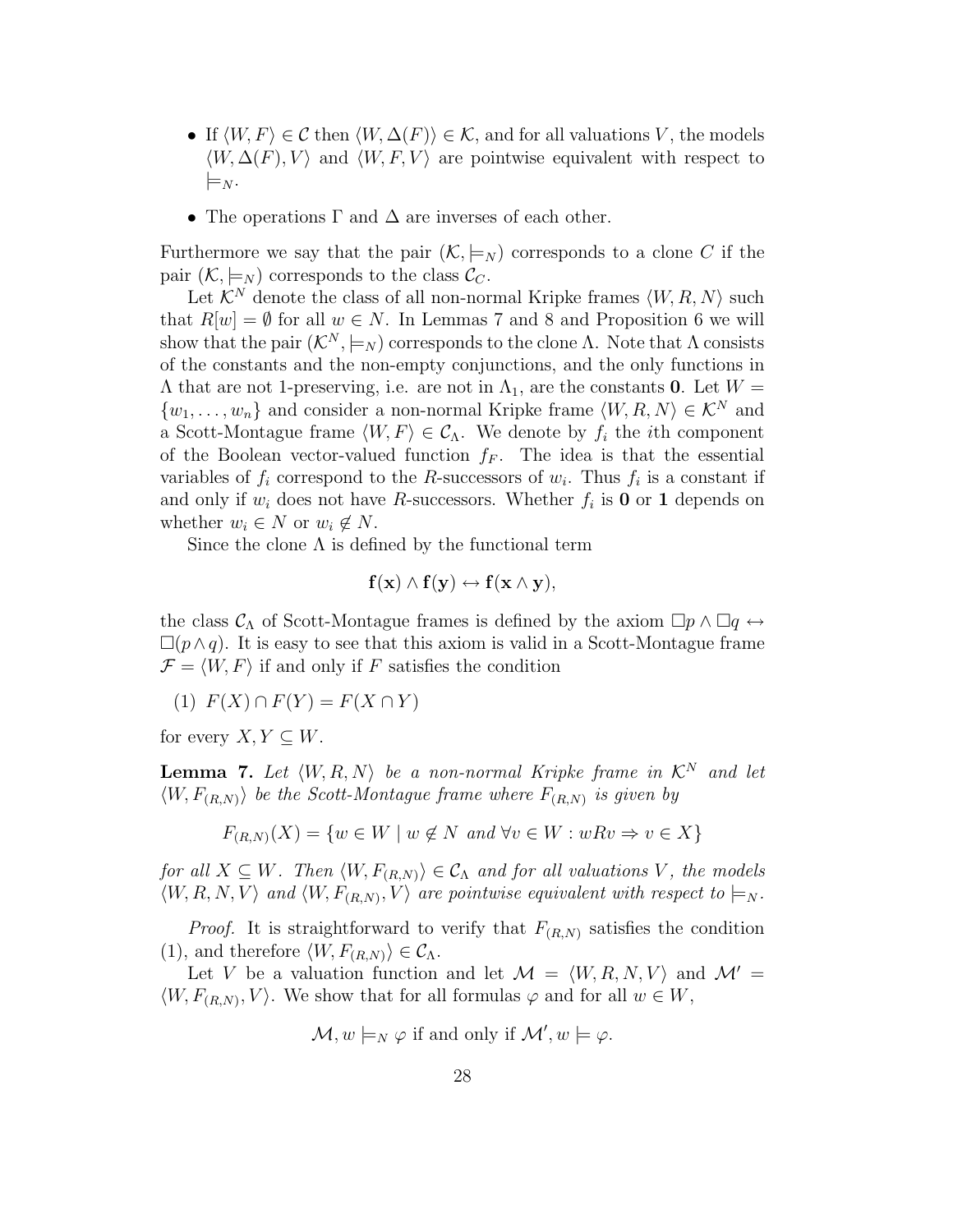- If $\langle W, F\rangle \in \mathcal{C}$ then $\langle W, \Delta(F)\rangle \in \mathcal{K}$, and for all valuations $V$, the models $\langle W, \Delta(F), V\rangle$ and $\langle W, F, V\rangle$ are pointwise equivalent with respect to $\models_N$.
- The operations $\Gamma$ and $\Delta$ are inverses of each other.

Furthermore we say that the pair $(\mathcal{K}, \models_N)$ corresponds to a clone $C$ if the pair $(\mathcal{K}, \models_N)$ corresponds to the class $\mathcal{C}_C$.

Let $\mathcal{K}^N$ denote the class of all non-normal Kripke frames $\langle W, R, N\rangle$ such that $R[w] = \emptyset$ for all $w \in N$. In Lemmas 7 and 8 and Proposition 6 we will show that the pair $(\mathcal{K}^N, \models_N)$ corresponds to the clone $\Lambda$. Note that $\Lambda$ consists of the constants and the non-empty conjunctions, and the only functions in $\Lambda$ that are not 1-preserving, i.e. are not in $\Lambda_1$, are the constants $\mathbf{0}$. Let $W = \{w_1, \ldots, w_n\}$ and consider a non-normal Kripke frame $\langle W, R, N\rangle \in \mathcal{K}^N$ and a Scott-Montague frame $\langle W, F\rangle \in \mathcal{C}_\Lambda$. We denote by $f_i$ the $i$th component of the Boolean vector-valued function $f_F$. The idea is that the essential variables of $f_i$ correspond to the $R$-successors of $w_i$. Thus $f_i$ is a constant if and only if $w_i$ does not have $R$-successors. Whether $f_i$ is $\mathbf{0}$ or $\mathbf{1}$ depends on whether $w_i \in N$ or $w_i \notin N$.

Since the clone $\Lambda$ is defined by the functional term

$$\mathbf{f}(\mathbf{x}) \wedge \mathbf{f}(\mathbf{y}) \leftrightarrow \mathbf{f}(\mathbf{x} \wedge \mathbf{y}),$$

the class $\mathcal{C}_\Lambda$ of Scott-Montague frames is defined by the axiom $\Box p \wedge \Box q \leftrightarrow \Box(p \wedge q)$. It is easy to see that this axiom is valid in a Scott-Montague frame $\mathcal{F} = \langle W, F\rangle$ if and only if $F$ satisfies the condition

(1) $F(X) \cap F(Y) = F(X \cap Y)$

for every $X, Y \subseteq W$.

**Lemma 7.** *Let $\langle W, R, N\rangle$ be a non-normal Kripke frame in $\mathcal{K}^N$ and let $\langle W, F_{(R,N)}\rangle$ be the Scott-Montague frame where $F_{(R,N)}$ is given by*

$$F_{(R,N)}(X) = \{w \in W \mid w \notin N \text{ and } \forall v \in W : wRv \Rightarrow v \in X\}$$

*for all $X \subseteq W$. Then $\langle W, F_{(R,N)}\rangle \in \mathcal{C}_\Lambda$ and for all valuations $V$, the models $\langle W, R, N, V\rangle$ and $\langle W, F_{(R,N)}, V\rangle$ are pointwise equivalent with respect to $\models_N$.*

*Proof.* It is straightforward to verify that $F_{(R,N)}$ satisfies the condition (1), and therefore $\langle W, F_{(R,N)}\rangle \in \mathcal{C}_\Lambda$.

Let $V$ be a valuation function and let $\mathcal{M} = \langle W, R, N, V\rangle$ and $\mathcal{M}' = \langle W, F_{(R,N)}, V\rangle$. We show that for all formulas $\varphi$ and for all $w \in W$,

$$\mathcal{M}, w \models_N \varphi \text{ if and only if } \mathcal{M}', w \models \varphi.$$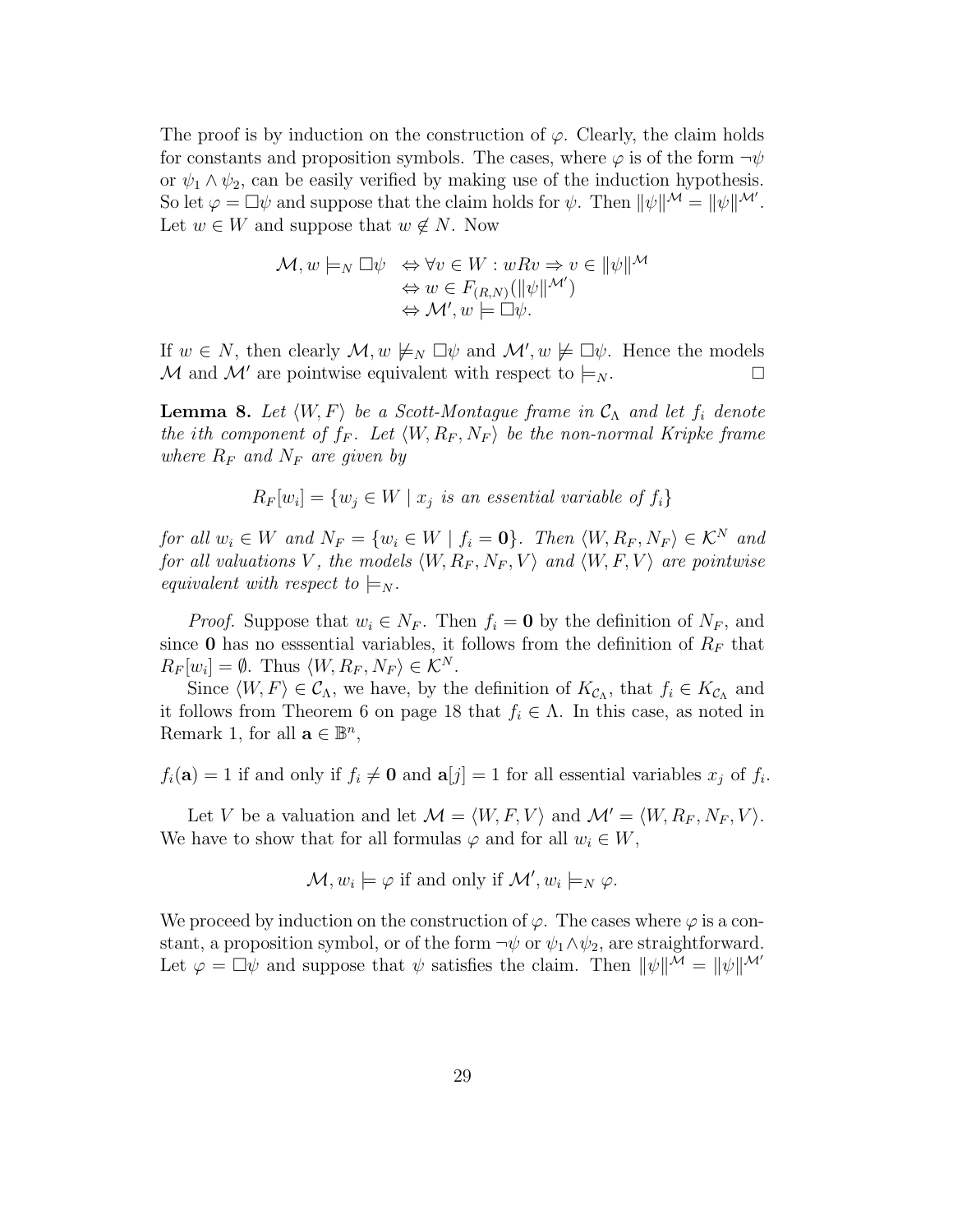The proof is by induction on the construction of $\varphi$. Clearly, the claim holds for constants and proposition symbols. The cases, where $\varphi$ is of the form $\neg\psi$ or $\psi_1 \wedge \psi_2$, can be easily verified by making use of the induction hypothesis. So let $\varphi = \Box\psi$ and suppose that the claim holds for $\psi$. Then $\|\psi\|^{\mathcal{M}} = \|\psi\|^{\mathcal{M}'}$. Let $w \in W$ and suppose that $w \notin N$. Now

$$\begin{aligned} \mathcal{M}, w \models_N \Box\psi \;&\Leftrightarrow \forall v \in W : wRv \Rightarrow v \in \|\psi\|^{\mathcal{M}} \\ &\Leftrightarrow w \in F_{(R,N)}(\|\psi\|^{\mathcal{M}'}) \\ &\Leftrightarrow \mathcal{M}', w \models \Box\psi. \end{aligned}$$

If $w \in N$, then clearly $\mathcal{M}, w \not\models_N \Box\psi$ and $\mathcal{M}', w \not\models \Box\psi$. Hence the models $\mathcal{M}$ and $\mathcal{M}'$ are pointwise equivalent with respect to $\models_N$. $\Box$

**Lemma 8.** *Let $\langle W, F\rangle$ be a Scott-Montague frame in $\mathcal{C}_\Lambda$ and let $f_i$ denote the $i$th component of $f_F$. Let $\langle W, R_F, N_F\rangle$ be the non-normal Kripke frame where $R_F$ and $N_F$ are given by*

$$R_F[w_i] = \{w_j \in W \mid x_j \text{ is an essential variable of } f_i\}$$

*for all $w_i \in W$ and $N_F = \{w_i \in W \mid f_i = \mathbf{0}\}$. Then $\langle W, R_F, N_F\rangle \in \mathcal{K}^N$ and for all valuations $V$, the models $\langle W, R_F, N_F, V\rangle$ and $\langle W, F, V\rangle$ are pointwise equivalent with respect to $\models_N$.*

*Proof.* Suppose that $w_i \in N_F$. Then $f_i = \mathbf{0}$ by the definition of $N_F$, and since $\mathbf{0}$ has no esssential variables, it follows from the definition of $R_F$ that $R_F[w_i] = \emptyset$. Thus $\langle W, R_F, N_F\rangle \in \mathcal{K}^N$.

Since $\langle W, F\rangle \in \mathcal{C}_\Lambda$, we have, by the definition of $K_{\mathcal{C}_\Lambda}$, that $f_i \in K_{\mathcal{C}_\Lambda}$ and it follows from Theorem 6 on page 18 that $f_i \in \Lambda$. In this case, as noted in Remark 1, for all $\mathbf{a} \in \mathbb{B}^n$,

$f_i(\mathbf{a}) = 1$ if and only if $f_i \neq \mathbf{0}$ and $\mathbf{a}[j] = 1$ for all essential variables $x_j$ of $f_i$.

Let $V$ be a valuation and let $\mathcal{M} = \langle W, F, V\rangle$ and $\mathcal{M}' = \langle W, R_F, N_F, V\rangle$. We have to show that for all formulas $\varphi$ and for all $w_i \in W$,

$$\mathcal{M}, w_i \models \varphi \text{ if and only if } \mathcal{M}', w_i \models_N \varphi.$$

We proceed by induction on the construction of $\varphi$. The cases where $\varphi$ is a constant, a proposition symbol, or of the form $\neg\psi$ or $\psi_1 \wedge \psi_2$, are straightforward. Let $\varphi = \Box\psi$ and suppose that $\psi$ satisfies the claim. Then $\|\psi\|^{\mathcal{M}} = \|\psi\|^{\mathcal{M}'}$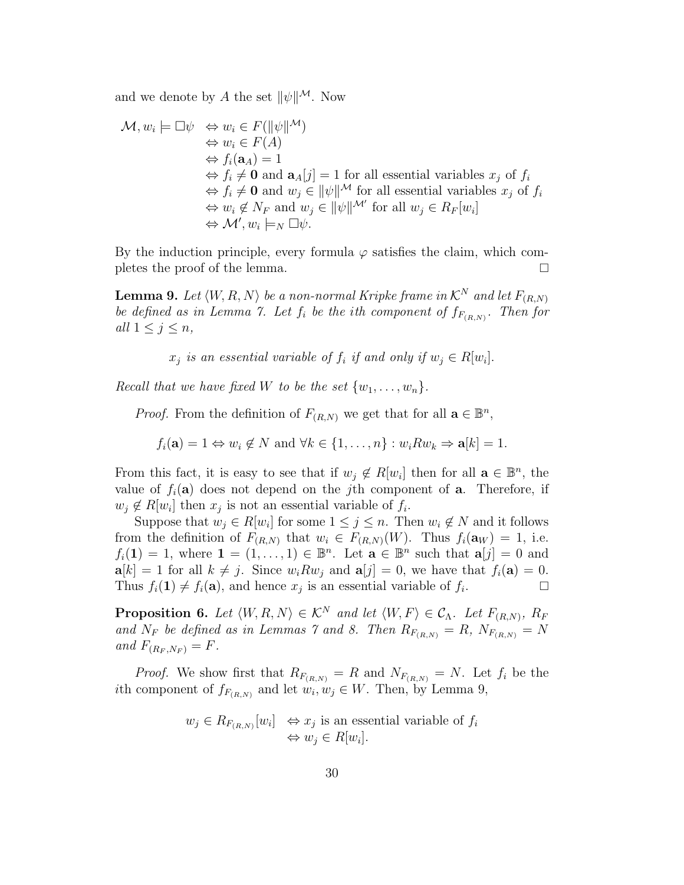and we denote by $A$ the set $\|\psi\|^{\mathcal{M}}$. Now

$$
\begin{aligned}
\mathcal{M}, w_i \models \Box\psi \quad &\Leftrightarrow w_i \in F(\|\psi\|^{\mathcal{M}}) \\
&\Leftrightarrow w_i \in F(A) \\
&\Leftrightarrow f_i(\mathbf{a}_A) = 1 \\
&\Leftrightarrow f_i \neq \mathbf{0} \text{ and } \mathbf{a}_A[j] = 1 \text{ for all essential variables } x_j \text{ of } f_i \\
&\Leftrightarrow f_i \neq \mathbf{0} \text{ and } w_j \in \|\psi\|^{\mathcal{M}} \text{ for all essential variables } x_j \text{ of } f_i \\
&\Leftrightarrow w_i \notin N_F \text{ and } w_j \in \|\psi\|^{\mathcal{M}'} \text{ for all } w_j \in R_F[w_i] \\
&\Leftrightarrow \mathcal{M}', w_i \models_N \Box\psi.
\end{aligned}
$$

By the induction principle, every formula $\varphi$ satisfies the claim, which completes the proof of the lemma. □

**Lemma 9.** *Let $\langle W, R, N\rangle$ be a non-normal Kripke frame in $\mathcal{K}^N$ and let $F_{(R,N)}$ be defined as in Lemma 7. Let $f_i$ be the $i$th component of $f_{F_{(R,N)}}$. Then for all $1 \leq j \leq n$,*

$$x_j \text{ is an essential variable of } f_i \text{ if and only if } w_j \in R[w_i].$$

*Recall that we have fixed $W$ to be the set $\{w_1, \dots, w_n\}$.*

*Proof.* From the definition of $F_{(R,N)}$ we get that for all $\mathbf{a} \in \mathbb{B}^n$,

$$f_i(\mathbf{a}) = 1 \Leftrightarrow w_i \notin N \text{ and } \forall k \in \{1, \dots, n\} : w_i R w_k \Rightarrow \mathbf{a}[k] = 1.$$

From this fact, it is easy to see that if $w_j \notin R[w_i]$ then for all $\mathbf{a} \in \mathbb{B}^n$, the value of $f_i(\mathbf{a})$ does not depend on the $j$th component of $\mathbf{a}$. Therefore, if $w_j \notin R[w_i]$ then $x_j$ is not an essential variable of $f_i$.

Suppose that $w_j \in R[w_i]$ for some $1 \leq j \leq n$. Then $w_i \notin N$ and it follows from the definition of $F_{(R,N)}$ that $w_i \in F_{(R,N)}(W)$. Thus $f_i(\mathbf{a}_W) = 1$, i.e. $f_i(\mathbf{1}) = 1$, where $\mathbf{1} = (1, \dots, 1) \in \mathbb{B}^n$. Let $\mathbf{a} \in \mathbb{B}^n$ such that $\mathbf{a}[j] = 0$ and $\mathbf{a}[k] = 1$ for all $k \neq j$. Since $w_i R w_j$ and $\mathbf{a}[j] = 0$, we have that $f_i(\mathbf{a}) = 0$. Thus $f_i(\mathbf{1}) \neq f_i(\mathbf{a})$, and hence $x_j$ is an essential variable of $f_i$. □

**Proposition 6.** *Let $\langle W, R, N\rangle \in \mathcal{K}^N$ and let $\langle W, F\rangle \in \mathcal{C}_\Lambda$. Let $F_{(R,N)}$, $R_F$ and $N_F$ be defined as in Lemmas 7 and 8. Then $R_{F_{(R,N)}} = R$, $N_{F_{(R,N)}} = N$ and $F_{(R_F,N_F)} = F$.*

*Proof.* We show first that $R_{F_{(R,N)}} = R$ and $N_{F_{(R,N)}} = N$. Let $f_i$ be the $i$th component of $f_{F_{(R,N)}}$ and let $w_i, w_j \in W$. Then, by Lemma 9,

$$
\begin{aligned}
w_j \in R_{F_{(R,N)}}[w_i] \quad &\Leftrightarrow x_j \text{ is an essential variable of } f_i \\
&\Leftrightarrow w_j \in R[w_i].
\end{aligned}
$$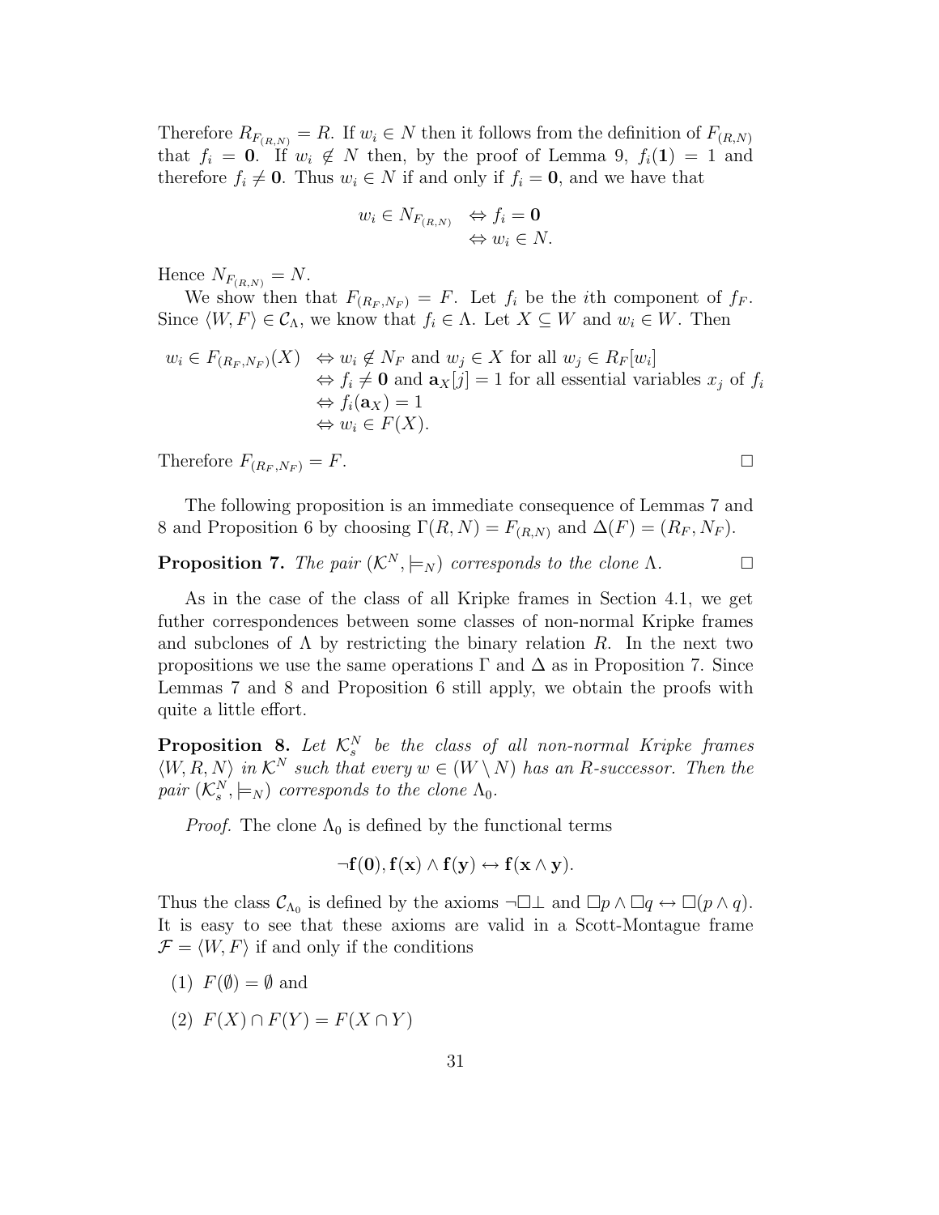Therefore $R_{F_{(R,N)}} = R$. If $w_i \in N$ then it follows from the definition of $F_{(R,N)}$ that $f_i = \mathbf{0}$. If $w_i \notin N$ then, by the proof of Lemma 9, $f_i(\mathbf{1}) = 1$ and therefore $f_i \neq \mathbf{0}$. Thus $w_i \in N$ if and only if $f_i = \mathbf{0}$, and we have that

$$
\begin{aligned}
w_i \in N_{F_{(R,N)}} &\Leftrightarrow f_i = \mathbf{0} \\
&\Leftrightarrow w_i \in N.
\end{aligned}
$$

Hence $N_{F_{(R,N)}} = N$.

We show then that $F_{(R_F,N_F)} = F$. Let $f_i$ be the $i$th component of $f_F$. Since $\langle W, F\rangle \in \mathcal{C}_\Lambda$, we know that $f_i \in \Lambda$. Let $X \subseteq W$ and $w_i \in W$. Then

$$
\begin{aligned}
w_i \in F_{(R_F,N_F)}(X) &\Leftrightarrow w_i \notin N_F \text{ and } w_j \in X \text{ for all } w_j \in R_F[w_i] \\
&\Leftrightarrow f_i \neq \mathbf{0} \text{ and } \mathbf{a}_X[j] = 1 \text{ for all essential variables } x_j \text{ of } f_i \\
&\Leftrightarrow f_i(\mathbf{a}_X) = 1 \\
&\Leftrightarrow w_i \in F(X).
\end{aligned}
$$

Therefore $F_{(R_F,N_F)} = F$. □

The following proposition is an immediate consequence of Lemmas 7 and 8 and Proposition 6 by choosing $\Gamma(R, N) = F_{(R,N)}$ and $\Delta(F) = (R_F, N_F)$.

**Proposition 7.** *The pair $(\mathcal{K}^N, \models_N)$ corresponds to the clone $\Lambda$.* □

As in the case of the class of all Kripke frames in Section 4.1, we get futher correspondences between some classes of non-normal Kripke frames and subclones of $\Lambda$ by restricting the binary relation $R$. In the next two propositions we use the same operations $\Gamma$ and $\Delta$ as in Proposition 7. Since Lemmas 7 and 8 and Proposition 6 still apply, we obtain the proofs with quite a little effort.

**Proposition 8.** *Let $\mathcal{K}^N_s$ be the class of all non-normal Kripke frames $\langle W, R, N\rangle$ in $\mathcal{K}^N$ such that every $w \in (W \setminus N)$ has an $R$-successor. Then the pair $(\mathcal{K}^N_s, \models_N)$ corresponds to the clone $\Lambda_0$.*

*Proof.* The clone $\Lambda_0$ is defined by the functional terms

$$
\neg\mathbf{f}(\mathbf{0}), \mathbf{f}(\mathbf{x}) \wedge \mathbf{f}(\mathbf{y}) \leftrightarrow \mathbf{f}(\mathbf{x} \wedge \mathbf{y}).
$$

Thus the class $\mathcal{C}_{\Lambda_0}$ is defined by the axioms $\neg\Box\bot$ and $\Box p \wedge \Box q \leftrightarrow \Box(p \wedge q)$. It is easy to see that these axioms are valid in a Scott-Montague frame $\mathcal{F} = \langle W, F\rangle$ if and only if the conditions

(1) $F(\emptyset) = \emptyset$ and

(2) $F(X) \cap F(Y) = F(X \cap Y)$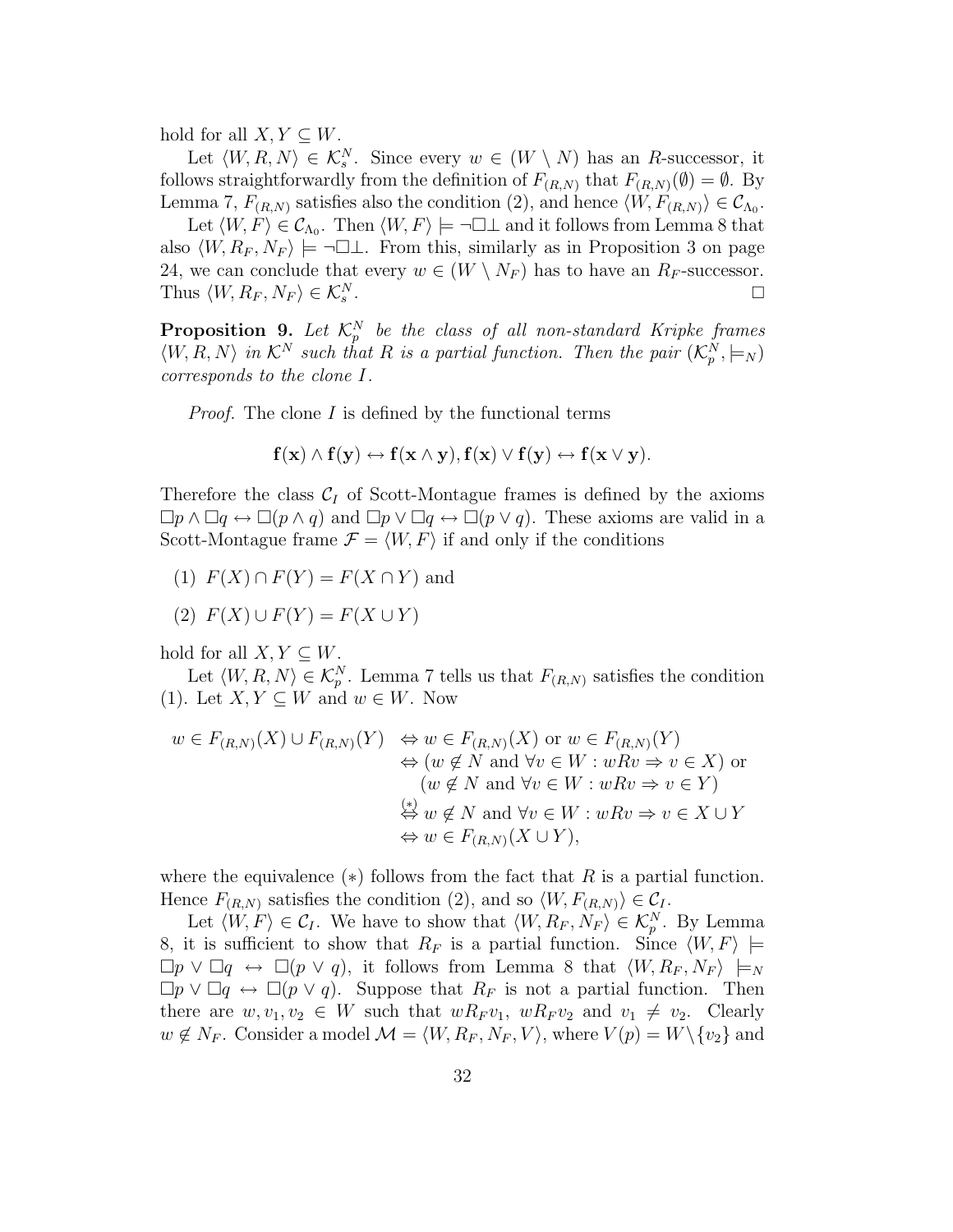hold for all $X, Y \subseteq W$.

Let $\langle W, R, N \rangle \in \mathcal{K}_s^N$. Since every $w \in (W \setminus N)$ has an $R$-successor, it follows straightforwardly from the definition of $F_{(R,N)}$ that $F_{(R,N)}(\emptyset) = \emptyset$. By Lemma 7, $F_{(R,N)}$ satisfies also the condition (2), and hence $\langle W, F_{(R,N)} \rangle \in \mathcal{C}_{\Lambda_0}$.

Let $\langle W, F \rangle \in \mathcal{C}_{\Lambda_0}$. Then $\langle W, F \rangle \models \neg\Box\bot$ and it follows from Lemma 8 that also $\langle W, R_F, N_F \rangle \models \neg\Box\bot$. From this, similarly as in Proposition 3 on page 24, we can conclude that every $w \in (W \setminus N_F)$ has to have an $R_F$-successor. Thus $\langle W, R_F, N_F \rangle \in \mathcal{K}_s^N$. $\Box$

**Proposition 9.** *Let $\mathcal{K}_p^N$ be the class of all non-standard Kripke frames $\langle W, R, N \rangle$ in $\mathcal{K}^N$ such that $R$ is a partial function. Then the pair $(\mathcal{K}_p^N, \models_N)$ corresponds to the clone $I$.*

*Proof.* The clone $I$ is defined by the functional terms

$$\mathbf{f}(\mathbf{x}) \wedge \mathbf{f}(\mathbf{y}) \leftrightarrow \mathbf{f}(\mathbf{x} \wedge \mathbf{y}), \mathbf{f}(\mathbf{x}) \vee \mathbf{f}(\mathbf{y}) \leftrightarrow \mathbf{f}(\mathbf{x} \vee \mathbf{y}).$$

Therefore the class $\mathcal{C}_I$ of Scott-Montague frames is defined by the axioms $\Box p \wedge \Box q \leftrightarrow \Box(p \wedge q)$ and $\Box p \vee \Box q \leftrightarrow \Box(p \vee q)$. These axioms are valid in a Scott-Montague frame $\mathcal{F} = \langle W, F \rangle$ if and only if the conditions

(1) $F(X) \cap F(Y) = F(X \cap Y)$ and

(2) $F(X) \cup F(Y) = F(X \cup Y)$

hold for all $X, Y \subseteq W$.

Let $\langle W, R, N \rangle \in \mathcal{K}_p^N$. Lemma 7 tells us that $F_{(R,N)}$ satisfies the condition (1). Let $X, Y \subseteq W$ and $w \in W$. Now

$$\begin{aligned}
w \in F_{(R,N)}(X) \cup F_{(R,N)}(Y) &\Leftrightarrow w \in F_{(R,N)}(X) \text{ or } w \in F_{(R,N)}(Y) \\
&\Leftrightarrow (w \notin N \text{ and } \forall v \in W : wRv \Rightarrow v \in X) \text{ or} \\
&\quad\ (w \notin N \text{ and } \forall v \in W : wRv \Rightarrow v \in Y) \\
&\overset{(*)}{\Leftrightarrow} w \notin N \text{ and } \forall v \in W : wRv \Rightarrow v \in X \cup Y \\
&\Leftrightarrow w \in F_{(R,N)}(X \cup Y),
\end{aligned}$$

where the equivalence $(*)$ follows from the fact that $R$ is a partial function. Hence $F_{(R,N)}$ satisfies the condition (2), and so $\langle W, F_{(R,N)} \rangle \in \mathcal{C}_I$.

Let $\langle W, F \rangle \in \mathcal{C}_I$. We have to show that $\langle W, R_F, N_F \rangle \in \mathcal{K}_p^N$. By Lemma 8, it is sufficient to show that $R_F$ is a partial function. Since $\langle W, F \rangle \models \Box p \vee \Box q \leftrightarrow \Box(p \vee q)$, it follows from Lemma 8 that $\langle W, R_F, N_F \rangle \models_N \Box p \vee \Box q \leftrightarrow \Box(p \vee q)$. Suppose that $R_F$ is not a partial function. Then there are $w, v_1, v_2 \in W$ such that $wR_Fv_1$, $wR_Fv_2$ and $v_1 \neq v_2$. Clearly $w \notin N_F$. Consider a model $\mathcal{M} = \langle W, R_F, N_F, V \rangle$, where $V(p) = W \setminus \{v_2\}$ and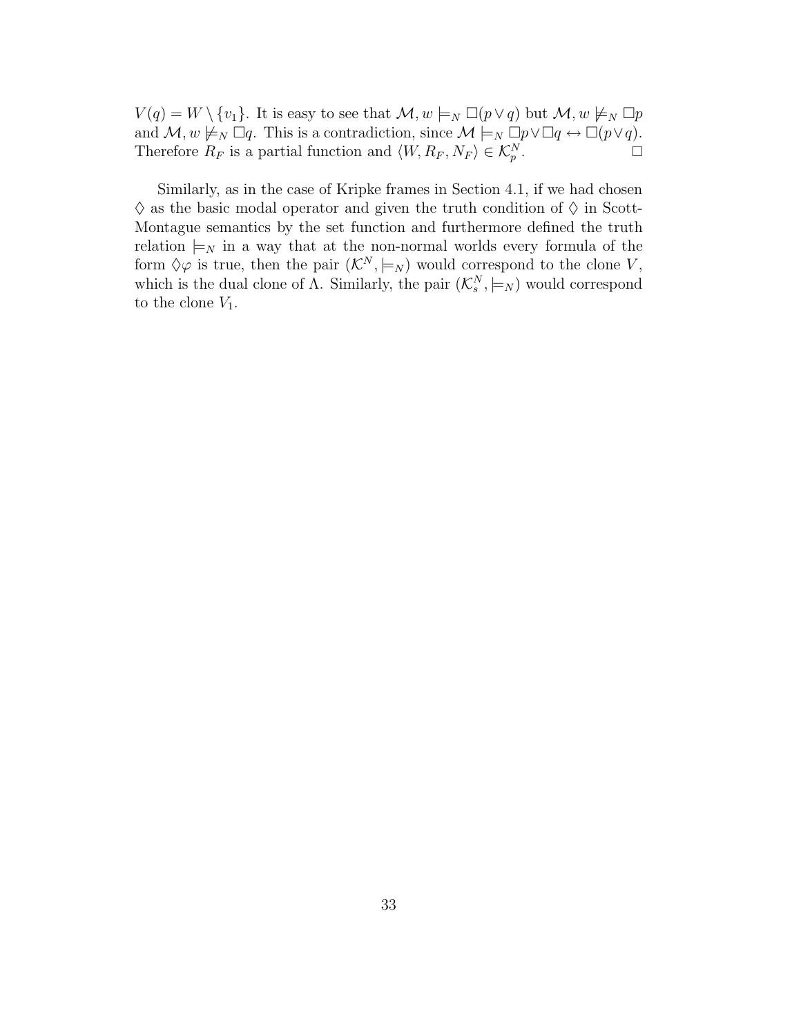$V(q) = W \setminus \{v_1\}$. It is easy to see that $\mathcal{M}, w \models_N \Box(p \vee q)$ but $\mathcal{M}, w \not\models_N \Box p$ and $\mathcal{M}, w \not\models_N \Box q$. This is a contradiction, since $\mathcal{M} \models_N \Box p \vee \Box q \leftrightarrow \Box(p \vee q)$. Therefore $R_F$ is a partial function and $\langle W, R_F, N_F \rangle \in \mathcal{K}_p^N$. $\square$

Similarly, as in the case of Kripke frames in Section 4.1, if we had chosen $\Diamond$ as the basic modal operator and given the truth condition of $\Diamond$ in Scott-Montague semantics by the set function and furthermore defined the truth relation $\models_N$ in a way that at the non-normal worlds every formula of the form $\Diamond\varphi$ is true, then the pair $(\mathcal{K}^N, \models_N)$ would correspond to the clone $V$, which is the dual clone of $\Lambda$. Similarly, the pair $(\mathcal{K}_s^N, \models_N)$ would correspond to the clone $V_1$.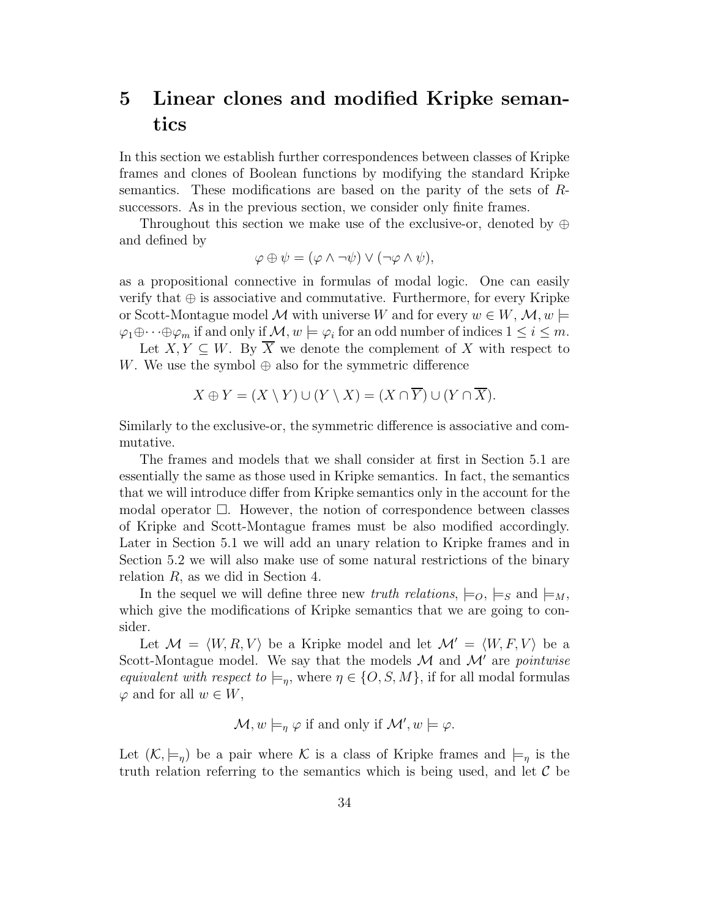# 5 Linear clones and modified Kripke semantics

In this section we establish further correspondences between classes of Kripke frames and clones of Boolean functions by modifying the standard Kripke semantics. These modifications are based on the parity of the sets of $R$-successors. As in the previous section, we consider only finite frames.

Throughout this section we make use of the exclusive-or, denoted by $\oplus$ and defined by

$$\varphi \oplus \psi = (\varphi \wedge \neg\psi) \vee (\neg\varphi \wedge \psi),$$

as a propositional connective in formulas of modal logic. One can easily verify that $\oplus$ is associative and commutative. Furthermore, for every Kripke or Scott-Montague model $\mathcal{M}$ with universe $W$ and for every $w \in W$, $\mathcal{M}, w \models \varphi_1 \oplus \cdots \oplus \varphi_m$ if and only if $\mathcal{M}, w \models \varphi_i$ for an odd number of indices $1 \leq i \leq m$.

Let $X, Y \subseteq W$. By $\overline{X}$ we denote the complement of $X$ with respect to $W$. We use the symbol $\oplus$ also for the symmetric difference

$$X \oplus Y = (X \setminus Y) \cup (Y \setminus X) = (X \cap \overline{Y}) \cup (Y \cap \overline{X}).$$

Similarly to the exclusive-or, the symmetric difference is associative and commutative.

The frames and models that we shall consider at first in Section 5.1 are essentially the same as those used in Kripke semantics. In fact, the semantics that we will introduce differ from Kripke semantics only in the account for the modal operator $\Box$. However, the notion of correspondence between classes of Kripke and Scott-Montague frames must be also modified accordingly. Later in Section 5.1 we will add an unary relation to Kripke frames and in Section 5.2 we will also make use of some natural restrictions of the binary relation $R$, as we did in Section 4.

In the sequel we will define three new *truth relations*, $\models_O$, $\models_S$ and $\models_M$, which give the modifications of Kripke semantics that we are going to consider.

Let $\mathcal{M} = \langle W, R, V \rangle$ be a Kripke model and let $\mathcal{M}' = \langle W, F, V \rangle$ be a Scott-Montague model. We say that the models $\mathcal{M}$ and $\mathcal{M}'$ are *pointwise equivalent with respect to* $\models_\eta$, where $\eta \in \{O, S, M\}$, if for all modal formulas $\varphi$ and for all $w \in W$,

$$\mathcal{M}, w \models_\eta \varphi \text{ if and only if } \mathcal{M}', w \models \varphi.$$

Let $(\mathcal{K}, \models_\eta)$ be a pair where $\mathcal{K}$ is a class of Kripke frames and $\models_\eta$ is the truth relation referring to the semantics which is being used, and let $\mathcal{C}$ be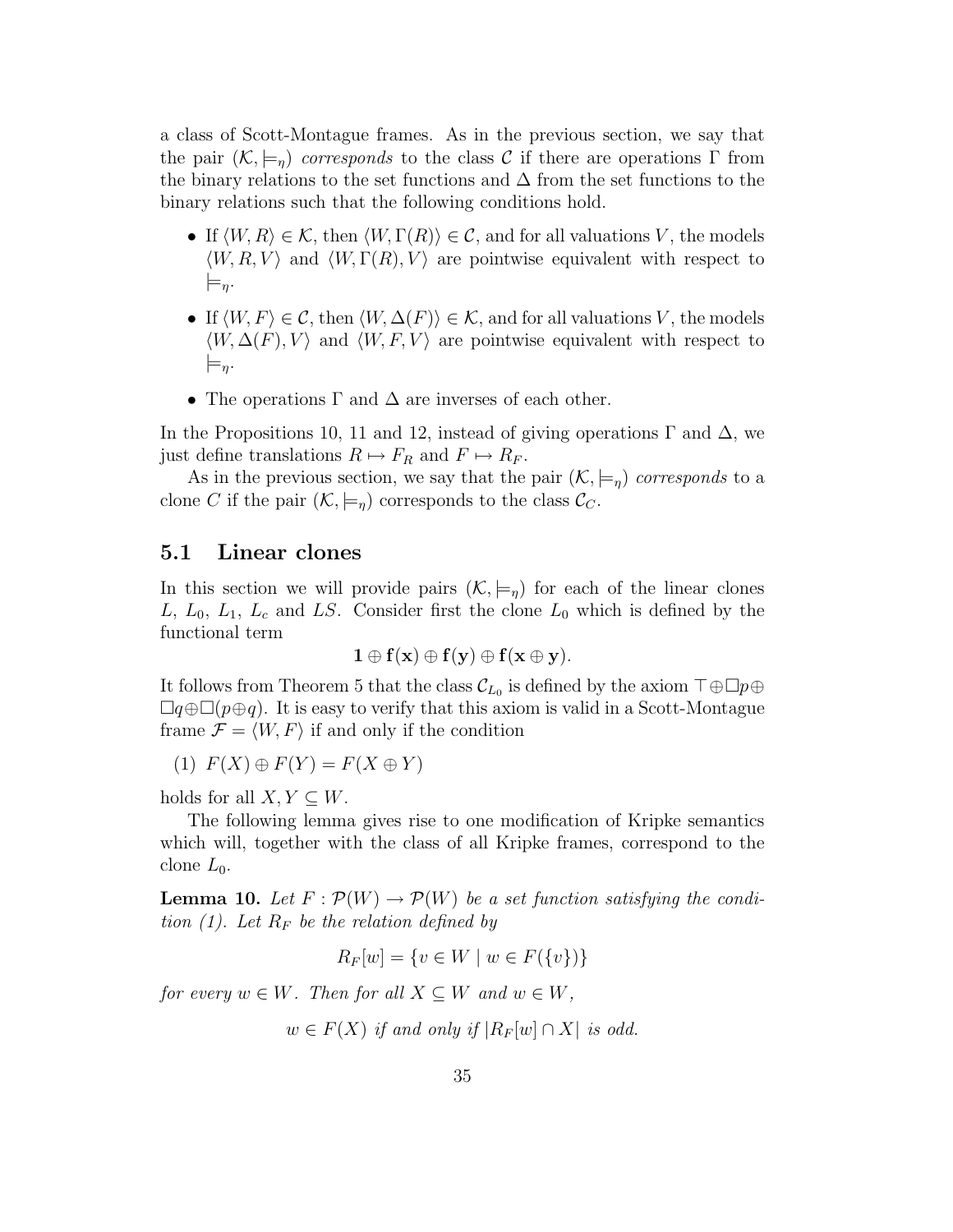a class of Scott-Montague frames. As in the previous section, we say that the pair $(\mathcal{K}, \models_\eta)$ *corresponds* to the class $\mathcal{C}$ if there are operations $\Gamma$ from the binary relations to the set functions and $\Delta$ from the set functions to the binary relations such that the following conditions hold.

- If $\langle W, R\rangle \in \mathcal{K}$, then $\langle W, \Gamma(R)\rangle \in \mathcal{C}$, and for all valuations $V$, the models $\langle W, R, V\rangle$ and $\langle W, \Gamma(R), V\rangle$ are pointwise equivalent with respect to $\models_\eta$.
- If $\langle W, F\rangle \in \mathcal{C}$, then $\langle W, \Delta(F)\rangle \in \mathcal{K}$, and for all valuations $V$, the models $\langle W, \Delta(F), V\rangle$ and $\langle W, F, V\rangle$ are pointwise equivalent with respect to $\models_\eta$.
- The operations $\Gamma$ and $\Delta$ are inverses of each other.

In the Propositions 10, 11 and 12, instead of giving operations $\Gamma$ and $\Delta$, we just define translations $R \mapsto F_R$ and $F \mapsto R_F$.

As in the previous section, we say that the pair $(\mathcal{K}, \models_\eta)$ *corresponds* to a clone $C$ if the pair $(\mathcal{K}, \models_\eta)$ corresponds to the class $\mathcal{C}_C$.

## 5.1 Linear clones

In this section we will provide pairs $(\mathcal{K}, \models_\eta)$ for each of the linear clones $L$, $L_0$, $L_1$, $L_c$ and $LS$. Consider first the clone $L_0$ which is defined by the functional term

$$\mathbf{1} \oplus \mathbf{f}(\mathbf{x}) \oplus \mathbf{f}(\mathbf{y}) \oplus \mathbf{f}(\mathbf{x} \oplus \mathbf{y}).$$

It follows from Theorem 5 that the class $\mathcal{C}_{L_0}$ is defined by the axiom $\top \oplus \Box p \oplus \Box q \oplus \Box(p \oplus q)$. It is easy to verify that this axiom is valid in a Scott-Montague frame $\mathcal{F} = \langle W, F\rangle$ if and only if the condition

(1) $F(X) \oplus F(Y) = F(X \oplus Y)$

holds for all $X, Y \subseteq W$.

The following lemma gives rise to one modification of Kripke semantics which will, together with the class of all Kripke frames, correspond to the clone $L_0$.

**Lemma 10.** *Let $F : \mathcal{P}(W) \to \mathcal{P}(W)$ be a set function satisfying the condition (1). Let $R_F$ be the relation defined by*

$$R_F[w] = \{v \in W \mid w \in F(\{v\})\}$$

*for every $w \in W$. Then for all $X \subseteq W$ and $w \in W$,*

$$w \in F(X) \text{ if and only if } |R_F[w] \cap X| \text{ is odd.}$$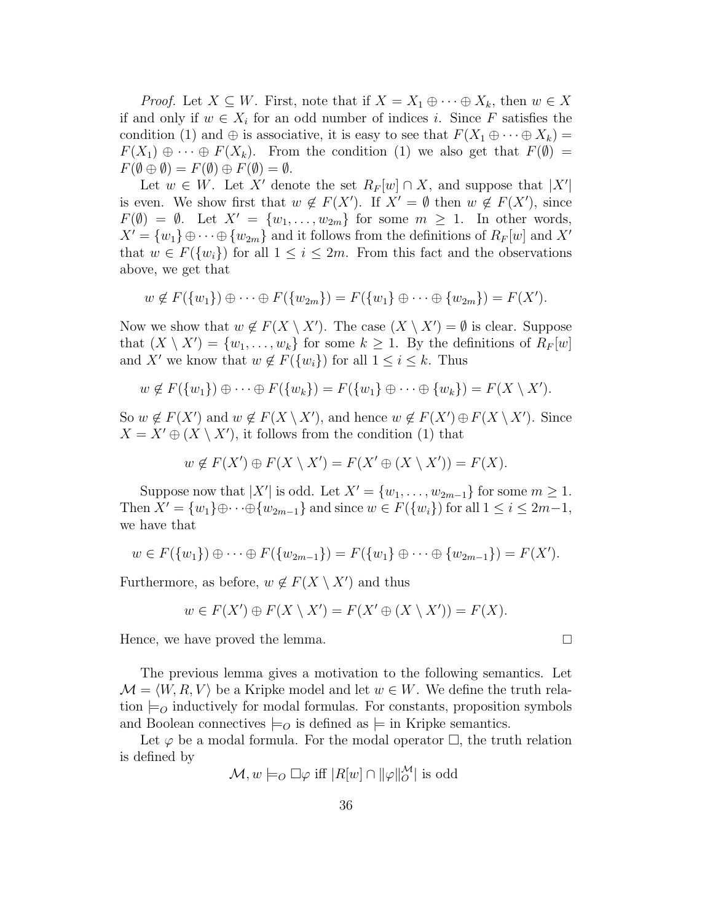*Proof.* Let $X \subseteq W$. First, note that if $X = X_1 \oplus \cdots \oplus X_k$, then $w \in X$ if and only if $w \in X_i$ for an odd number of indices $i$. Since $F$ satisfies the condition (1) and $\oplus$ is associative, it is easy to see that $F(X_1 \oplus \cdots \oplus X_k) = F(X_1) \oplus \cdots \oplus F(X_k)$. From the condition (1) we also get that $F(\emptyset) = F(\emptyset \oplus \emptyset) = F(\emptyset) \oplus F(\emptyset) = \emptyset$.

Let $w \in W$. Let $X'$ denote the set $R_F[w] \cap X$, and suppose that $|X'|$ is even. We show first that $w \notin F(X')$. If $X' = \emptyset$ then $w \notin F(X')$, since $F(\emptyset) = \emptyset$. Let $X' = \{w_1, \ldots, w_{2m}\}$ for some $m \geq 1$. In other words, $X' = \{w_1\} \oplus \cdots \oplus \{w_{2m}\}$ and it follows from the definitions of $R_F[w]$ and $X'$ that $w \in F(\{w_i\})$ for all $1 \leq i \leq 2m$. From this fact and the observations above, we get that

$$w \notin F(\{w_1\}) \oplus \cdots \oplus F(\{w_{2m}\}) = F(\{w_1\} \oplus \cdots \oplus \{w_{2m}\}) = F(X').$$

Now we show that $w \notin F(X \setminus X')$. The case $(X \setminus X') = \emptyset$ is clear. Suppose that $(X \setminus X') = \{w_1, \ldots, w_k\}$ for some $k \geq 1$. By the definitions of $R_F[w]$ and $X'$ we know that $w \notin F(\{w_i\})$ for all $1 \leq i \leq k$. Thus

$$w \notin F(\{w_1\}) \oplus \cdots \oplus F(\{w_k\}) = F(\{w_1\} \oplus \cdots \oplus \{w_k\}) = F(X \setminus X').$$

So $w \notin F(X')$ and $w \notin F(X \setminus X')$, and hence $w \notin F(X') \oplus F(X \setminus X')$. Since $X = X' \oplus (X \setminus X')$, it follows from the condition (1) that

$$w \notin F(X') \oplus F(X \setminus X') = F(X' \oplus (X \setminus X')) = F(X).$$

Suppose now that $|X'|$ is odd. Let $X' = \{w_1, \ldots, w_{2m-1}\}$ for some $m \geq 1$. Then $X' = \{w_1\} \oplus \cdots \oplus \{w_{2m-1}\}$ and since $w \in F(\{w_i\})$ for all $1 \leq i \leq 2m-1$, we have that

$$w \in F(\{w_1\}) \oplus \cdots \oplus F(\{w_{2m-1}\}) = F(\{w_1\} \oplus \cdots \oplus \{w_{2m-1}\}) = F(X').$$

Furthermore, as before, $w \notin F(X \setminus X')$ and thus

$$w \in F(X') \oplus F(X \setminus X') = F(X' \oplus (X \setminus X')) = F(X).$$

Hence, we have proved the lemma. $\square$

The previous lemma gives a motivation to the following semantics. Let $\mathcal{M} = \langle W, R, V \rangle$ be a Kripke model and let $w \in W$. We define the truth relation $\models_O$ inductively for modal formulas. For constants, proposition symbols and Boolean connectives $\models_O$ is defined as $\models$ in Kripke semantics.

Let $\varphi$ be a modal formula. For the modal operator $\Box$, the truth relation is defined by

$$\mathcal{M}, w \models_O \Box\varphi \text{ iff } |R[w] \cap \|\varphi\|_O^{\mathcal{M}}| \text{ is odd}$$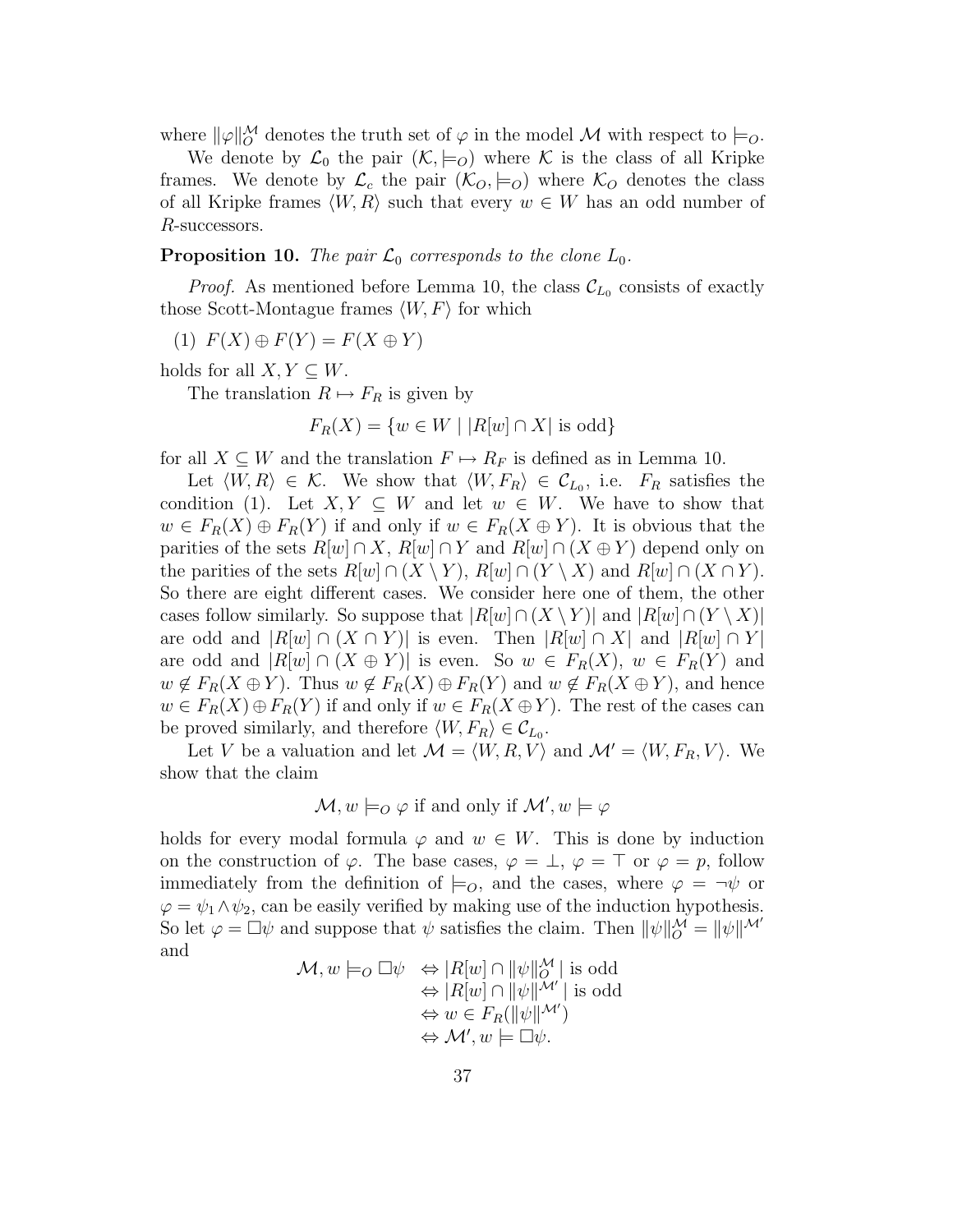where $\|\varphi\|_O^{\mathcal{M}}$ denotes the truth set of $\varphi$ in the model $\mathcal{M}$ with respect to $\models_O$.

We denote by $\mathcal{L}_0$ the pair $(\mathcal{K}, \models_O)$ where $\mathcal{K}$ is the class of all Kripke frames. We denote by $\mathcal{L}_c$ the pair $(\mathcal{K}_O, \models_O)$ where $\mathcal{K}_O$ denotes the class of all Kripke frames $\langle W, R\rangle$ such that every $w \in W$ has an odd number of $R$-successors.

**Proposition 10.** *The pair $\mathcal{L}_0$ corresponds to the clone $L_0$.*

*Proof.* As mentioned before Lemma 10, the class $\mathcal{C}_{L_0}$ consists of exactly those Scott-Montague frames $\langle W, F\rangle$ for which

(1) $F(X) \oplus F(Y) = F(X \oplus Y)$

holds for all $X, Y \subseteq W$.

The translation $R \mapsto F_R$ is given by

$$F_R(X) = \{w \in W \mid |R[w] \cap X| \text{ is odd}\}$$

for all $X \subseteq W$ and the translation $F \mapsto R_F$ is defined as in Lemma 10.

Let $\langle W, R\rangle \in \mathcal{K}$. We show that $\langle W, F_R\rangle \in \mathcal{C}_{L_0}$, i.e. $F_R$ satisfies the condition (1). Let $X, Y \subseteq W$ and let $w \in W$. We have to show that $w \in F_R(X) \oplus F_R(Y)$ if and only if $w \in F_R(X \oplus Y)$. It is obvious that the parities of the sets $R[w] \cap X$, $R[w] \cap Y$ and $R[w] \cap (X \oplus Y)$ depend only on the parities of the sets $R[w] \cap (X \setminus Y)$, $R[w] \cap (Y \setminus X)$ and $R[w] \cap (X \cap Y)$. So there are eight different cases. We consider here one of them, the other cases follow similarly. So suppose that $|R[w] \cap (X \setminus Y)|$ and $|R[w] \cap (Y \setminus X)|$ are odd and $|R[w] \cap (X \cap Y)|$ is even. Then $|R[w] \cap X|$ and $|R[w] \cap Y|$ are odd and $|R[w] \cap (X \oplus Y)|$ is even. So $w \in F_R(X)$, $w \in F_R(Y)$ and $w \notin F_R(X \oplus Y)$. Thus $w \notin F_R(X) \oplus F_R(Y)$ and $w \notin F_R(X \oplus Y)$, and hence $w \in F_R(X) \oplus F_R(Y)$ if and only if $w \in F_R(X \oplus Y)$. The rest of the cases can be proved similarly, and therefore $\langle W, F_R\rangle \in \mathcal{C}_{L_0}$.

Let $V$ be a valuation and let $\mathcal{M} = \langle W, R, V\rangle$ and $\mathcal{M}' = \langle W, F_R, V\rangle$. We show that the claim

$$\mathcal{M}, w \models_O \varphi \text{ if and only if } \mathcal{M}', w \models \varphi$$

holds for every modal formula $\varphi$ and $w \in W$. This is done by induction on the construction of $\varphi$. The base cases, $\varphi = \bot$, $\varphi = \top$ or $\varphi = p$, follow immediately from the definition of $\models_O$, and the cases, where $\varphi = \neg\psi$ or $\varphi = \psi_1 \wedge \psi_2$, can be easily verified by making use of the induction hypothesis. So let $\varphi = \Box\psi$ and suppose that $\psi$ satisfies the claim. Then $\|\psi\|_O^{\mathcal{M}} = \|\psi\|^{\mathcal{M}'}$ and

$$\begin{aligned}
\mathcal{M}, w \models_O \Box\psi \; &\Leftrightarrow |R[w] \cap \|\psi\|_O^{\mathcal{M}}| \text{ is odd} \\
&\Leftrightarrow |R[w] \cap \|\psi\|^{\mathcal{M}'}| \text{ is odd} \\
&\Leftrightarrow w \in F_R(\|\psi\|^{\mathcal{M}'}) \\
&\Leftrightarrow \mathcal{M}', w \models \Box\psi.
\end{aligned}$$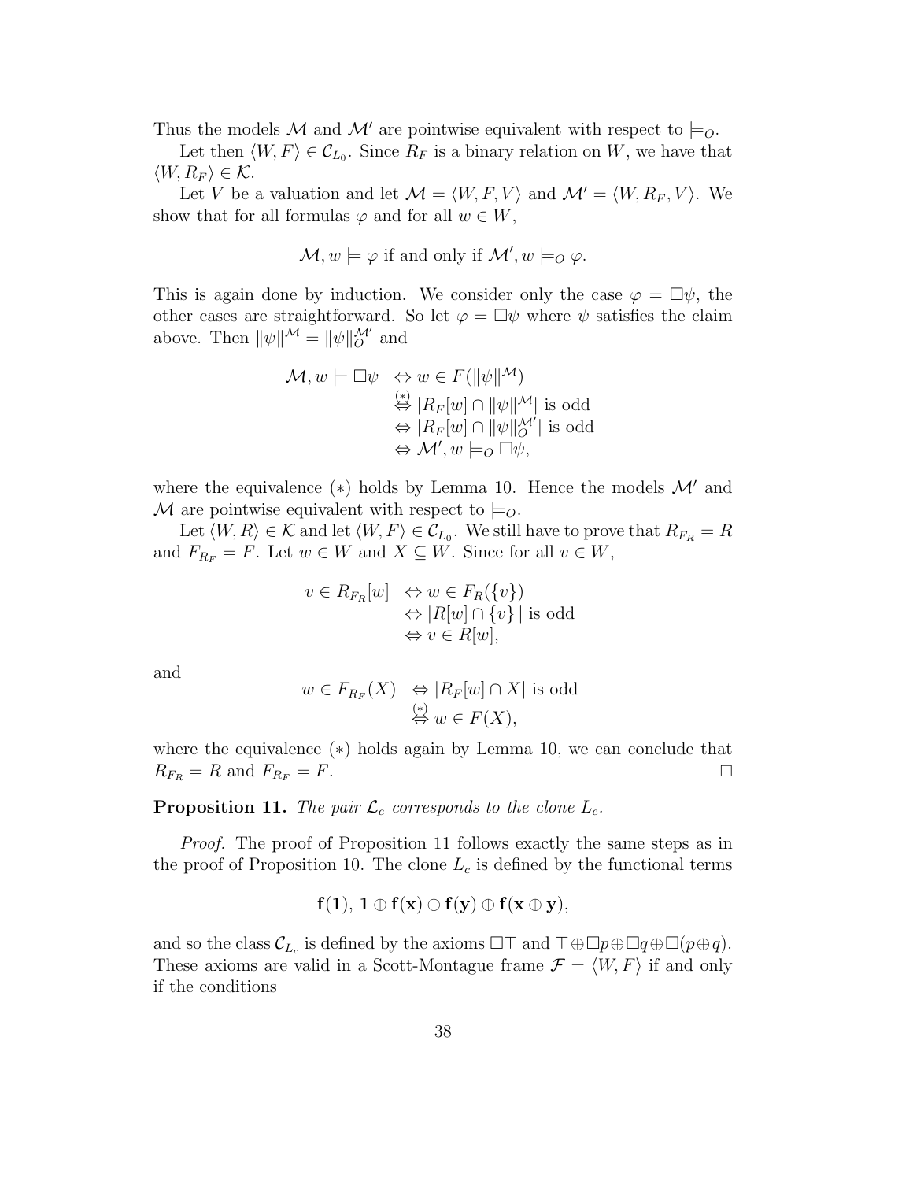Thus the models $\mathcal{M}$ and $\mathcal{M}'$ are pointwise equivalent with respect to $\models_O$.

Let then $\langle W, F\rangle \in \mathcal{C}_{L_0}$. Since $R_F$ is a binary relation on $W$, we have that $\langle W, R_F\rangle \in \mathcal{K}$.

Let $V$ be a valuation and let $\mathcal{M} = \langle W, F, V\rangle$ and $\mathcal{M}' = \langle W, R_F, V\rangle$. We show that for all formulas $\varphi$ and for all $w \in W$,

$$\mathcal{M}, w \models \varphi \text{ if and only if } \mathcal{M}', w \models_O \varphi.$$

This is again done by induction. We consider only the case $\varphi = \Box\psi$, the other cases are straightforward. So let $\varphi = \Box\psi$ where $\psi$ satisfies the claim above. Then $\|\psi\|^{\mathcal{M}} = \|\psi\|^{\mathcal{M}'}_O$ and

$$\begin{aligned}
\mathcal{M}, w \models \Box\psi &\Leftrightarrow w \in F(\|\psi\|^{\mathcal{M}}) \\
&\overset{(*)}{\Leftrightarrow} |R_F[w] \cap \|\psi\|^{\mathcal{M}}| \text{ is odd} \\
&\Leftrightarrow |R_F[w] \cap \|\psi\|^{\mathcal{M}'}_O| \text{ is odd} \\
&\Leftrightarrow \mathcal{M}', w \models_O \Box\psi,
\end{aligned}$$

where the equivalence $(*)$ holds by Lemma 10. Hence the models $\mathcal{M}'$ and $\mathcal{M}$ are pointwise equivalent with respect to $\models_O$.

Let $\langle W, R\rangle \in \mathcal{K}$ and let $\langle W, F\rangle \in \mathcal{C}_{L_0}$. We still have to prove that $R_{F_R} = R$ and $F_{R_F} = F$. Let $w \in W$ and $X \subseteq W$. Since for all $v \in W$,

$$\begin{aligned}
v \in R_{F_R}[w] &\Leftrightarrow w \in F_R(\{v\}) \\
&\Leftrightarrow |R[w] \cap \{v\}\,| \text{ is odd} \\
&\Leftrightarrow v \in R[w],
\end{aligned}$$

and

$$\begin{aligned}
w \in F_{R_F}(X) &\Leftrightarrow |R_F[w] \cap X| \text{ is odd} \\
&\overset{(*)}{\Leftrightarrow} w \in F(X),
\end{aligned}$$

where the equivalence $(*)$ holds again by Lemma 10, we can conclude that $R_{F_R} = R$ and $F_{R_F} = F$. $\Box$

**Proposition 11.** *The pair $\mathcal{L}_c$ corresponds to the clone $L_c$.*

*Proof.* The proof of Proposition 11 follows exactly the same steps as in the proof of Proposition 10. The clone $L_c$ is defined by the functional terms

$$\mathbf{f}(\mathbf{1}),\ \mathbf{1} \oplus \mathbf{f}(\mathbf{x}) \oplus \mathbf{f}(\mathbf{y}) \oplus \mathbf{f}(\mathbf{x} \oplus \mathbf{y}),$$

and so the class $\mathcal{C}_{L_c}$ is defined by the axioms $\Box\top$ and $\top \oplus \Box p \oplus \Box q \oplus \Box(p \oplus q)$. These axioms are valid in a Scott-Montague frame $\mathcal{F} = \langle W, F\rangle$ if and only if the conditions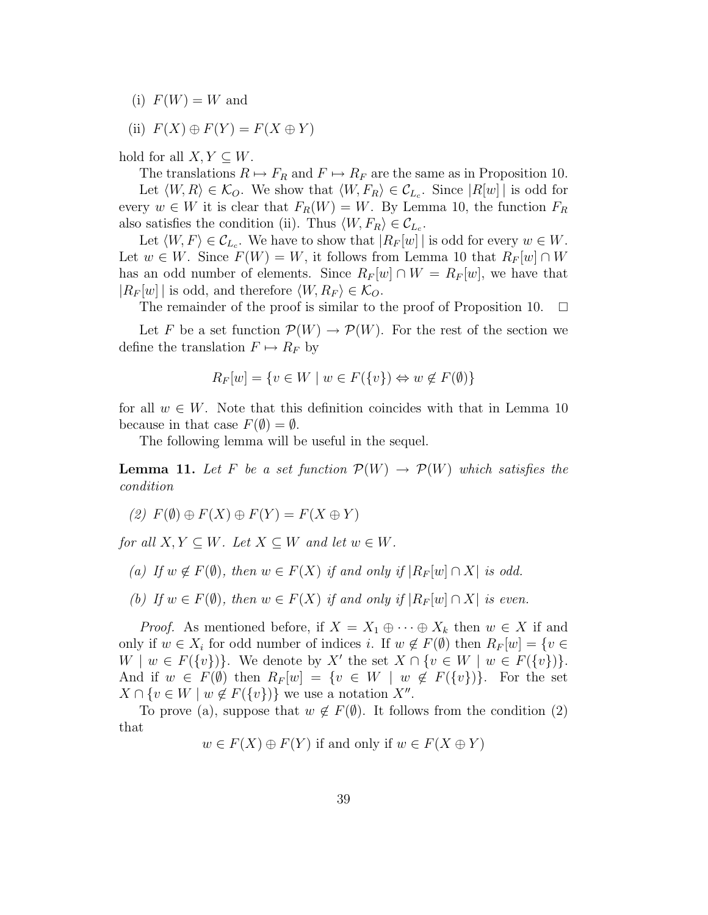(i) $F(W) = W$ and

(ii) $F(X) \oplus F(Y) = F(X \oplus Y)$

hold for all $X, Y \subseteq W$.

The translations $R \mapsto F_R$ and $F \mapsto R_F$ are the same as in Proposition 10.

Let $\langle W, R \rangle \in \mathcal{K}_O$. We show that $\langle W, F_R \rangle \in \mathcal{C}_{L_c}$. Since $|R[w]\,|$ is odd for every $w \in W$ it is clear that $F_R(W) = W$. By Lemma 10, the function $F_R$ also satisfies the condition (ii). Thus $\langle W, F_R \rangle \in \mathcal{C}_{L_c}$.

Let $\langle W, F \rangle \in \mathcal{C}_{L_c}$. We have to show that $|R_F[w]\,|$ is odd for every $w \in W$. Let $w \in W$. Since $F(W) = W$, it follows from Lemma 10 that $R_F[w] \cap W$ has an odd number of elements. Since $R_F[w] \cap W = R_F[w]$, we have that $|R_F[w]\,|$ is odd, and therefore $\langle W, R_F \rangle \in \mathcal{K}_O$.

The remainder of the proof is similar to the proof of Proposition 10. $\square$

Let $F$ be a set function $\mathcal{P}(W) \to \mathcal{P}(W)$. For the rest of the section we define the translation $F \mapsto R_F$ by

$$R_F[w] = \{v \in W \mid w \in F(\{v\}) \Leftrightarrow w \notin F(\emptyset)\}$$

for all $w \in W$. Note that this definition coincides with that in Lemma 10 because in that case $F(\emptyset) = \emptyset$.

The following lemma will be useful in the sequel.

**Lemma 11.** *Let $F$ be a set function $\mathcal{P}(W) \to \mathcal{P}(W)$ which satisfies the condition*

*(2) $F(\emptyset) \oplus F(X) \oplus F(Y) = F(X \oplus Y)$*

*for all $X, Y \subseteq W$. Let $X \subseteq W$ and let $w \in W$.*

*(a) If $w \notin F(\emptyset)$, then $w \in F(X)$ if and only if $|R_F[w] \cap X|$ is odd.*

*(b) If $w \in F(\emptyset)$, then $w \in F(X)$ if and only if $|R_F[w] \cap X|$ is even.*

*Proof.* As mentioned before, if $X = X_1 \oplus \cdots \oplus X_k$ then $w \in X$ if and only if $w \in X_i$ for odd number of indices $i$. If $w \notin F(\emptyset)$ then $R_F[w] = \{v \in W \mid w \in F(\{v\})\}$. We denote by $X'$ the set $X \cap \{v \in W \mid w \in F(\{v\})\}$. And if $w \in F(\emptyset)$ then $R_F[w] = \{v \in W \mid w \notin F(\{v\})\}$. For the set $X \cap \{v \in W \mid w \notin F(\{v\})\}$ we use a notation $X''$.

To prove (a), suppose that $w \notin F(\emptyset)$. It follows from the condition (2) that

$$w \in F(X) \oplus F(Y) \text{ if and only if } w \in F(X \oplus Y)$$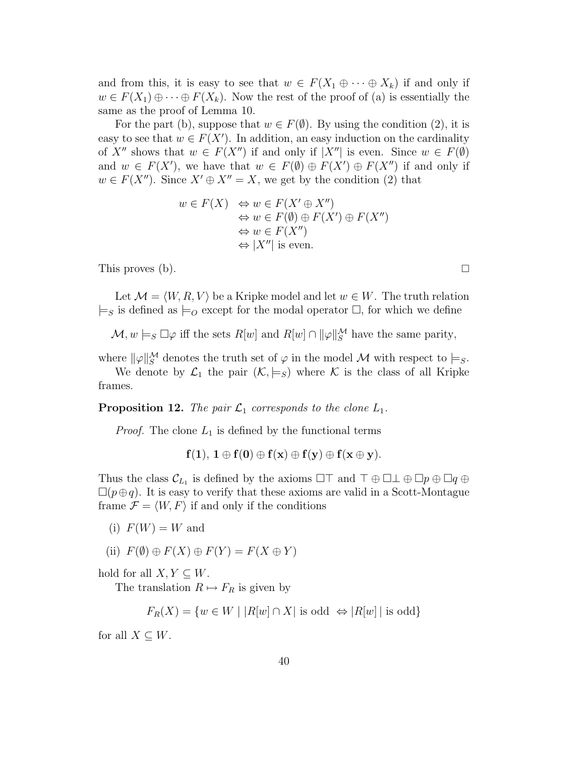and from this, it is easy to see that $w \in F(X_1 \oplus \cdots \oplus X_k)$ if and only if $w \in F(X_1) \oplus \cdots \oplus F(X_k)$. Now the rest of the proof of (a) is essentially the same as the proof of Lemma 10.

For the part (b), suppose that $w \in F(\emptyset)$. By using the condition (2), it is easy to see that $w \in F(X')$. In addition, an easy induction on the cardinality of $X''$ shows that $w \in F(X'')$ if and only if $|X''|$ is even. Since $w \in F(\emptyset)$ and $w \in F(X')$, we have that $w \in F(\emptyset) \oplus F(X') \oplus F(X'')$ if and only if $w \in F(X'')$. Since $X' \oplus X'' = X$, we get by the condition (2) that

$$
\begin{aligned}
w \in F(X) &\Leftrightarrow w \in F(X' \oplus X'') \\
&\Leftrightarrow w \in F(\emptyset) \oplus F(X') \oplus F(X'') \\
&\Leftrightarrow w \in F(X'') \\
&\Leftrightarrow |X''| \text{ is even.}
\end{aligned}
$$

This proves (b). $\square$

Let $\mathcal{M} = \langle W, R, V \rangle$ be a Kripke model and let $w \in W$. The truth relation $\models_S$ is defined as $\models_O$ except for the modal operator $\Box$, for which we define

$\mathcal{M}, w \models_S \Box\varphi$ iff the sets $R[w]$ and $R[w] \cap \|\varphi\|_S^{\mathcal{M}}$ have the same parity,

where $\|\varphi\|_S^{\mathcal{M}}$ denotes the truth set of $\varphi$ in the model $\mathcal{M}$ with respect to $\models_S$.

We denote by $\mathcal{L}_1$ the pair $(\mathcal{K}, \models_S)$ where $\mathcal{K}$ is the class of all Kripke frames.

**Proposition 12.** *The pair $\mathcal{L}_1$ corresponds to the clone $L_1$.*

*Proof.* The clone $L_1$ is defined by the functional terms

$$\mathbf{f}(\mathbf{1}),\ \mathbf{1} \oplus \mathbf{f}(\mathbf{0}) \oplus \mathbf{f}(\mathbf{x}) \oplus \mathbf{f}(\mathbf{y}) \oplus \mathbf{f}(\mathbf{x} \oplus \mathbf{y}).$$

Thus the class $\mathcal{C}_{L_1}$ is defined by the axioms $\Box\top$ and $\top \oplus \Box\bot \oplus \Box p \oplus \Box q \oplus \Box(p \oplus q)$. It is easy to verify that these axioms are valid in a Scott-Montague frame $\mathcal{F} = \langle W, F \rangle$ if and only if the conditions

(i) $F(W) = W$ and

(ii) $F(\emptyset) \oplus F(X) \oplus F(Y) = F(X \oplus Y)$

hold for all $X, Y \subseteq W$.

The translation $R \mapsto F_R$ is given by

$$F_R(X) = \{w \in W \mid |R[w] \cap X| \text{ is odd } \Leftrightarrow |R[w]\,| \text{ is odd}\}$$

for all $X \subseteq W$.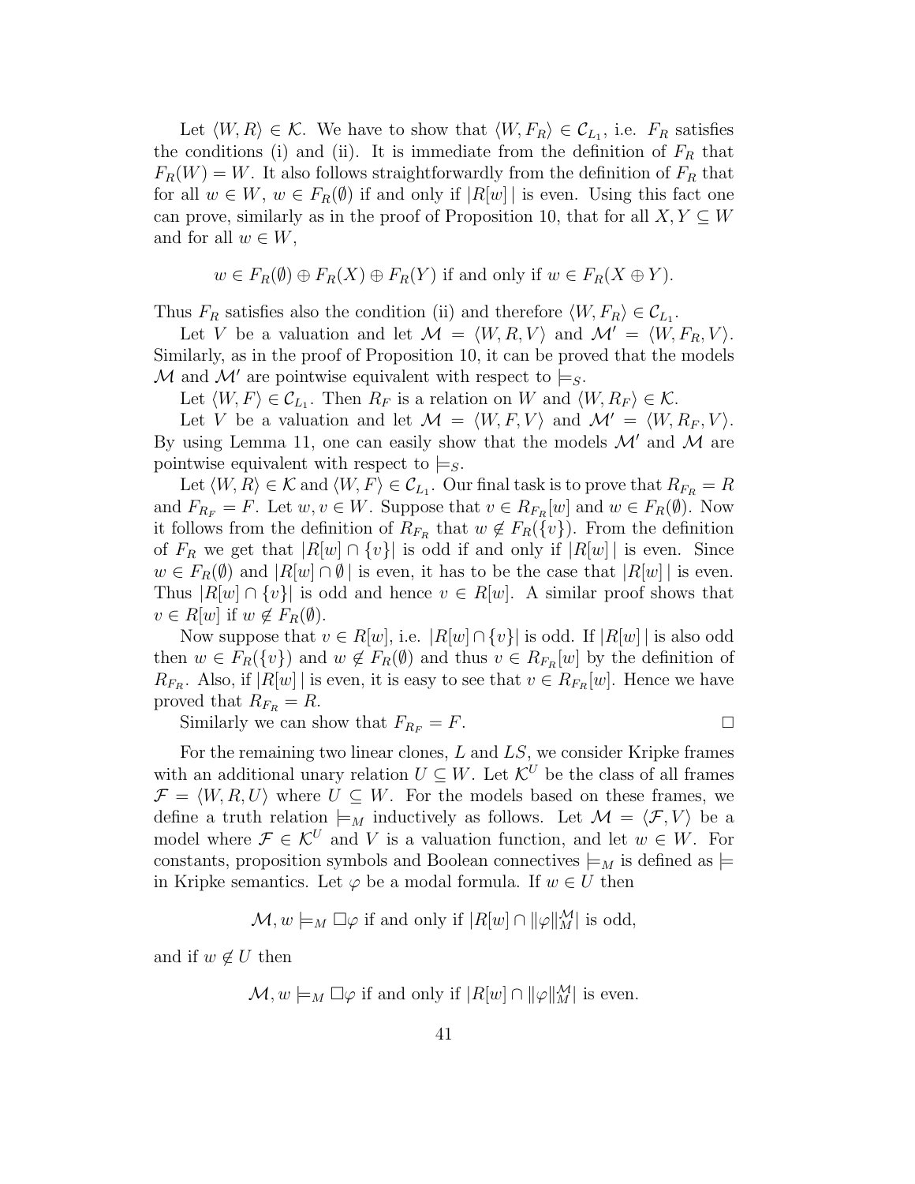Let $\langle W, R\rangle \in \mathcal{K}$. We have to show that $\langle W, F_R\rangle \in \mathcal{C}_{L_1}$, i.e. $F_R$ satisfies the conditions (i) and (ii). It is immediate from the definition of $F_R$ that $F_R(W) = W$. It also follows straightforwardly from the definition of $F_R$ that for all $w \in W$, $w \in F_R(\emptyset)$ if and only if $|R[w]\,|$ is even. Using this fact one can prove, similarly as in the proof of Proposition 10, that for all $X, Y \subseteq W$ and for all $w \in W$,

$$w \in F_R(\emptyset) \oplus F_R(X) \oplus F_R(Y) \text{ if and only if } w \in F_R(X \oplus Y).$$

Thus $F_R$ satisfies also the condition (ii) and therefore $\langle W, F_R\rangle \in \mathcal{C}_{L_1}$.

Let $V$ be a valuation and let $\mathcal{M} = \langle W, R, V\rangle$ and $\mathcal{M}' = \langle W, F_R, V\rangle$. Similarly, as in the proof of Proposition 10, it can be proved that the models $\mathcal{M}$ and $\mathcal{M}'$ are pointwise equivalent with respect to $\models_S$.

Let $\langle W, F\rangle \in \mathcal{C}_{L_1}$. Then $R_F$ is a relation on $W$ and $\langle W, R_F\rangle \in \mathcal{K}$.

Let $V$ be a valuation and let $\mathcal{M} = \langle W, F, V\rangle$ and $\mathcal{M}' = \langle W, R_F, V\rangle$. By using Lemma 11, one can easily show that the models $\mathcal{M}'$ and $\mathcal{M}$ are pointwise equivalent with respect to $\models_S$.

Let $\langle W, R\rangle \in \mathcal{K}$ and $\langle W, F\rangle \in \mathcal{C}_{L_1}$. Our final task is to prove that $R_{F_R} = R$ and $F_{R_F} = F$. Let $w, v \in W$. Suppose that $v \in R_{F_R}[w]$ and $w \in F_R(\emptyset)$. Now it follows from the definition of $R_{F_R}$ that $w \notin F_R(\{v\})$. From the definition of $F_R$ we get that $|R[w] \cap \{v\}|$ is odd if and only if $|R[w]\,|$ is even. Since $w \in F_R(\emptyset)$ and $|R[w] \cap \emptyset\,|$ is even, it has to be the case that $|R[w]\,|$ is even. Thus $|R[w] \cap \{v\}|$ is odd and hence $v \in R[w]$. A similar proof shows that $v \in R[w]$ if $w \notin F_R(\emptyset)$.

Now suppose that $v \in R[w]$, i.e. $|R[w] \cap \{v\}|$ is odd. If $|R[w]\,|$ is also odd then $w \in F_R(\{v\})$ and $w \notin F_R(\emptyset)$ and thus $v \in R_{F_R}[w]$ by the definition of $R_{F_R}$. Also, if $|R[w]\,|$ is even, it is easy to see that $v \in R_{F_R}[w]$. Hence we have proved that $R_{F_R} = R$.

Similarly we can show that $F_{R_F} = F$. □

For the remaining two linear clones, $L$ and $LS$, we consider Kripke frames with an additional unary relation $U \subseteq W$. Let $\mathcal{K}^U$ be the class of all frames $\mathcal{F} = \langle W, R, U\rangle$ where $U \subseteq W$. For the models based on these frames, we define a truth relation $\models_M$ inductively as follows. Let $\mathcal{M} = \langle \mathcal{F}, V\rangle$ be a model where $\mathcal{F} \in \mathcal{K}^U$ and $V$ is a valuation function, and let $w \in W$. For constants, proposition symbols and Boolean connectives $\models_M$ is defined as $\models$ in Kripke semantics. Let $\varphi$ be a modal formula. If $w \in U$ then

$$\mathcal{M}, w \models_M \Box\varphi \text{ if and only if } |R[w] \cap \|\varphi\|^{\mathcal{M}}_M| \text{ is odd,}$$

and if $w \notin U$ then

$$\mathcal{M}, w \models_M \Box\varphi \text{ if and only if } |R[w] \cap \|\varphi\|^{\mathcal{M}}_M| \text{ is even.}$$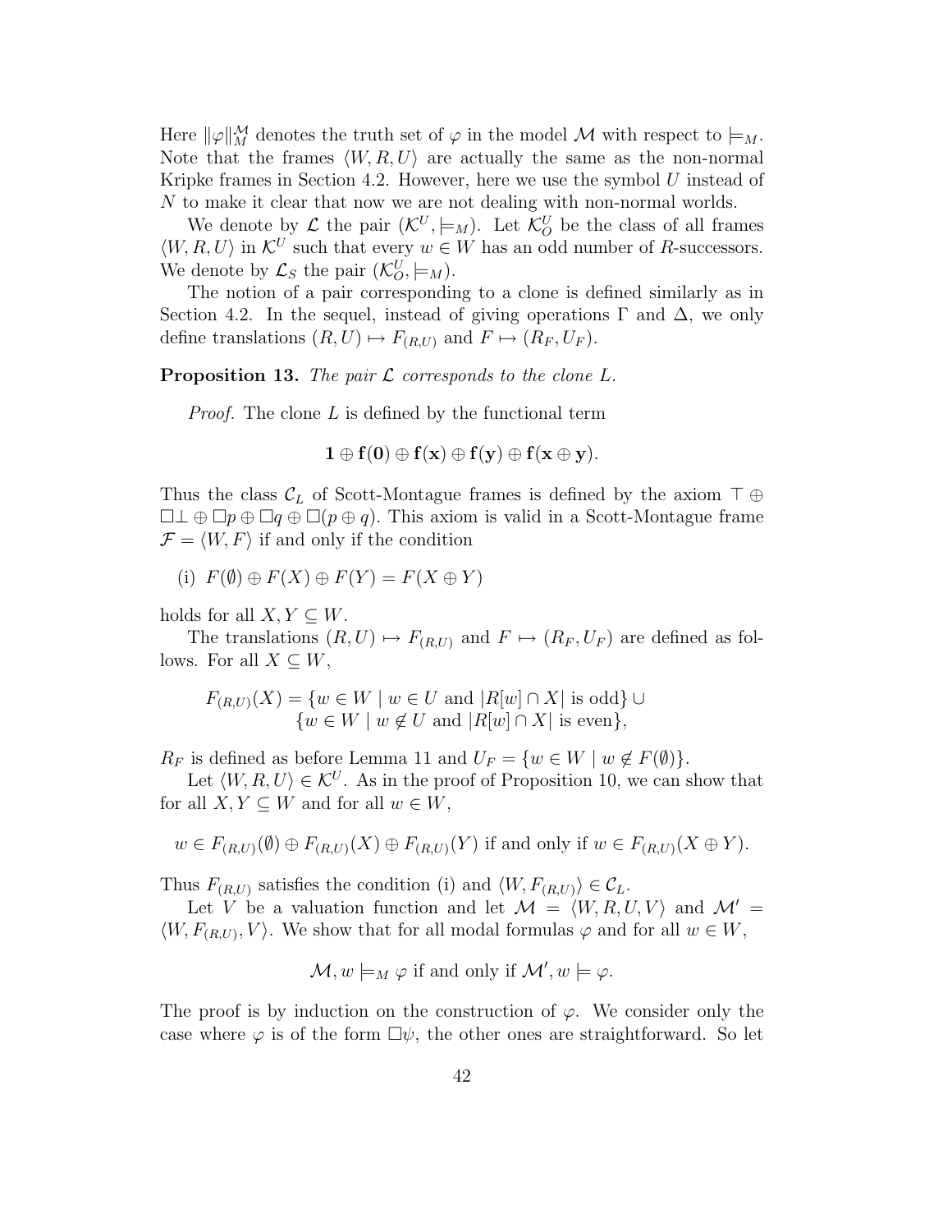Here $\|\varphi\|_M^{\mathcal{M}}$ denotes the truth set of $\varphi$ in the model $\mathcal{M}$ with respect to $\models_M$. Note that the frames $\langle W, R, U \rangle$ are actually the same as the non-normal Kripke frames in Section 4.2. However, here we use the symbol $U$ instead of $N$ to make it clear that now we are not dealing with non-normal worlds.

We denote by $\mathcal{L}$ the pair $(\mathcal{K}^U, \models_M)$. Let $\mathcal{K}^U_O$ be the class of all frames $\langle W, R, U \rangle$ in $\mathcal{K}^U$ such that every $w \in W$ has an odd number of $R$-successors. We denote by $\mathcal{L}_S$ the pair $(\mathcal{K}^U_O, \models_M)$.

The notion of a pair corresponding to a clone is defined similarly as in Section 4.2. In the sequel, instead of giving operations $\Gamma$ and $\Delta$, we only define translations $(R, U) \mapsto F_{(R,U)}$ and $F \mapsto (R_F, U_F)$.

**Proposition 13.** *The pair $\mathcal{L}$ corresponds to the clone $L$.*

*Proof.* The clone $L$ is defined by the functional term

$$\mathbf{1} \oplus \mathbf{f}(\mathbf{0}) \oplus \mathbf{f}(\mathbf{x}) \oplus \mathbf{f}(\mathbf{y}) \oplus \mathbf{f}(\mathbf{x} \oplus \mathbf{y}).$$

Thus the class $\mathcal{C}_L$ of Scott-Montague frames is defined by the axiom $\top \oplus \Box\bot \oplus \Box p \oplus \Box q \oplus \Box(p \oplus q)$. This axiom is valid in a Scott-Montague frame $\mathcal{F} = \langle W, F \rangle$ if and only if the condition

(i) $F(\emptyset) \oplus F(X) \oplus F(Y) = F(X \oplus Y)$

holds for all $X, Y \subseteq W$.

The translations $(R, U) \mapsto F_{(R,U)}$ and $F \mapsto (R_F, U_F)$ are defined as follows. For all $X \subseteq W$,

$$F_{(R,U)}(X) = \{w \in W \mid w \in U \text{ and } |R[w] \cap X| \text{ is odd}\} \cup \{w \in W \mid w \notin U \text{ and } |R[w] \cap X| \text{ is even}\},$$

$R_F$ is defined as before Lemma 11 and $U_F = \{w \in W \mid w \notin F(\emptyset)\}$.

Let $\langle W, R, U \rangle \in \mathcal{K}^U$. As in the proof of Proposition 10, we can show that for all $X, Y \subseteq W$ and for all $w \in W$,

$$w \in F_{(R,U)}(\emptyset) \oplus F_{(R,U)}(X) \oplus F_{(R,U)}(Y) \text{ if and only if } w \in F_{(R,U)}(X \oplus Y).$$

Thus $F_{(R,U)}$ satisfies the condition (i) and $\langle W, F_{(R,U)} \rangle \in \mathcal{C}_L$.

Let $V$ be a valuation function and let $\mathcal{M} = \langle W, R, U, V \rangle$ and $\mathcal{M}' = \langle W, F_{(R,U)}, V \rangle$. We show that for all modal formulas $\varphi$ and for all $w \in W$,

$$\mathcal{M}, w \models_M \varphi \text{ if and only if } \mathcal{M}', w \models \varphi.$$

The proof is by induction on the construction of $\varphi$. We consider only the case where $\varphi$ is of the form $\Box\psi$, the other ones are straightforward. So let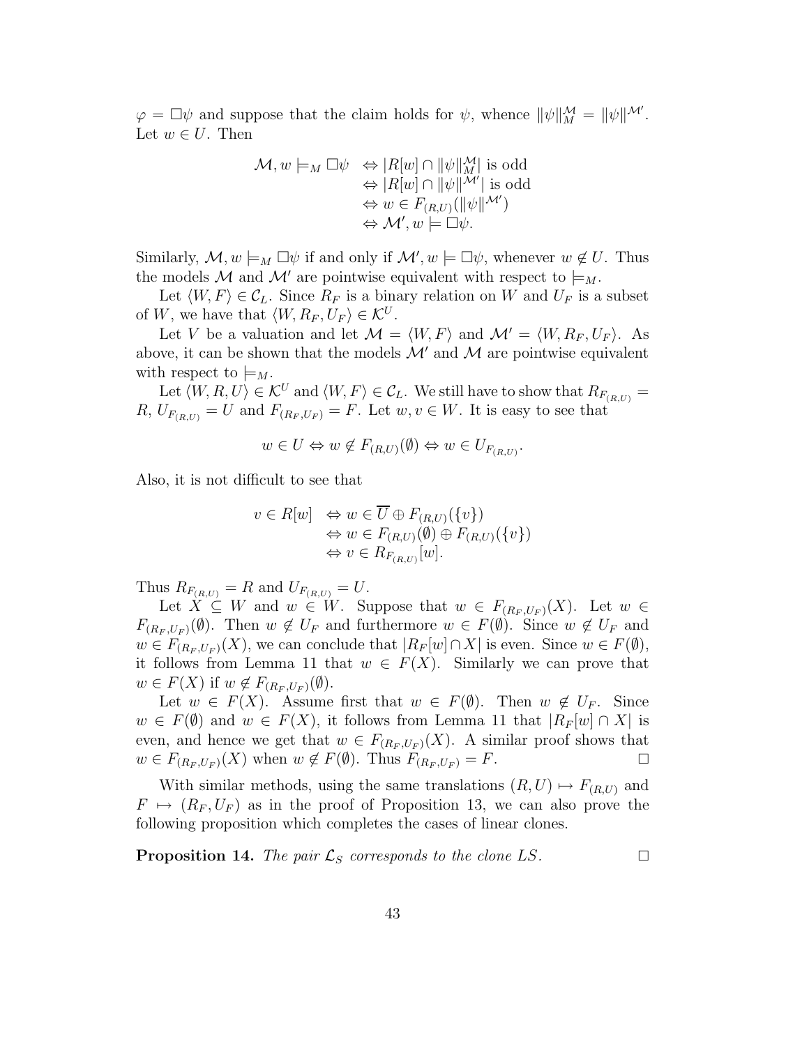$\varphi = \Box\psi$ and suppose that the claim holds for $\psi$, whence $\|\psi\|^{\mathcal{M}}_M = \|\psi\|^{\mathcal{M}'}$. Let $w \in U$. Then

$$\begin{aligned}
\mathcal{M}, w \models_M \Box\psi &\Leftrightarrow |R[w] \cap \|\psi\|^{\mathcal{M}}_M| \text{ is odd} \\
&\Leftrightarrow |R[w] \cap \|\psi\|^{\mathcal{M}'}| \text{ is odd} \\
&\Leftrightarrow w \in F_{(R,U)}(\|\psi\|^{\mathcal{M}'}) \\
&\Leftrightarrow \mathcal{M}', w \models \Box\psi.
\end{aligned}$$

Similarly, $\mathcal{M}, w \models_M \Box\psi$ if and only if $\mathcal{M}', w \models \Box\psi$, whenever $w \notin U$. Thus the models $\mathcal{M}$ and $\mathcal{M}'$ are pointwise equivalent with respect to $\models_M$.

Let $\langle W, F\rangle \in \mathcal{C}_L$. Since $R_F$ is a binary relation on $W$ and $U_F$ is a subset of $W$, we have that $\langle W, R_F, U_F\rangle \in \mathcal{K}^U$.

Let $V$ be a valuation and let $\mathcal{M} = \langle W, F\rangle$ and $\mathcal{M}' = \langle W, R_F, U_F\rangle$. As above, it can be shown that the models $\mathcal{M}'$ and $\mathcal{M}$ are pointwise equivalent with respect to $\models_M$.

Let $\langle W, R, U\rangle \in \mathcal{K}^U$ and $\langle W, F\rangle \in \mathcal{C}_L$. We still have to show that $R_{F_{(R,U)}} = R$, $U_{F_{(R,U)}} = U$ and $F_{(R_F,U_F)} = F$. Let $w, v \in W$. It is easy to see that

$$w \in U \Leftrightarrow w \notin F_{(R,U)}(\emptyset) \Leftrightarrow w \in U_{F_{(R,U)}}.$$

Also, it is not difficult to see that

$$\begin{aligned}
v \in R[w] &\Leftrightarrow w \in \overline{U} \oplus F_{(R,U)}(\{v\}) \\
&\Leftrightarrow w \in F_{(R,U)}(\emptyset) \oplus F_{(R,U)}(\{v\}) \\
&\Leftrightarrow v \in R_{F_{(R,U)}}[w].
\end{aligned}$$

Thus $R_{F_{(R,U)}} = R$ and $U_{F_{(R,U)}} = U$.

Let $X \subseteq W$ and $w \in W$. Suppose that $w \in F_{(R_F,U_F)}(X)$. Let $w \in F_{(R_F,U_F)}(\emptyset)$. Then $w \notin U_F$ and furthermore $w \in F(\emptyset)$. Since $w \notin U_F$ and $w \in F_{(R_F,U_F)}(X)$, we can conclude that $|R_F[w] \cap X|$ is even. Since $w \in F(\emptyset)$, it follows from Lemma 11 that $w \in F(X)$. Similarly we can prove that $w \in F(X)$ if $w \notin F_{(R_F,U_F)}(\emptyset)$.

Let $w \in F(X)$. Assume first that $w \in F(\emptyset)$. Then $w \notin U_F$. Since $w \in F(\emptyset)$ and $w \in F(X)$, it follows from Lemma 11 that $|R_F[w] \cap X|$ is even, and hence we get that $w \in F_{(R_F,U_F)}(X)$. A similar proof shows that $w \in F_{(R_F,U_F)}(X)$ when $w \notin F(\emptyset)$. Thus $F_{(R_F,U_F)} = F$. $\Box$

With similar methods, using the same translations $(R, U) \mapsto F_{(R,U)}$ and $F \mapsto (R_F, U_F)$ as in the proof of Proposition 13, we can also prove the following proposition which completes the cases of linear clones.

**Proposition 14.** *The pair $\mathcal{L}_S$ corresponds to the clone $LS$.* $\Box$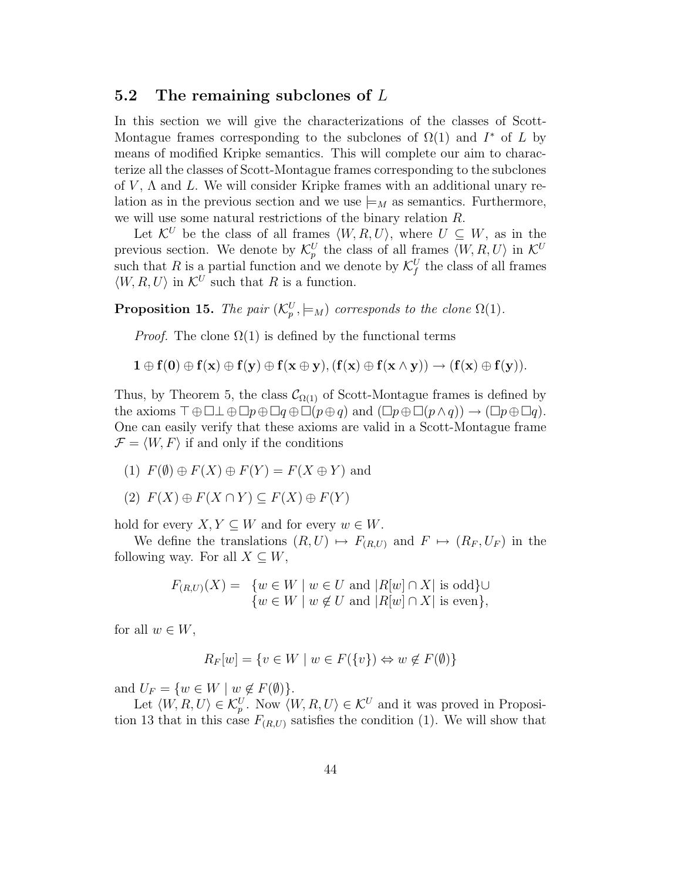## 5.2 The remaining subclones of $L$

In this section we will give the characterizations of the classes of Scott-Montague frames corresponding to the subclones of $\Omega(1)$ and $I^*$ of $L$ by means of modified Kripke semantics. This will complete our aim to characterize all the classes of Scott-Montague frames corresponding to the subclones of $V$, $\Lambda$ and $L$. We will consider Kripke frames with an additional unary relation as in the previous section and we use $\models_M$ as semantics. Furthermore, we will use some natural restrictions of the binary relation $R$.

Let $\mathcal{K}^U$ be the class of all frames $\langle W, R, U\rangle$, where $U \subseteq W$, as in the previous section. We denote by $\mathcal{K}^U_p$ the class of all frames $\langle W, R, U\rangle$ in $\mathcal{K}^U$ such that $R$ is a partial function and we denote by $\mathcal{K}^U_f$ the class of all frames $\langle W, R, U\rangle$ in $\mathcal{K}^U$ such that $R$ is a function.

**Proposition 15.** *The pair $(\mathcal{K}^U_p, \models_M)$ corresponds to the clone $\Omega(1)$.*

*Proof.* The clone $\Omega(1)$ is defined by the functional terms

$$\mathbf{1} \oplus \mathbf{f}(\mathbf{0}) \oplus \mathbf{f}(\mathbf{x}) \oplus \mathbf{f}(\mathbf{y}) \oplus \mathbf{f}(\mathbf{x} \oplus \mathbf{y}), (\mathbf{f}(\mathbf{x}) \oplus \mathbf{f}(\mathbf{x} \wedge \mathbf{y})) \to (\mathbf{f}(\mathbf{x}) \oplus \mathbf{f}(\mathbf{y})).$$

Thus, by Theorem 5, the class $\mathcal{C}_{\Omega(1)}$ of Scott-Montague frames is defined by the axioms $\top \oplus \Box\bot \oplus \Box p \oplus \Box q \oplus \Box(p \oplus q)$ and $(\Box p \oplus \Box(p \wedge q)) \to (\Box p \oplus \Box q)$. One can easily verify that these axioms are valid in a Scott-Montague frame $\mathcal{F} = \langle W, F\rangle$ if and only if the conditions

(1) $F(\emptyset) \oplus F(X) \oplus F(Y) = F(X \oplus Y)$ and

(2) $F(X) \oplus F(X \cap Y) \subseteq F(X) \oplus F(Y)$

hold for every $X, Y \subseteq W$ and for every $w \in W$.

We define the translations $(R, U) \mapsto F_{(R,U)}$ and $F \mapsto (R_F, U_F)$ in the following way. For all $X \subseteq W$,

$$F_{(R,U)}(X) = \begin{array}{l} \{w \in W \mid w \in U \text{ and } |R[w] \cap X| \text{ is odd}\} \cup \\ \{w \in W \mid w \notin U \text{ and } |R[w] \cap X| \text{ is even}\}, \end{array}$$

for all $w \in W$,

$$R_F[w] = \{v \in W \mid w \in F(\{v\}) \Leftrightarrow w \notin F(\emptyset)\}$$

and $U_F = \{w \in W \mid w \notin F(\emptyset)\}$.

Let $\langle W, R, U\rangle \in \mathcal{K}^U_p$. Now $\langle W, R, U\rangle \in \mathcal{K}^U$ and it was proved in Proposition 13 that in this case $F_{(R,U)}$ satisfies the condition (1). We will show that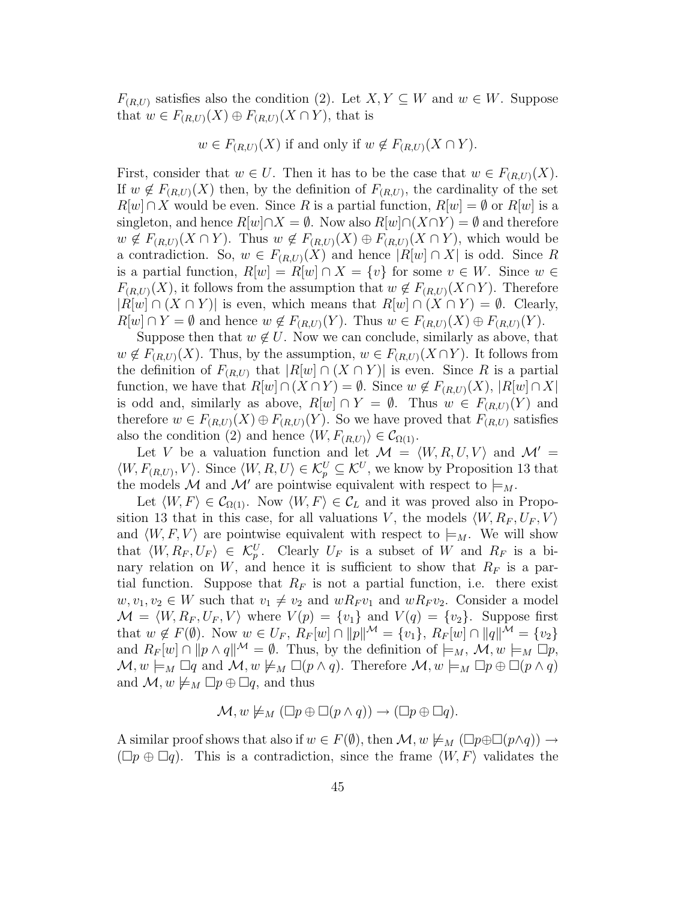$F_{(R,U)}$ satisfies also the condition (2). Let $X, Y \subseteq W$ and $w \in W$. Suppose that $w \in F_{(R,U)}(X) \oplus F_{(R,U)}(X \cap Y)$, that is

$$w \in F_{(R,U)}(X) \text{ if and only if } w \notin F_{(R,U)}(X \cap Y).$$

First, consider that $w \in U$. Then it has to be the case that $w \in F_{(R,U)}(X)$. If $w \notin F_{(R,U)}(X)$ then, by the definition of $F_{(R,U)}$, the cardinality of the set $R[w] \cap X$ would be even. Since $R$ is a partial function, $R[w] = \emptyset$ or $R[w]$ is a singleton, and hence $R[w] \cap X = \emptyset$. Now also $R[w] \cap (X \cap Y) = \emptyset$ and therefore $w \notin F_{(R,U)}(X \cap Y)$. Thus $w \notin F_{(R,U)}(X) \oplus F_{(R,U)}(X \cap Y)$, which would be a contradiction. So, $w \in F_{(R,U)}(X)$ and hence $|R[w] \cap X|$ is odd. Since $R$ is a partial function, $R[w] = R[w] \cap X = \{v\}$ for some $v \in W$. Since $w \in F_{(R,U)}(X)$, it follows from the assumption that $w \notin F_{(R,U)}(X \cap Y)$. Therefore $|R[w] \cap (X \cap Y)|$ is even, which means that $R[w] \cap (X \cap Y) = \emptyset$. Clearly, $R[w] \cap Y = \emptyset$ and hence $w \notin F_{(R,U)}(Y)$. Thus $w \in F_{(R,U)}(X) \oplus F_{(R,U)}(Y)$.

Suppose then that $w \notin U$. Now we can conclude, similarly as above, that $w \notin F_{(R,U)}(X)$. Thus, by the assumption, $w \in F_{(R,U)}(X \cap Y)$. It follows from the definition of $F_{(R,U)}$ that $|R[w] \cap (X \cap Y)|$ is even. Since $R$ is a partial function, we have that $R[w] \cap (X \cap Y) = \emptyset$. Since $w \notin F_{(R,U)}(X)$, $|R[w] \cap X|$ is odd and, similarly as above, $R[w] \cap Y = \emptyset$. Thus $w \in F_{(R,U)}(Y)$ and therefore $w \in F_{(R,U)}(X) \oplus F_{(R,U)}(Y)$. So we have proved that $F_{(R,U)}$ satisfies also the condition (2) and hence $\langle W, F_{(R,U)} \rangle \in \mathcal{C}_{\Omega(1)}$.

Let $V$ be a valuation function and let $\mathcal{M} = \langle W, R, U, V \rangle$ and $\mathcal{M}' = \langle W, F_{(R,U)}, V \rangle$. Since $\langle W, R, U \rangle \in \mathcal{K}_p^U \subseteq \mathcal{K}^U$, we know by Proposition 13 that the models $\mathcal{M}$ and $\mathcal{M}'$ are pointwise equivalent with respect to $\models_M$.

Let $\langle W, F \rangle \in \mathcal{C}_{\Omega(1)}$. Now $\langle W, F \rangle \in \mathcal{C}_L$ and it was proved also in Proposition 13 that in this case, for all valuations $V$, the models $\langle W, R_F, U_F, V \rangle$ and $\langle W, F, V \rangle$ are pointwise equivalent with respect to $\models_M$. We will show that $\langle W, R_F, U_F \rangle \in \mathcal{K}_p^U$. Clearly $U_F$ is a subset of $W$ and $R_F$ is a binary relation on $W$, and hence it is sufficient to show that $R_F$ is a partial function. Suppose that $R_F$ is not a partial function, i.e. there exist $w, v_1, v_2 \in W$ such that $v_1 \neq v_2$ and $w R_F v_1$ and $w R_F v_2$. Consider a model $\mathcal{M} = \langle W, R_F, U_F, V \rangle$ where $V(p) = \{v_1\}$ and $V(q) = \{v_2\}$. Suppose first that $w \notin F(\emptyset)$. Now $w \in U_F$, $R_F[w] \cap \|p\|^{\mathcal{M}} = \{v_1\}$, $R_F[w] \cap \|q\|^{\mathcal{M}} = \{v_2\}$ and $R_F[w] \cap \|p \wedge q\|^{\mathcal{M}} = \emptyset$. Thus, by the definition of $\models_M$, $\mathcal{M}, w \models_M \Box p$, $\mathcal{M}, w \models_M \Box q$ and $\mathcal{M}, w \not\models_M \Box(p \wedge q)$. Therefore $\mathcal{M}, w \models_M \Box p \oplus \Box(p \wedge q)$ and $\mathcal{M}, w \not\models_M \Box p \oplus \Box q$, and thus

$$\mathcal{M}, w \not\models_M (\Box p \oplus \Box(p \wedge q)) \to (\Box p \oplus \Box q).$$

A similar proof shows that also if $w \in F(\emptyset)$, then $\mathcal{M}, w \not\models_M (\Box p \oplus \Box(p \wedge q)) \to (\Box p \oplus \Box q)$. This is a contradiction, since the frame $\langle W, F \rangle$ validates the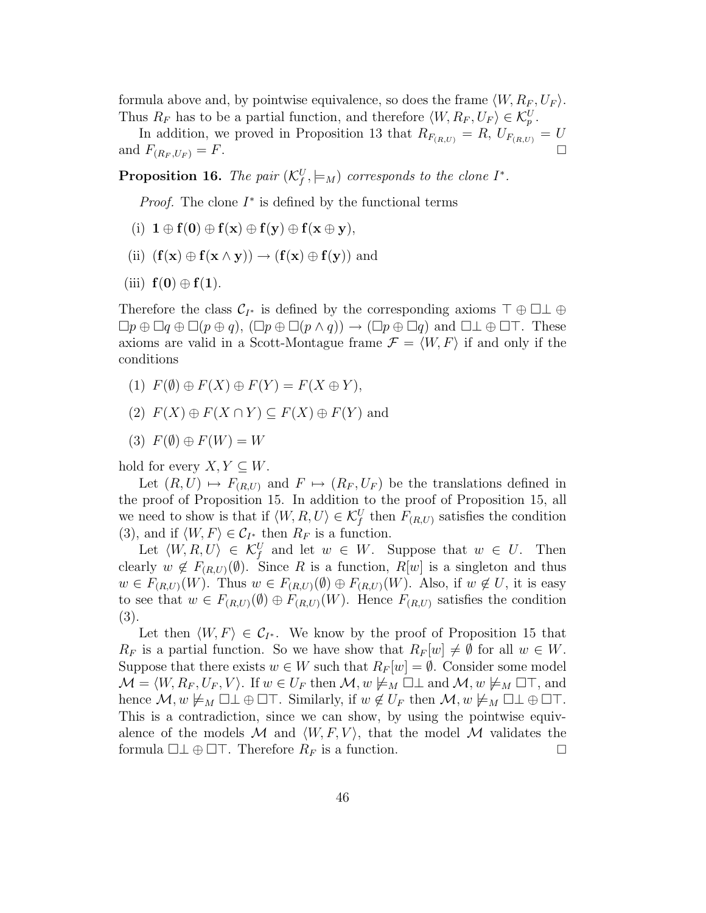formula above and, by pointwise equivalence, so does the frame $\langle W, R_F, U_F\rangle$. Thus $R_F$ has to be a partial function, and therefore $\langle W, R_F, U_F\rangle \in \mathcal{K}_p^U$.

In addition, we proved in Proposition 13 that $R_{F_{(R,U)}} = R$, $U_{F_{(R,U)}} = U$ and $F_{(R_F,U_F)} = F$. $\square$

**Proposition 16.** *The pair $(\mathcal{K}_f^U, \models_M)$ corresponds to the clone $I^*$.*

*Proof.* The clone $I^*$ is defined by the functional terms

(i) $\mathbf{1} \oplus \mathbf{f}(\mathbf{0}) \oplus \mathbf{f}(\mathbf{x}) \oplus \mathbf{f}(\mathbf{y}) \oplus \mathbf{f}(\mathbf{x} \oplus \mathbf{y})$,

(ii) $(\mathbf{f}(\mathbf{x}) \oplus \mathbf{f}(\mathbf{x} \wedge \mathbf{y})) \rightarrow (\mathbf{f}(\mathbf{x}) \oplus \mathbf{f}(\mathbf{y}))$ and

(iii) $\mathbf{f}(\mathbf{0}) \oplus \mathbf{f}(\mathbf{1})$.

Therefore the class $\mathcal{C}_{I^*}$ is defined by the corresponding axioms $\top \oplus \Box\bot \oplus \Box p \oplus \Box q \oplus \Box(p \oplus q)$, $(\Box p \oplus \Box(p \wedge q)) \rightarrow (\Box p \oplus \Box q)$ and $\Box\bot \oplus \Box\top$. These axioms are valid in a Scott-Montague frame $\mathcal{F} = \langle W, F\rangle$ if and only if the conditions

(1) $F(\emptyset) \oplus F(X) \oplus F(Y) = F(X \oplus Y)$,

(2) $F(X) \oplus F(X \cap Y) \subseteq F(X) \oplus F(Y)$ and

(3) $F(\emptyset) \oplus F(W) = W$

hold for every $X, Y \subseteq W$.

Let $(R, U) \mapsto F_{(R,U)}$ and $F \mapsto (R_F, U_F)$ be the translations defined in the proof of Proposition 15. In addition to the proof of Proposition 15, all we need to show is that if $\langle W, R, U\rangle \in \mathcal{K}_f^U$ then $F_{(R,U)}$ satisfies the condition (3), and if $\langle W, F\rangle \in \mathcal{C}_{I^*}$ then $R_F$ is a function.

Let $\langle W, R, U\rangle \in \mathcal{K}_f^U$ and let $w \in W$. Suppose that $w \in U$. Then clearly $w \notin F_{(R,U)}(\emptyset)$. Since $R$ is a function, $R[w]$ is a singleton and thus $w \in F_{(R,U)}(W)$. Thus $w \in F_{(R,U)}(\emptyset) \oplus F_{(R,U)}(W)$. Also, if $w \notin U$, it is easy to see that $w \in F_{(R,U)}(\emptyset) \oplus F_{(R,U)}(W)$. Hence $F_{(R,U)}$ satisfies the condition (3).

Let then $\langle W, F\rangle \in \mathcal{C}_{I^*}$. We know by the proof of Proposition 15 that $R_F$ is a partial function. So we have show that $R_F[w] \neq \emptyset$ for all $w \in W$. Suppose that there exists $w \in W$ such that $R_F[w] = \emptyset$. Consider some model $\mathcal{M} = \langle W, R_F, U_F, V\rangle$. If $w \in U_F$ then $\mathcal{M}, w \not\models_M \Box\bot$ and $\mathcal{M}, w \not\models_M \Box\top$, and hence $\mathcal{M}, w \not\models_M \Box\bot \oplus \Box\top$. Similarly, if $w \notin U_F$ then $\mathcal{M}, w \not\models_M \Box\bot \oplus \Box\top$. This is a contradiction, since we can show, by using the pointwise equivalence of the models $\mathcal{M}$ and $\langle W, F, V\rangle$, that the model $\mathcal{M}$ validates the formula $\Box\bot \oplus \Box\top$. Therefore $R_F$ is a function. $\square$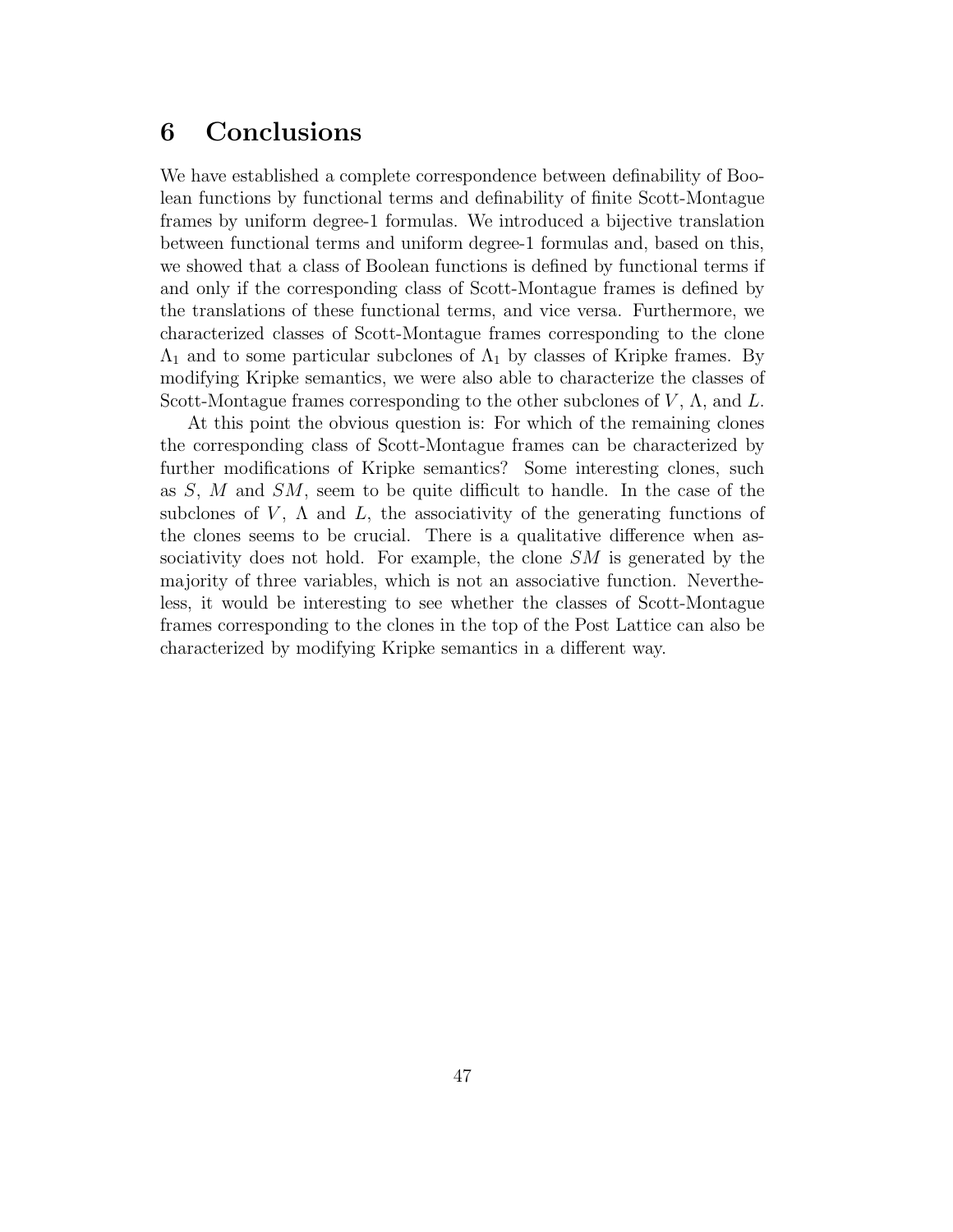# 6 Conclusions

We have established a complete correspondence between definability of Boolean functions by functional terms and definability of finite Scott-Montague frames by uniform degree-1 formulas. We introduced a bijective translation between functional terms and uniform degree-1 formulas and, based on this, we showed that a class of Boolean functions is defined by functional terms if and only if the corresponding class of Scott-Montague frames is defined by the translations of these functional terms, and vice versa. Furthermore, we characterized classes of Scott-Montague frames corresponding to the clone $\Lambda_1$ and to some particular subclones of $\Lambda_1$ by classes of Kripke frames. By modifying Kripke semantics, we were also able to characterize the classes of Scott-Montague frames corresponding to the other subclones of $V$, $\Lambda$, and $L$.

At this point the obvious question is: For which of the remaining clones the corresponding class of Scott-Montague frames can be characterized by further modifications of Kripke semantics? Some interesting clones, such as $S$, $M$ and $SM$, seem to be quite difficult to handle. In the case of the subclones of $V$, $\Lambda$ and $L$, the associativity of the generating functions of the clones seems to be crucial. There is a qualitative difference when associativity does not hold. For example, the clone $SM$ is generated by the majority of three variables, which is not an associative function. Nevertheless, it would be interesting to see whether the classes of Scott-Montague frames corresponding to the clones in the top of the Post Lattice can also be characterized by modifying Kripke semantics in a different way.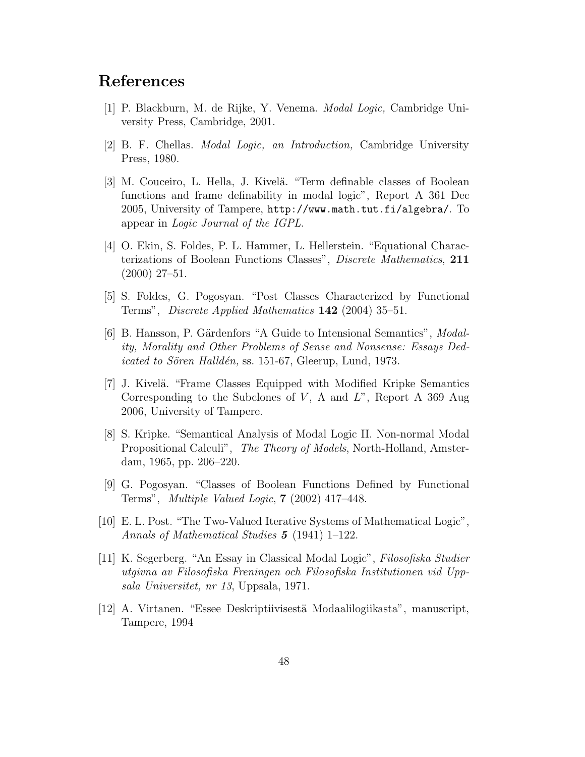# References

[1] P. Blackburn, M. de Rijke, Y. Venema. *Modal Logic,* Cambridge University Press, Cambridge, 2001.

[2] B. F. Chellas. *Modal Logic, an Introduction,* Cambridge University Press, 1980.

[3] M. Couceiro, L. Hella, J. Kivelä. "Term definable classes of Boolean functions and frame definability in modal logic", Report A 361 Dec 2005, University of Tampere, `http://www.math.tut.fi/algebra/`. To appear in *Logic Journal of the IGPL*.

[4] O. Ekin, S. Foldes, P. L. Hammer, L. Hellerstein. "Equational Characterizations of Boolean Functions Classes", *Discrete Mathematics*, **211** (2000) 27–51.

[5] S. Foldes, G. Pogosyan. "Post Classes Characterized by Functional Terms", *Discrete Applied Mathematics* **142** (2004) 35–51.

[6] B. Hansson, P. Gärdenfors "A Guide to Intensional Semantics", *Modality, Morality and Other Problems of Sense and Nonsense: Essays Dedicated to Sören Halldén,* ss. 151-67, Gleerup, Lund, 1973.

[7] J. Kivelä. "Frame Classes Equipped with Modified Kripke Semantics Corresponding to the Subclones of $V$, $\Lambda$ and $L$", Report A 369 Aug 2006, University of Tampere.

[8] S. Kripke. "Semantical Analysis of Modal Logic II. Non-normal Modal Propositional Calculi", *The Theory of Models*, North-Holland, Amsterdam, 1965, pp. 206–220.

[9] G. Pogosyan. "Classes of Boolean Functions Defined by Functional Terms", *Multiple Valued Logic*, **7** (2002) 417–448.

[10] E. L. Post. "The Two-Valued Iterative Systems of Mathematical Logic", *Annals of Mathematical Studies* ***5*** (1941) 1–122.

[11] K. Segerberg. "An Essay in Classical Modal Logic", *Filosofiska Studier utgivna av Filosofiska Freningen och Filosofiska Institutionen vid Uppsala Universitet, nr 13*, Uppsala, 1971.

[12] A. Virtanen. "Essee Deskriptiivisestä Modaalilogiikasta", manuscript, Tampere, 1994